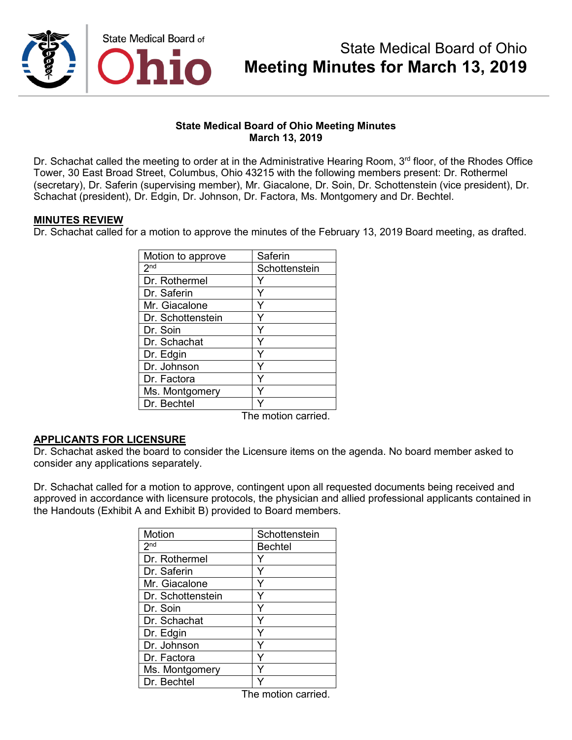# State Medical Board of Ohio
# Meeting Minutes for March 13, 2019

**State Medical Board of Ohio Meeting Minutes**
**March 13, 2019**

Dr. Schachat called the meeting to order at in the Administrative Hearing Room, 3rd floor, of the Rhodes Office Tower, 30 East Broad Street, Columbus, Ohio 43215 with the following members present: Dr. Rothermel (secretary), Dr. Saferin (supervising member), Mr. Giacalone, Dr. Soin, Dr. Schottenstein (vice president), Dr. Schachat (president), Dr. Edgin, Dr. Johnson, Dr. Factora, Ms. Montgomery and Dr. Bechtel.

## MINUTES REVIEW

Dr. Schachat called for a motion to approve the minutes of the February 13, 2019 Board meeting, as drafted.

| Motion to approve | Saferin |
|---|---|
| 2nd | Schottenstein |
| Dr. Rothermel | Y |
| Dr. Saferin | Y |
| Mr. Giacalone | Y |
| Dr. Schottenstein | Y |
| Dr. Soin | Y |
| Dr. Schachat | Y |
| Dr. Edgin | Y |
| Dr. Johnson | Y |
| Dr. Factora | Y |
| Ms. Montgomery | Y |
| Dr. Bechtel | Y |

The motion carried.

## APPLICANTS FOR LICENSURE

Dr. Schachat asked the board to consider the Licensure items on the agenda. No board member asked to consider any applications separately.

Dr. Schachat called for a motion to approve, contingent upon all requested documents being received and approved in accordance with licensure protocols, the physician and allied professional applicants contained in the Handouts (Exhibit A and Exhibit B) provided to Board members.

| Motion | Schottenstein |
|---|---|
| 2nd | Bechtel |
| Dr. Rothermel | Y |
| Dr. Saferin | Y |
| Mr. Giacalone | Y |
| Dr. Schottenstein | Y |
| Dr. Soin | Y |
| Dr. Schachat | Y |
| Dr. Edgin | Y |
| Dr. Johnson | Y |
| Dr. Factora | Y |
| Ms. Montgomery | Y |
| Dr. Bechtel | Y |

The motion carried.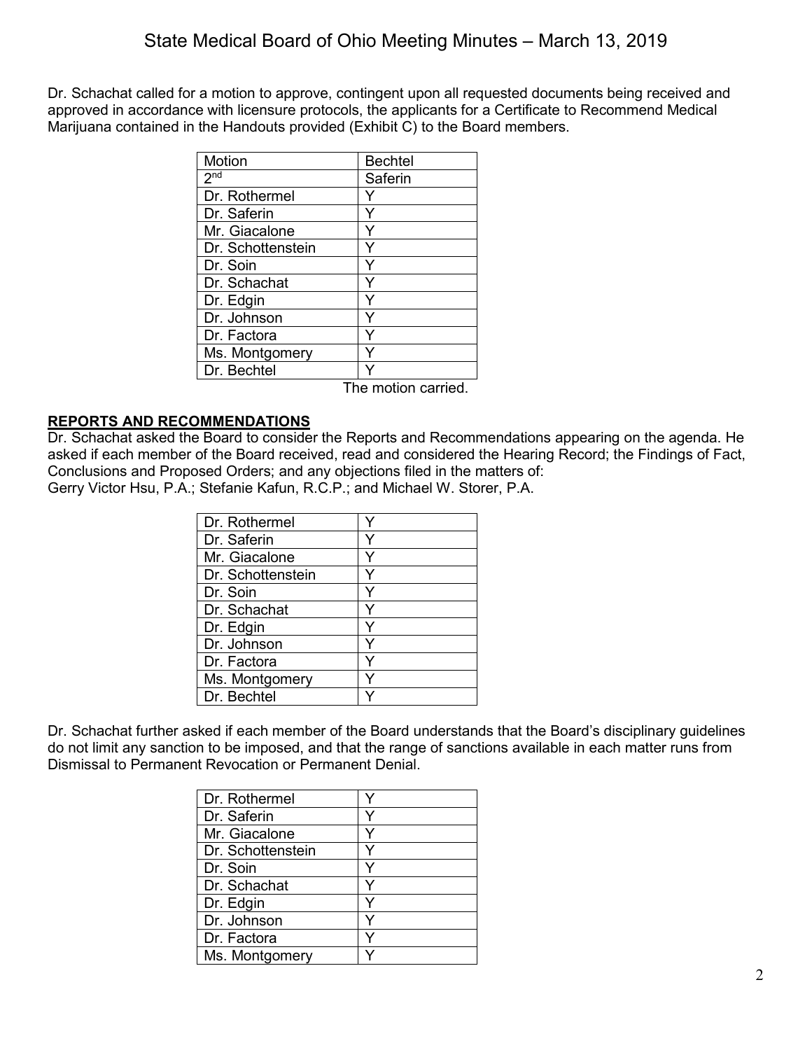Dr. Schachat called for a motion to approve, contingent upon all requested documents being received and approved in accordance with licensure protocols, the applicants for a Certificate to Recommend Medical Marijuana contained in the Handouts provided (Exhibit C) to the Board members.

| Motion | Bechtel |
|---|---|
| 2nd | Saferin |
| Dr. Rothermel | Y |
| Dr. Saferin | Y |
| Mr. Giacalone | Y |
| Dr. Schottenstein | Y |
| Dr. Soin | Y |
| Dr. Schachat | Y |
| Dr. Edgin | Y |
| Dr. Johnson | Y |
| Dr. Factora | Y |
| Ms. Montgomery | Y |
| Dr. Bechtel | Y |

The motion carried.

## REPORTS AND RECOMMENDATIONS

Dr. Schachat asked the Board to consider the Reports and Recommendations appearing on the agenda. He asked if each member of the Board received, read and considered the Hearing Record; the Findings of Fact, Conclusions and Proposed Orders; and any objections filed in the matters of:
Gerry Victor Hsu, P.A.; Stefanie Kafun, R.C.P.; and Michael W. Storer, P.A.

| | |
|---|---|
| Dr. Rothermel | Y |
| Dr. Saferin | Y |
| Mr. Giacalone | Y |
| Dr. Schottenstein | Y |
| Dr. Soin | Y |
| Dr. Schachat | Y |
| Dr. Edgin | Y |
| Dr. Johnson | Y |
| Dr. Factora | Y |
| Ms. Montgomery | Y |
| Dr. Bechtel | Y |

Dr. Schachat further asked if each member of the Board understands that the Board's disciplinary guidelines do not limit any sanction to be imposed, and that the range of sanctions available in each matter runs from Dismissal to Permanent Revocation or Permanent Denial.

| | |
|---|---|
| Dr. Rothermel | Y |
| Dr. Saferin | Y |
| Mr. Giacalone | Y |
| Dr. Schottenstein | Y |
| Dr. Soin | Y |
| Dr. Schachat | Y |
| Dr. Edgin | Y |
| Dr. Johnson | Y |
| Dr. Factora | Y |
| Ms. Montgomery | Y |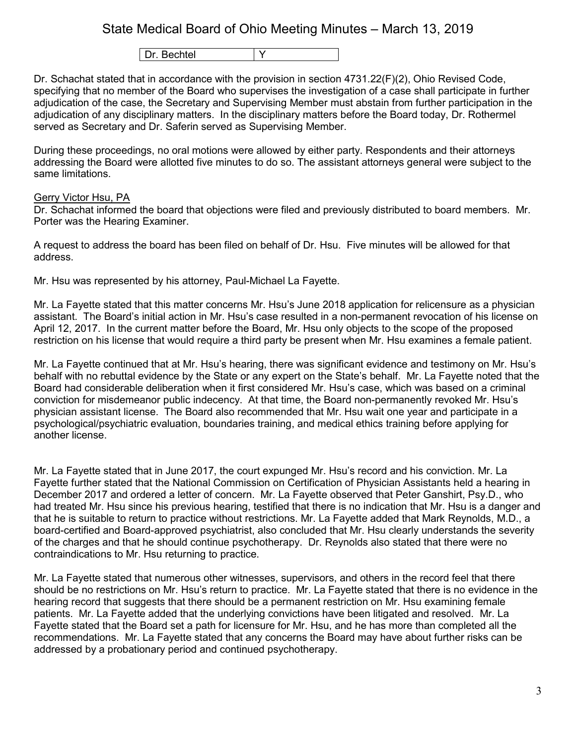| Dr. Bechtel | Y |
| --- | --- |

Dr. Schachat stated that in accordance with the provision in section 4731.22(F)(2), Ohio Revised Code, specifying that no member of the Board who supervises the investigation of a case shall participate in further adjudication of the case, the Secretary and Supervising Member must abstain from further participation in the adjudication of any disciplinary matters. In the disciplinary matters before the Board today, Dr. Rothermel served as Secretary and Dr. Saferin served as Supervising Member.

During these proceedings, no oral motions were allowed by either party. Respondents and their attorneys addressing the Board were allotted five minutes to do so. The assistant attorneys general were subject to the same limitations.

Gerry Victor Hsu, PA

Dr. Schachat informed the board that objections were filed and previously distributed to board members. Mr. Porter was the Hearing Examiner.

A request to address the board has been filed on behalf of Dr. Hsu. Five minutes will be allowed for that address.

Mr. Hsu was represented by his attorney, Paul-Michael La Fayette.

Mr. La Fayette stated that this matter concerns Mr. Hsu's June 2018 application for relicensure as a physician assistant. The Board's initial action in Mr. Hsu's case resulted in a non-permanent revocation of his license on April 12, 2017. In the current matter before the Board, Mr. Hsu only objects to the scope of the proposed restriction on his license that would require a third party be present when Mr. Hsu examines a female patient.

Mr. La Fayette continued that at Mr. Hsu's hearing, there was significant evidence and testimony on Mr. Hsu's behalf with no rebuttal evidence by the State or any expert on the State's behalf. Mr. La Fayette noted that the Board had considerable deliberation when it first considered Mr. Hsu's case, which was based on a criminal conviction for misdemeanor public indecency. At that time, the Board non-permanently revoked Mr. Hsu's physician assistant license. The Board also recommended that Mr. Hsu wait one year and participate in a psychological/psychiatric evaluation, boundaries training, and medical ethics training before applying for another license.

Mr. La Fayette stated that in June 2017, the court expunged Mr. Hsu's record and his conviction. Mr. La Fayette further stated that the National Commission on Certification of Physician Assistants held a hearing in December 2017 and ordered a letter of concern. Mr. La Fayette observed that Peter Ganshirt, Psy.D., who had treated Mr. Hsu since his previous hearing, testified that there is no indication that Mr. Hsu is a danger and that he is suitable to return to practice without restrictions. Mr. La Fayette added that Mark Reynolds, M.D., a board-certified and Board-approved psychiatrist, also concluded that Mr. Hsu clearly understands the severity of the charges and that he should continue psychotherapy. Dr. Reynolds also stated that there were no contraindications to Mr. Hsu returning to practice.

Mr. La Fayette stated that numerous other witnesses, supervisors, and others in the record feel that there should be no restrictions on Mr. Hsu's return to practice. Mr. La Fayette stated that there is no evidence in the hearing record that suggests that there should be a permanent restriction on Mr. Hsu examining female patients. Mr. La Fayette added that the underlying convictions have been litigated and resolved. Mr. La Fayette stated that the Board set a path for licensure for Mr. Hsu, and he has more than completed all the recommendations. Mr. La Fayette stated that any concerns the Board may have about further risks can be addressed by a probationary period and continued psychotherapy.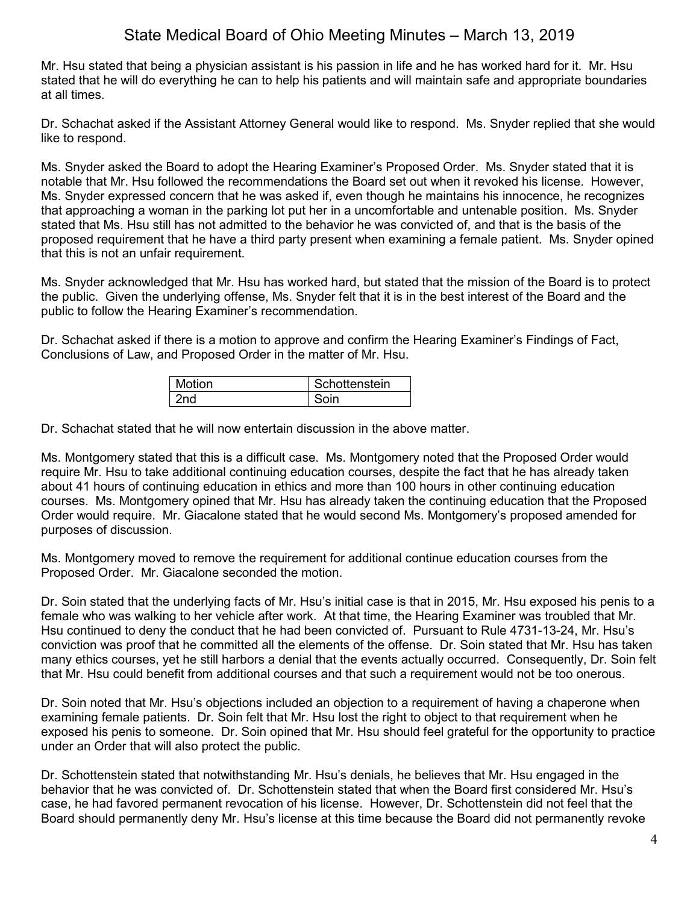Mr. Hsu stated that being a physician assistant is his passion in life and he has worked hard for it. Mr. Hsu stated that he will do everything he can to help his patients and will maintain safe and appropriate boundaries at all times.

Dr. Schachat asked if the Assistant Attorney General would like to respond. Ms. Snyder replied that she would like to respond.

Ms. Snyder asked the Board to adopt the Hearing Examiner's Proposed Order. Ms. Snyder stated that it is notable that Mr. Hsu followed the recommendations the Board set out when it revoked his license. However, Ms. Snyder expressed concern that he was asked if, even though he maintains his innocence, he recognizes that approaching a woman in the parking lot put her in a uncomfortable and untenable position. Ms. Snyder stated that Ms. Hsu still has not admitted to the behavior he was convicted of, and that is the basis of the proposed requirement that he have a third party present when examining a female patient. Ms. Snyder opined that this is not an unfair requirement.

Ms. Snyder acknowledged that Mr. Hsu has worked hard, but stated that the mission of the Board is to protect the public. Given the underlying offense, Ms. Snyder felt that it is in the best interest of the Board and the public to follow the Hearing Examiner's recommendation.

Dr. Schachat asked if there is a motion to approve and confirm the Hearing Examiner's Findings of Fact, Conclusions of Law, and Proposed Order in the matter of Mr. Hsu.

| Motion | Schottenstein |
|---|---|
| 2nd | Soin |

Dr. Schachat stated that he will now entertain discussion in the above matter.

Ms. Montgomery stated that this is a difficult case. Ms. Montgomery noted that the Proposed Order would require Mr. Hsu to take additional continuing education courses, despite the fact that he has already taken about 41 hours of continuing education in ethics and more than 100 hours in other continuing education courses. Ms. Montgomery opined that Mr. Hsu has already taken the continuing education that the Proposed Order would require. Mr. Giacalone stated that he would second Ms. Montgomery's proposed amended for purposes of discussion.

Ms. Montgomery moved to remove the requirement for additional continue education courses from the Proposed Order. Mr. Giacalone seconded the motion.

Dr. Soin stated that the underlying facts of Mr. Hsu's initial case is that in 2015, Mr. Hsu exposed his penis to a female who was walking to her vehicle after work. At that time, the Hearing Examiner was troubled that Mr. Hsu continued to deny the conduct that he had been convicted of. Pursuant to Rule 4731-13-24, Mr. Hsu's conviction was proof that he committed all the elements of the offense. Dr. Soin stated that Mr. Hsu has taken many ethics courses, yet he still harbors a denial that the events actually occurred. Consequently, Dr. Soin felt that Mr. Hsu could benefit from additional courses and that such a requirement would not be too onerous.

Dr. Soin noted that Mr. Hsu's objections included an objection to a requirement of having a chaperone when examining female patients. Dr. Soin felt that Mr. Hsu lost the right to object to that requirement when he exposed his penis to someone. Dr. Soin opined that Mr. Hsu should feel grateful for the opportunity to practice under an Order that will also protect the public.

Dr. Schottenstein stated that notwithstanding Mr. Hsu's denials, he believes that Mr. Hsu engaged in the behavior that he was convicted of. Dr. Schottenstein stated that when the Board first considered Mr. Hsu's case, he had favored permanent revocation of his license. However, Dr. Schottenstein did not feel that the Board should permanently deny Mr. Hsu's license at this time because the Board did not permanently revoke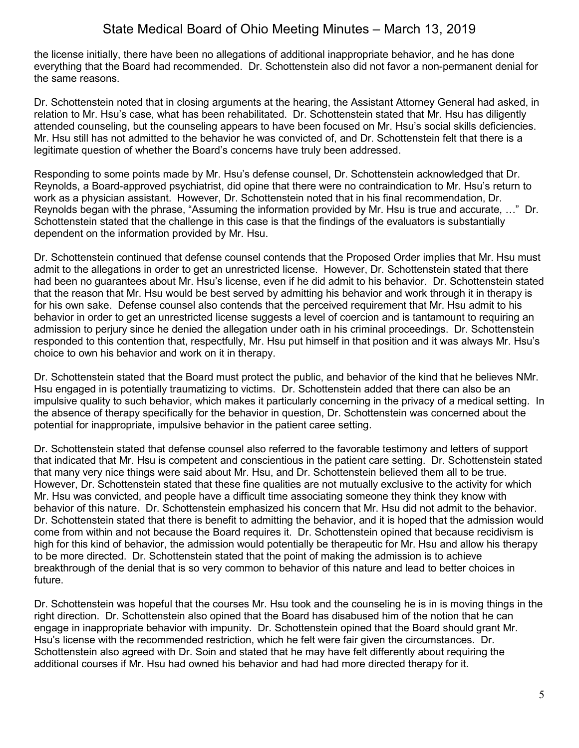the license initially, there have been no allegations of additional inappropriate behavior, and he has done everything that the Board had recommended. Dr. Schottenstein also did not favor a non-permanent denial for the same reasons.

Dr. Schottenstein noted that in closing arguments at the hearing, the Assistant Attorney General had asked, in relation to Mr. Hsu's case, what has been rehabilitated. Dr. Schottenstein stated that Mr. Hsu has diligently attended counseling, but the counseling appears to have been focused on Mr. Hsu's social skills deficiencies. Mr. Hsu still has not admitted to the behavior he was convicted of, and Dr. Schottenstein felt that there is a legitimate question of whether the Board's concerns have truly been addressed.

Responding to some points made by Mr. Hsu's defense counsel, Dr. Schottenstein acknowledged that Dr. Reynolds, a Board-approved psychiatrist, did opine that there were no contraindication to Mr. Hsu's return to work as a physician assistant. However, Dr. Schottenstein noted that in his final recommendation, Dr. Reynolds began with the phrase, "Assuming the information provided by Mr. Hsu is true and accurate, …" Dr. Schottenstein stated that the challenge in this case is that the findings of the evaluators is substantially dependent on the information provided by Mr. Hsu.

Dr. Schottenstein continued that defense counsel contends that the Proposed Order implies that Mr. Hsu must admit to the allegations in order to get an unrestricted license. However, Dr. Schottenstein stated that there had been no guarantees about Mr. Hsu's license, even if he did admit to his behavior. Dr. Schottenstein stated that the reason that Mr. Hsu would be best served by admitting his behavior and work through it in therapy is for his own sake. Defense counsel also contends that the perceived requirement that Mr. Hsu admit to his behavior in order to get an unrestricted license suggests a level of coercion and is tantamount to requiring an admission to perjury since he denied the allegation under oath in his criminal proceedings. Dr. Schottenstein responded to this contention that, respectfully, Mr. Hsu put himself in that position and it was always Mr. Hsu's choice to own his behavior and work on it in therapy.

Dr. Schottenstein stated that the Board must protect the public, and behavior of the kind that he believes NMr. Hsu engaged in is potentially traumatizing to victims. Dr. Schottenstein added that there can also be an impulsive quality to such behavior, which makes it particularly concerning in the privacy of a medical setting. In the absence of therapy specifically for the behavior in question, Dr. Schottenstein was concerned about the potential for inappropriate, impulsive behavior in the patient caree setting.

Dr. Schottenstein stated that defense counsel also referred to the favorable testimony and letters of support that indicated that Mr. Hsu is competent and conscientious in the patient care setting. Dr. Schottenstein stated that many very nice things were said about Mr. Hsu, and Dr. Schottenstein believed them all to be true. However, Dr. Schottenstein stated that these fine qualities are not mutually exclusive to the activity for which Mr. Hsu was convicted, and people have a difficult time associating someone they think they know with behavior of this nature. Dr. Schottenstein emphasized his concern that Mr. Hsu did not admit to the behavior. Dr. Schottenstein stated that there is benefit to admitting the behavior, and it is hoped that the admission would come from within and not because the Board requires it. Dr. Schottenstein opined that because recidivism is high for this kind of behavior, the admission would potentially be therapeutic for Mr. Hsu and allow his therapy to be more directed. Dr. Schottenstein stated that the point of making the admission is to achieve breakthrough of the denial that is so very common to behavior of this nature and lead to better choices in future.

Dr. Schottenstein was hopeful that the courses Mr. Hsu took and the counseling he is in is moving things in the right direction. Dr. Schottenstein also opined that the Board has disabused him of the notion that he can engage in inappropriate behavior with impunity. Dr. Schottenstein opined that the Board should grant Mr. Hsu's license with the recommended restriction, which he felt were fair given the circumstances. Dr. Schottenstein also agreed with Dr. Soin and stated that he may have felt differently about requiring the additional courses if Mr. Hsu had owned his behavior and had had more directed therapy for it.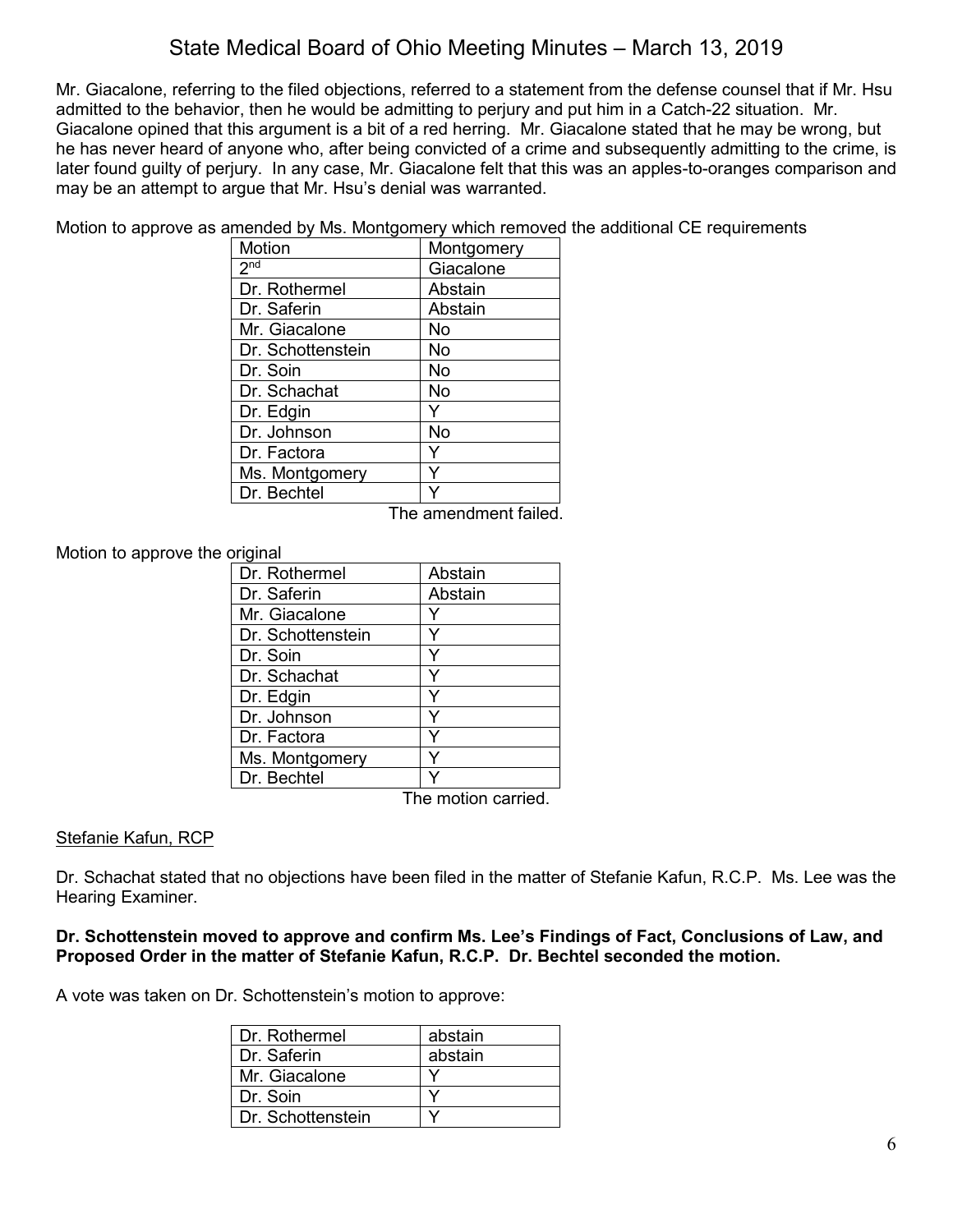Mr. Giacalone, referring to the filed objections, referred to a statement from the defense counsel that if Mr. Hsu admitted to the behavior, then he would be admitting to perjury and put him in a Catch-22 situation. Mr. Giacalone opined that this argument is a bit of a red herring. Mr. Giacalone stated that he may be wrong, but he has never heard of anyone who, after being convicted of a crime and subsequently admitting to the crime, is later found guilty of perjury. In any case, Mr. Giacalone felt that this was an apples-to-oranges comparison and may be an attempt to argue that Mr. Hsu's denial was warranted.

Motion to approve as amended by Ms. Montgomery which removed the additional CE requirements

| Motion | Montgomery |
|---|---|
| 2nd | Giacalone |
| Dr. Rothermel | Abstain |
| Dr. Saferin | Abstain |
| Mr. Giacalone | No |
| Dr. Schottenstein | No |
| Dr. Soin | No |
| Dr. Schachat | No |
| Dr. Edgin | Y |
| Dr. Johnson | No |
| Dr. Factora | Y |
| Ms. Montgomery | Y |
| Dr. Bechtel | Y |

The amendment failed.

Motion to approve the original

| Dr. Rothermel | Abstain |
|---|---|
| Dr. Saferin | Abstain |
| Mr. Giacalone | Y |
| Dr. Schottenstein | Y |
| Dr. Soin | Y |
| Dr. Schachat | Y |
| Dr. Edgin | Y |
| Dr. Johnson | Y |
| Dr. Factora | Y |
| Ms. Montgomery | Y |
| Dr. Bechtel | Y |

The motion carried.

<u>Stefanie Kafun, RCP</u>

Dr. Schachat stated that no objections have been filed in the matter of Stefanie Kafun, R.C.P. Ms. Lee was the Hearing Examiner.

**Dr. Schottenstein moved to approve and confirm Ms. Lee's Findings of Fact, Conclusions of Law, and Proposed Order in the matter of Stefanie Kafun, R.C.P. Dr. Bechtel seconded the motion.**

A vote was taken on Dr. Schottenstein's motion to approve:

| Dr. Rothermel | abstain |
|---|---|
| Dr. Saferin | abstain |
| Mr. Giacalone | Y |
| Dr. Soin | Y |
| Dr. Schottenstein | Y |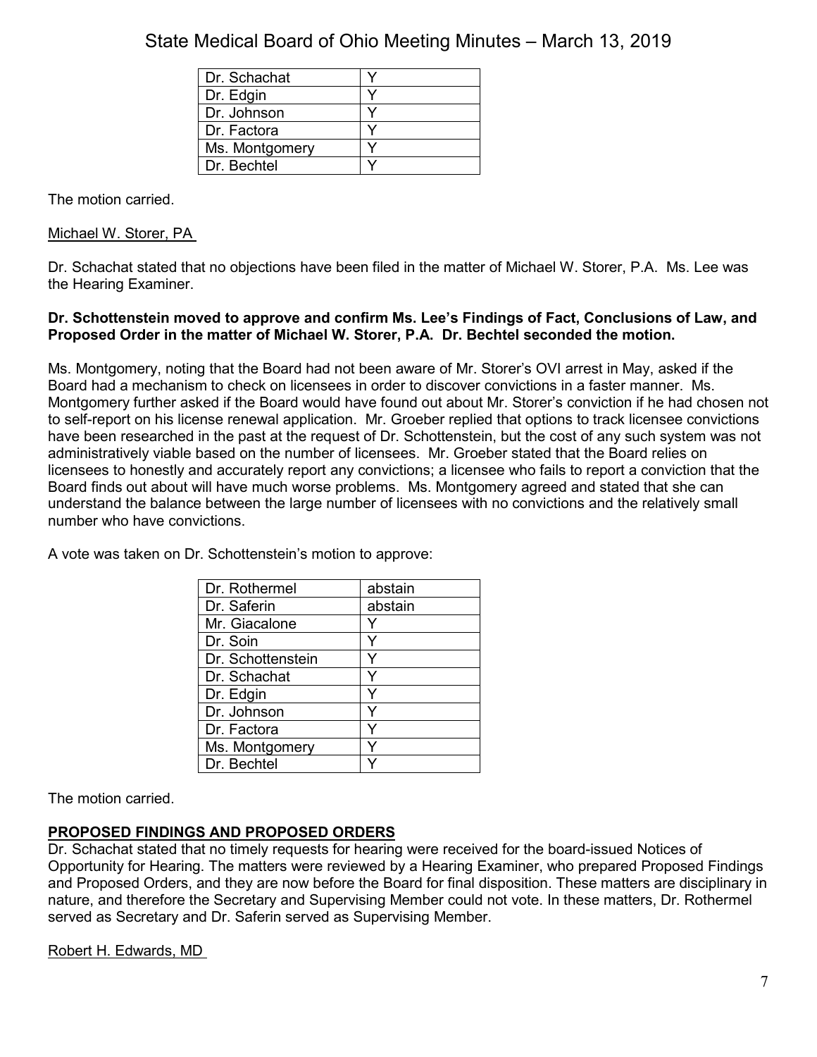| | |
|---|---|
| Dr. Schachat | Y |
| Dr. Edgin | Y |
| Dr. Johnson | Y |
| Dr. Factora | Y |
| Ms. Montgomery | Y |
| Dr. Bechtel | Y |

The motion carried.

Michael W. Storer, PA

Dr. Schachat stated that no objections have been filed in the matter of Michael W. Storer, P.A. Ms. Lee was the Hearing Examiner.

**Dr. Schottenstein moved to approve and confirm Ms. Lee's Findings of Fact, Conclusions of Law, and Proposed Order in the matter of Michael W. Storer, P.A. Dr. Bechtel seconded the motion.**

Ms. Montgomery, noting that the Board had not been aware of Mr. Storer's OVI arrest in May, asked if the Board had a mechanism to check on licensees in order to discover convictions in a faster manner. Ms. Montgomery further asked if the Board would have found out about Mr. Storer's conviction if he had chosen not to self-report on his license renewal application. Mr. Groeber replied that options to track licensee convictions have been researched in the past at the request of Dr. Schottenstein, but the cost of any such system was not administratively viable based on the number of licensees. Mr. Groeber stated that the Board relies on licensees to honestly and accurately report any convictions; a licensee who fails to report a conviction that the Board finds out about will have much worse problems. Ms. Montgomery agreed and stated that she can understand the balance between the large number of licensees with no convictions and the relatively small number who have convictions.

A vote was taken on Dr. Schottenstein's motion to approve:

| | |
|---|---|
| Dr. Rothermel | abstain |
| Dr. Saferin | abstain |
| Mr. Giacalone | Y |
| Dr. Soin | Y |
| Dr. Schottenstein | Y |
| Dr. Schachat | Y |
| Dr. Edgin | Y |
| Dr. Johnson | Y |
| Dr. Factora | Y |
| Ms. Montgomery | Y |
| Dr. Bechtel | Y |

The motion carried.

## PROPOSED FINDINGS AND PROPOSED ORDERS

Dr. Schachat stated that no timely requests for hearing were received for the board-issued Notices of Opportunity for Hearing. The matters were reviewed by a Hearing Examiner, who prepared Proposed Findings and Proposed Orders, and they are now before the Board for final disposition. These matters are disciplinary in nature, and therefore the Secretary and Supervising Member could not vote. In these matters, Dr. Rothermel served as Secretary and Dr. Saferin served as Supervising Member.

Robert H. Edwards, MD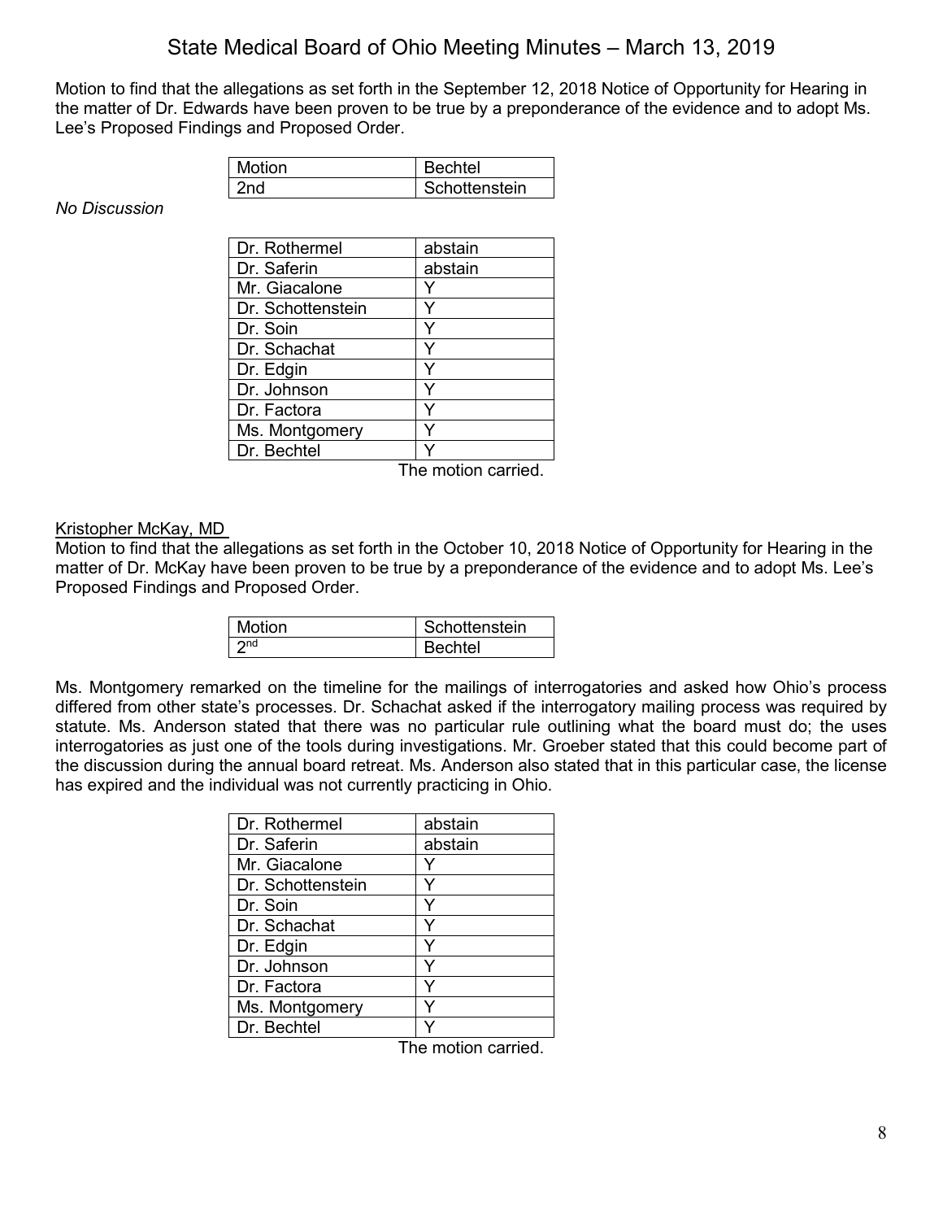Motion to find that the allegations as set forth in the September 12, 2018 Notice of Opportunity for Hearing in the matter of Dr. Edwards have been proven to be true by a preponderance of the evidence and to adopt Ms. Lee's Proposed Findings and Proposed Order.

| Motion | Bechtel |
|---|---|
| 2nd | Schottenstein |

*No Discussion*

| Dr. Rothermel | abstain |
|---|---|
| Dr. Saferin | abstain |
| Mr. Giacalone | Y |
| Dr. Schottenstein | Y |
| Dr. Soin | Y |
| Dr. Schachat | Y |
| Dr. Edgin | Y |
| Dr. Johnson | Y |
| Dr. Factora | Y |
| Ms. Montgomery | Y |
| Dr. Bechtel | Y |

The motion carried.

Kristopher McKay, MD

Motion to find that the allegations as set forth in the October 10, 2018 Notice of Opportunity for Hearing in the matter of Dr. McKay have been proven to be true by a preponderance of the evidence and to adopt Ms. Lee's Proposed Findings and Proposed Order.

| Motion | Schottenstein |
|---|---|
| 2nd | Bechtel |

Ms. Montgomery remarked on the timeline for the mailings of interrogatories and asked how Ohio's process differed from other state's processes. Dr. Schachat asked if the interrogatory mailing process was required by statute. Ms. Anderson stated that there was no particular rule outlining what the board must do; the uses interrogatories as just one of the tools during investigations. Mr. Groeber stated that this could become part of the discussion during the annual board retreat. Ms. Anderson also stated that in this particular case, the license has expired and the individual was not currently practicing in Ohio.

| Dr. Rothermel | abstain |
|---|---|
| Dr. Saferin | abstain |
| Mr. Giacalone | Y |
| Dr. Schottenstein | Y |
| Dr. Soin | Y |
| Dr. Schachat | Y |
| Dr. Edgin | Y |
| Dr. Johnson | Y |
| Dr. Factora | Y |
| Ms. Montgomery | Y |
| Dr. Bechtel | Y |

The motion carried.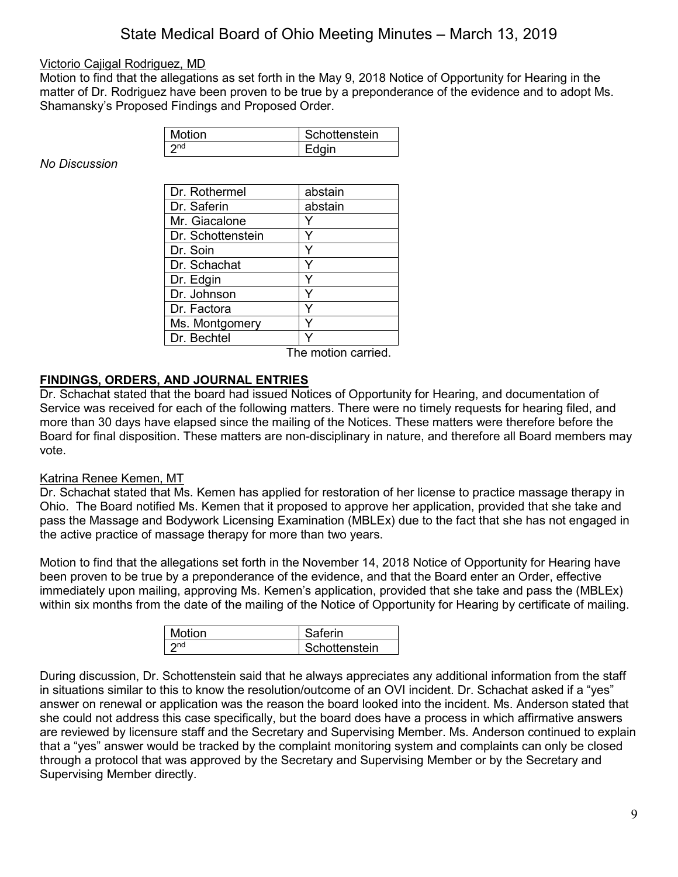Victorio Cajigal Rodriguez, MD

Motion to find that the allegations as set forth in the May 9, 2018 Notice of Opportunity for Hearing in the matter of Dr. Rodriguez have been proven to be true by a preponderance of the evidence and to adopt Ms. Shamansky's Proposed Findings and Proposed Order.

| Motion | Schottenstein |
|---|---|
| 2nd | Edgin |

*No Discussion*

| Dr. Rothermel | abstain |
|---|---|
| Dr. Saferin | abstain |
| Mr. Giacalone | Y |
| Dr. Schottenstein | Y |
| Dr. Soin | Y |
| Dr. Schachat | Y |
| Dr. Edgin | Y |
| Dr. Johnson | Y |
| Dr. Factora | Y |
| Ms. Montgomery | Y |
| Dr. Bechtel | Y |

The motion carried.

**FINDINGS, ORDERS, AND JOURNAL ENTRIES**

Dr. Schachat stated that the board had issued Notices of Opportunity for Hearing, and documentation of Service was received for each of the following matters. There were no timely requests for hearing filed, and more than 30 days have elapsed since the mailing of the Notices. These matters were therefore before the Board for final disposition. These matters are non-disciplinary in nature, and therefore all Board members may vote.

Katrina Renee Kemen, MT

Dr. Schachat stated that Ms. Kemen has applied for restoration of her license to practice massage therapy in Ohio. The Board notified Ms. Kemen that it proposed to approve her application, provided that she take and pass the Massage and Bodywork Licensing Examination (MBLEx) due to the fact that she has not engaged in the active practice of massage therapy for more than two years.

Motion to find that the allegations set forth in the November 14, 2018 Notice of Opportunity for Hearing have been proven to be true by a preponderance of the evidence, and that the Board enter an Order, effective immediately upon mailing, approving Ms. Kemen's application, provided that she take and pass the (MBLEx) within six months from the date of the mailing of the Notice of Opportunity for Hearing by certificate of mailing.

| Motion | Saferin |
|---|---|
| 2nd | Schottenstein |

During discussion, Dr. Schottenstein said that he always appreciates any additional information from the staff in situations similar to this to know the resolution/outcome of an OVI incident. Dr. Schachat asked if a "yes" answer on renewal or application was the reason the board looked into the incident. Ms. Anderson stated that she could not address this case specifically, but the board does have a process in which affirmative answers are reviewed by licensure staff and the Secretary and Supervising Member. Ms. Anderson continued to explain that a "yes" answer would be tracked by the complaint monitoring system and complaints can only be closed through a protocol that was approved by the Secretary and Supervising Member or by the Secretary and Supervising Member directly.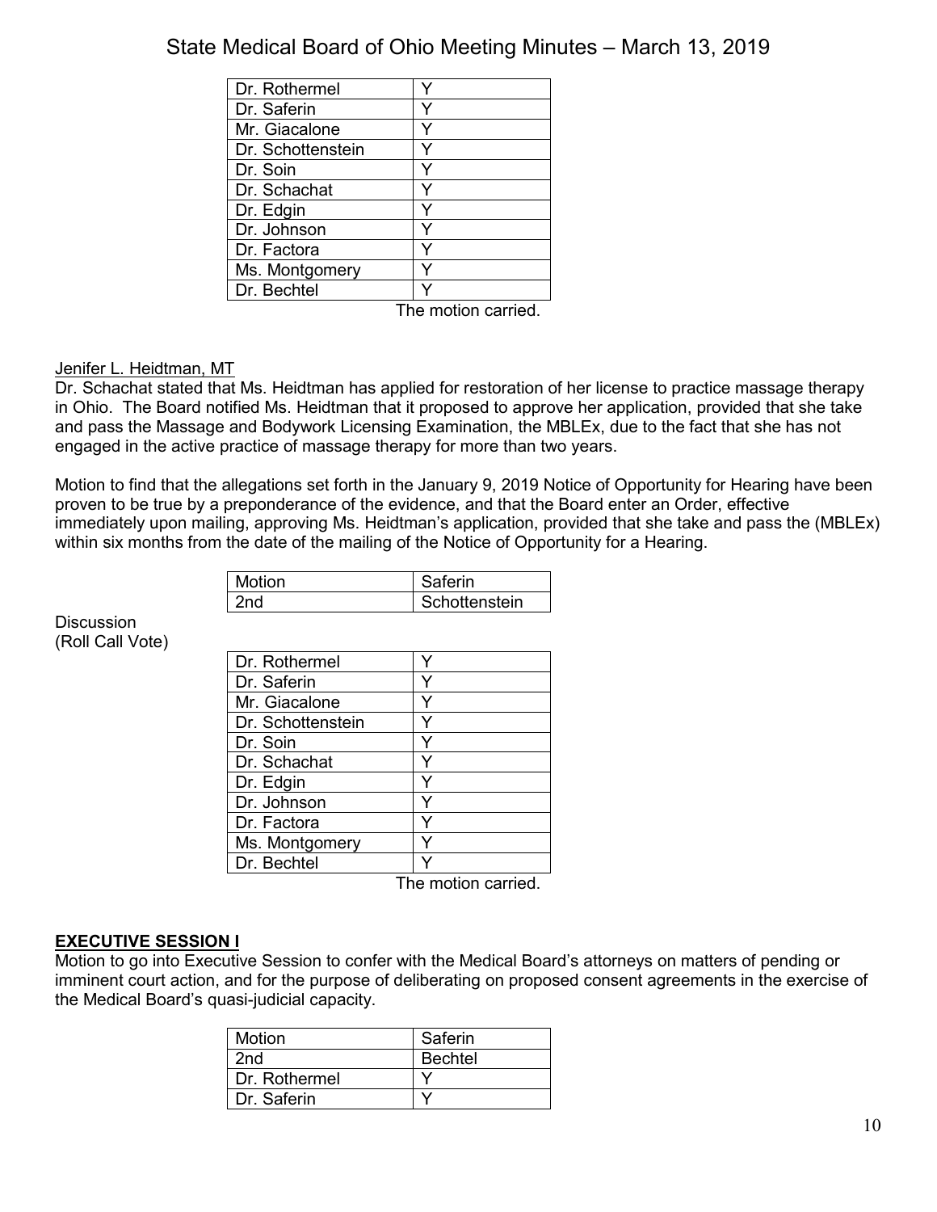| Dr. Rothermel | Y |
|---|---|
| Dr. Saferin | Y |
| Mr. Giacalone | Y |
| Dr. Schottenstein | Y |
| Dr. Soin | Y |
| Dr. Schachat | Y |
| Dr. Edgin | Y |
| Dr. Johnson | Y |
| Dr. Factora | Y |
| Ms. Montgomery | Y |
| Dr. Bechtel | Y |

The motion carried.

Jenifer L. Heidtman, MT

Dr. Schachat stated that Ms. Heidtman has applied for restoration of her license to practice massage therapy in Ohio. The Board notified Ms. Heidtman that it proposed to approve her application, provided that she take and pass the Massage and Bodywork Licensing Examination, the MBLEx, due to the fact that she has not engaged in the active practice of massage therapy for more than two years.

Motion to find that the allegations set forth in the January 9, 2019 Notice of Opportunity for Hearing have been proven to be true by a preponderance of the evidence, and that the Board enter an Order, effective immediately upon mailing, approving Ms. Heidtman's application, provided that she take and pass the (MBLEx) within six months from the date of the mailing of the Notice of Opportunity for a Hearing.

| Motion | Saferin |
|---|---|
| 2nd | Schottenstein |

Discussion
(Roll Call Vote)

| Dr. Rothermel | Y |
|---|---|
| Dr. Saferin | Y |
| Mr. Giacalone | Y |
| Dr. Schottenstein | Y |
| Dr. Soin | Y |
| Dr. Schachat | Y |
| Dr. Edgin | Y |
| Dr. Johnson | Y |
| Dr. Factora | Y |
| Ms. Montgomery | Y |
| Dr. Bechtel | Y |

The motion carried.

**EXECUTIVE SESSION I**

Motion to go into Executive Session to confer with the Medical Board's attorneys on matters of pending or imminent court action, and for the purpose of deliberating on proposed consent agreements in the exercise of the Medical Board's quasi-judicial capacity.

| Motion | Saferin |
|---|---|
| 2nd | Bechtel |
| Dr. Rothermel | Y |
| Dr. Saferin | Y |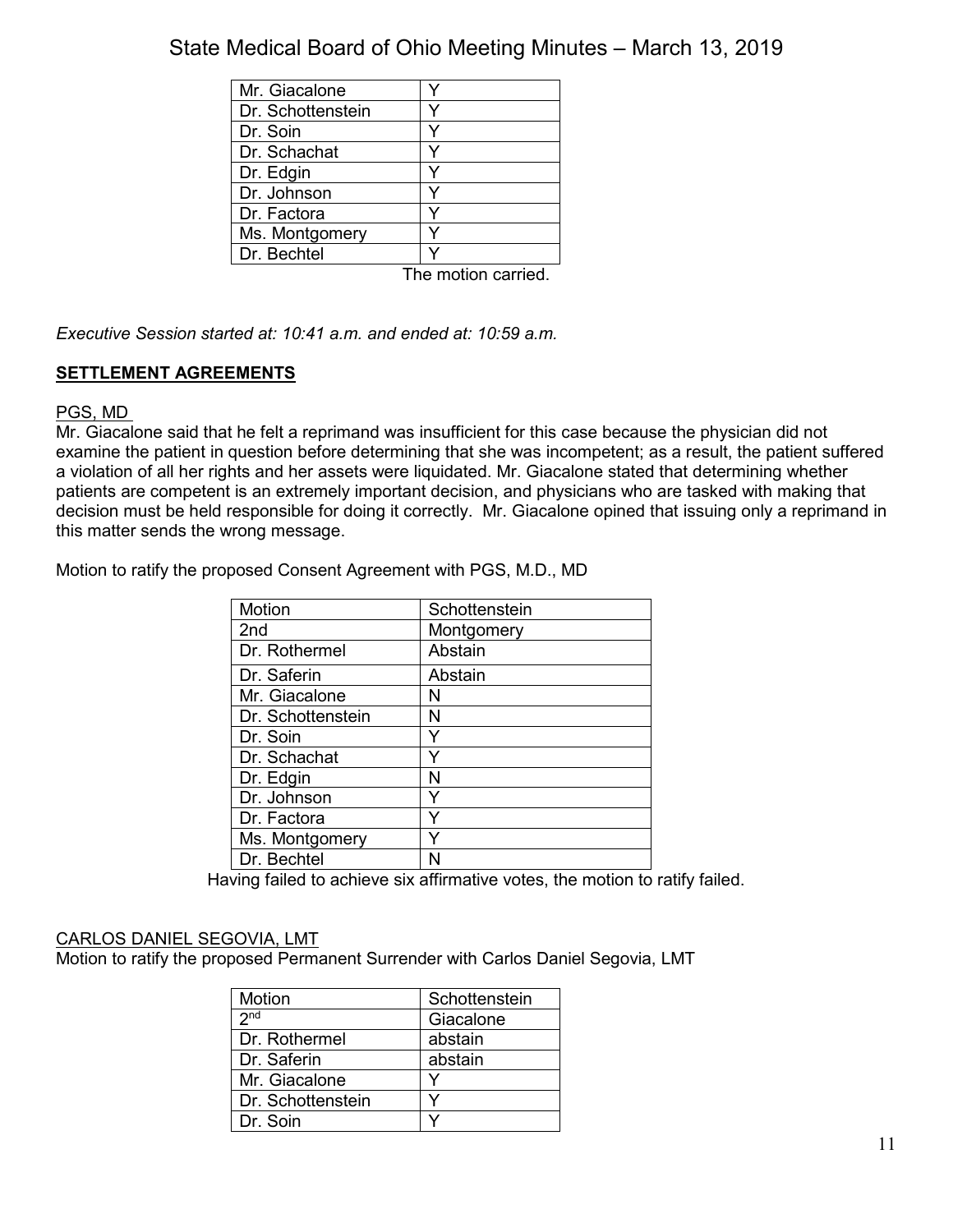| | |
|---|---|
| Mr. Giacalone | Y |
| Dr. Schottenstein | Y |
| Dr. Soin | Y |
| Dr. Schachat | Y |
| Dr. Edgin | Y |
| Dr. Johnson | Y |
| Dr. Factora | Y |
| Ms. Montgomery | Y |
| Dr. Bechtel | Y |

The motion carried.

*Executive Session started at: 10:41 a.m. and ended at: 10:59 a.m.*

**SETTLEMENT AGREEMENTS**

PGS, MD

Mr. Giacalone said that he felt a reprimand was insufficient for this case because the physician did not examine the patient in question before determining that she was incompetent; as a result, the patient suffered a violation of all her rights and her assets were liquidated. Mr. Giacalone stated that determining whether patients are competent is an extremely important decision, and physicians who are tasked with making that decision must be held responsible for doing it correctly. Mr. Giacalone opined that issuing only a reprimand in this matter sends the wrong message.

Motion to ratify the proposed Consent Agreement with PGS, M.D., MD

| Motion | Schottenstein |
|---|---|
| 2nd | Montgomery |
| Dr. Rothermel | Abstain |
| Dr. Saferin | Abstain |
| Mr. Giacalone | N |
| Dr. Schottenstein | N |
| Dr. Soin | Y |
| Dr. Schachat | Y |
| Dr. Edgin | N |
| Dr. Johnson | Y |
| Dr. Factora | Y |
| Ms. Montgomery | Y |
| Dr. Bechtel | N |

Having failed to achieve six affirmative votes, the motion to ratify failed.

CARLOS DANIEL SEGOVIA, LMT

Motion to ratify the proposed Permanent Surrender with Carlos Daniel Segovia, LMT

| Motion | Schottenstein |
|---|---|
| 2nd | Giacalone |
| Dr. Rothermel | abstain |
| Dr. Saferin | abstain |
| Mr. Giacalone | Y |
| Dr. Schottenstein | Y |
| Dr. Soin | Y |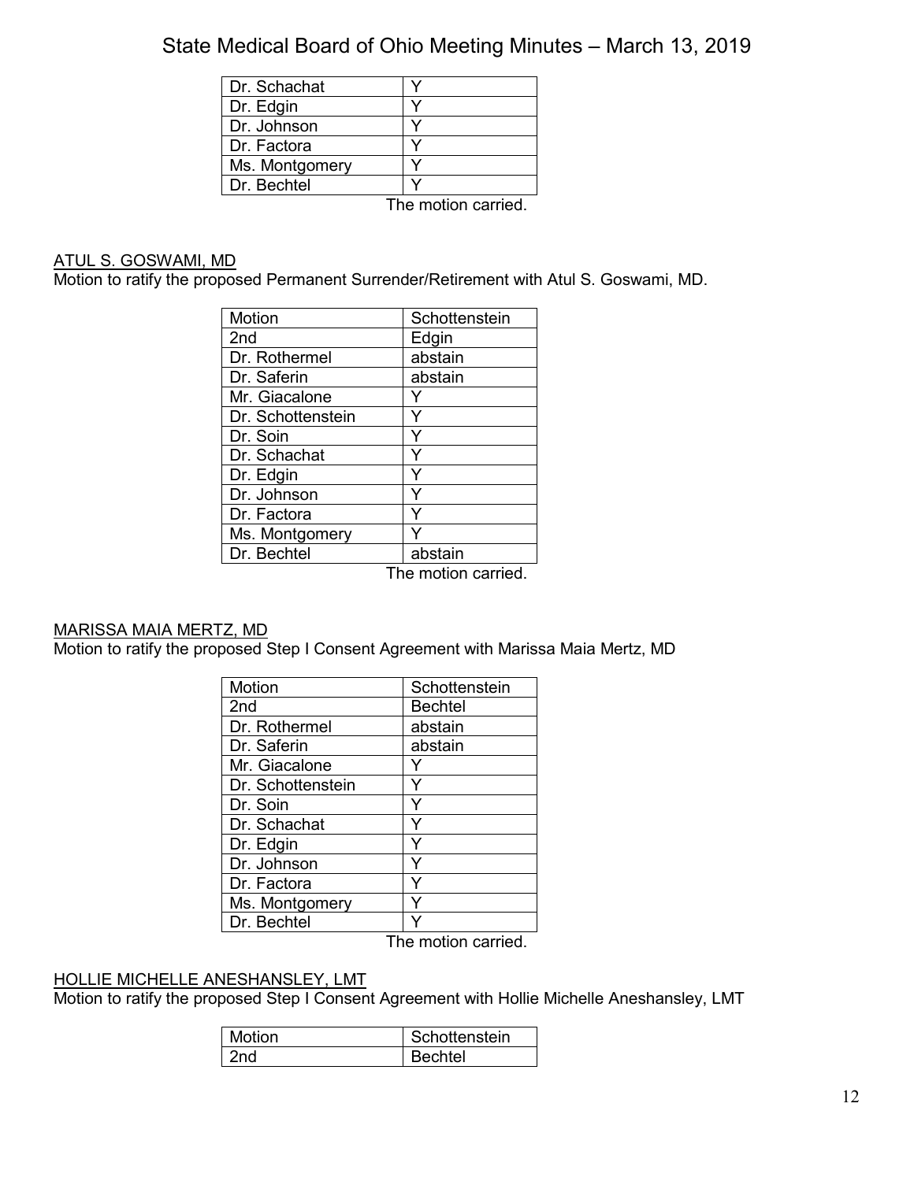| | |
|---|---|
| Dr. Schachat | Y |
| Dr. Edgin | Y |
| Dr. Johnson | Y |
| Dr. Factora | Y |
| Ms. Montgomery | Y |
| Dr. Bechtel | Y |

The motion carried.

ATUL S. GOSWAMI, MD

Motion to ratify the proposed Permanent Surrender/Retirement with Atul S. Goswami, MD.

| Motion | Schottenstein |
|---|---|
| 2nd | Edgin |
| Dr. Rothermel | abstain |
| Dr. Saferin | abstain |
| Mr. Giacalone | Y |
| Dr. Schottenstein | Y |
| Dr. Soin | Y |
| Dr. Schachat | Y |
| Dr. Edgin | Y |
| Dr. Johnson | Y |
| Dr. Factora | Y |
| Ms. Montgomery | Y |
| Dr. Bechtel | abstain |

The motion carried.

MARISSA MAIA MERTZ, MD

Motion to ratify the proposed Step I Consent Agreement with Marissa Maia Mertz, MD

| Motion | Schottenstein |
|---|---|
| 2nd | Bechtel |
| Dr. Rothermel | abstain |
| Dr. Saferin | abstain |
| Mr. Giacalone | Y |
| Dr. Schottenstein | Y |
| Dr. Soin | Y |
| Dr. Schachat | Y |
| Dr. Edgin | Y |
| Dr. Johnson | Y |
| Dr. Factora | Y |
| Ms. Montgomery | Y |
| Dr. Bechtel | Y |

The motion carried.

HOLLIE MICHELLE ANESHANSLEY, LMT

Motion to ratify the proposed Step I Consent Agreement with Hollie Michelle Aneshansley, LMT

| Motion | Schottenstein |
|---|---|
| 2nd | Bechtel |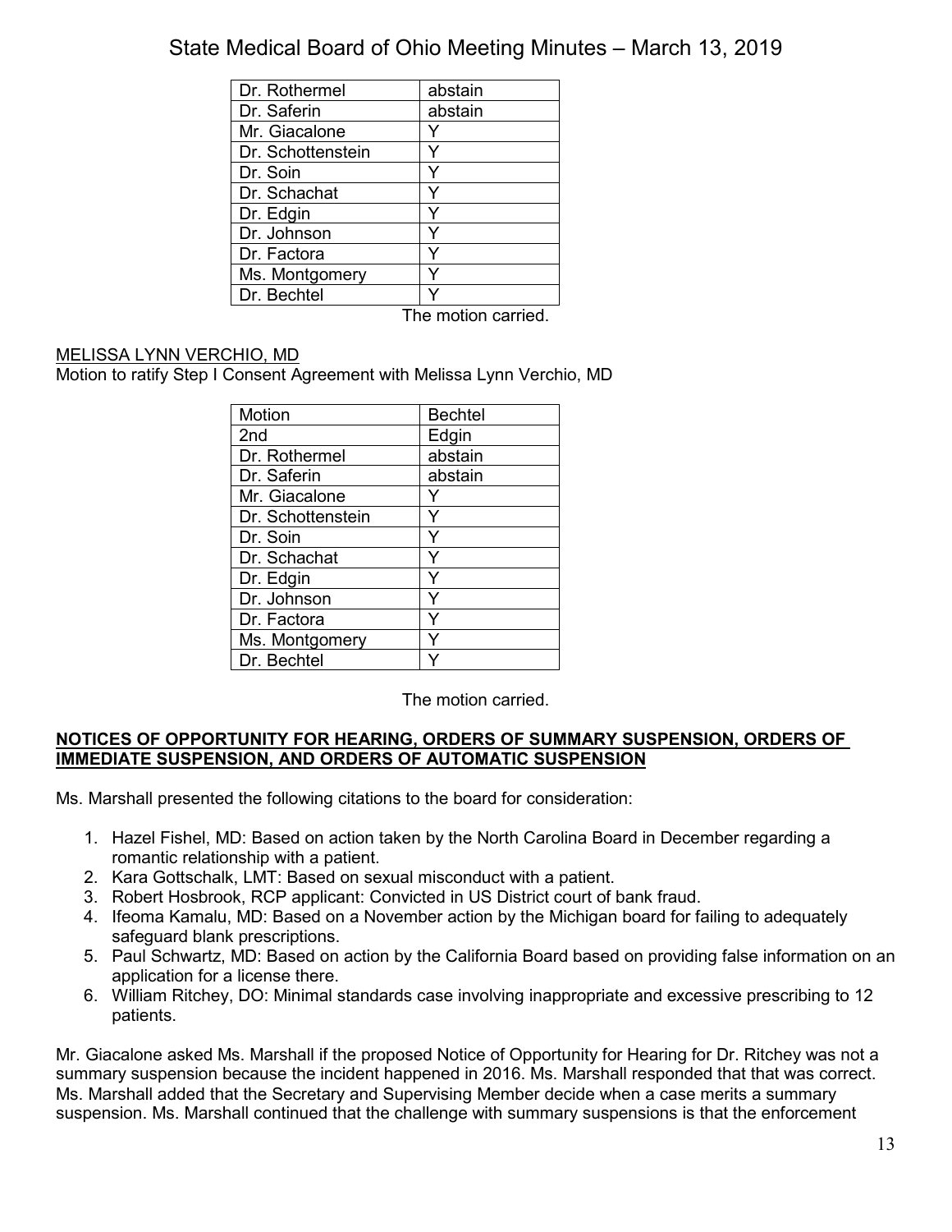| Dr. Rothermel | abstain |
|---|---|
| Dr. Saferin | abstain |
| Mr. Giacalone | Y |
| Dr. Schottenstein | Y |
| Dr. Soin | Y |
| Dr. Schachat | Y |
| Dr. Edgin | Y |
| Dr. Johnson | Y |
| Dr. Factora | Y |
| Ms. Montgomery | Y |
| Dr. Bechtel | Y |

The motion carried.

MELISSA LYNN VERCHIO, MD

Motion to ratify Step I Consent Agreement with Melissa Lynn Verchio, MD

| Motion | Bechtel |
|---|---|
| 2nd | Edgin |
| Dr. Rothermel | abstain |
| Dr. Saferin | abstain |
| Mr. Giacalone | Y |
| Dr. Schottenstein | Y |
| Dr. Soin | Y |
| Dr. Schachat | Y |
| Dr. Edgin | Y |
| Dr. Johnson | Y |
| Dr. Factora | Y |
| Ms. Montgomery | Y |
| Dr. Bechtel | Y |

The motion carried.

**NOTICES OF OPPORTUNITY FOR HEARING, ORDERS OF SUMMARY SUSPENSION, ORDERS OF IMMEDIATE SUSPENSION, AND ORDERS OF AUTOMATIC SUSPENSION**

Ms. Marshall presented the following citations to the board for consideration:

1. Hazel Fishel, MD: Based on action taken by the North Carolina Board in December regarding a romantic relationship with a patient.
2. Kara Gottschalk, LMT: Based on sexual misconduct with a patient.
3. Robert Hosbrook, RCP applicant: Convicted in US District court of bank fraud.
4. Ifeoma Kamalu, MD: Based on a November action by the Michigan board for failing to adequately safeguard blank prescriptions.
5. Paul Schwartz, MD: Based on action by the California Board based on providing false information on an application for a license there.
6. William Ritchey, DO: Minimal standards case involving inappropriate and excessive prescribing to 12 patients.

Mr. Giacalone asked Ms. Marshall if the proposed Notice of Opportunity for Hearing for Dr. Ritchey was not a summary suspension because the incident happened in 2016. Ms. Marshall responded that that was correct. Ms. Marshall added that the Secretary and Supervising Member decide when a case merits a summary suspension. Ms. Marshall continued that the challenge with summary suspensions is that the enforcement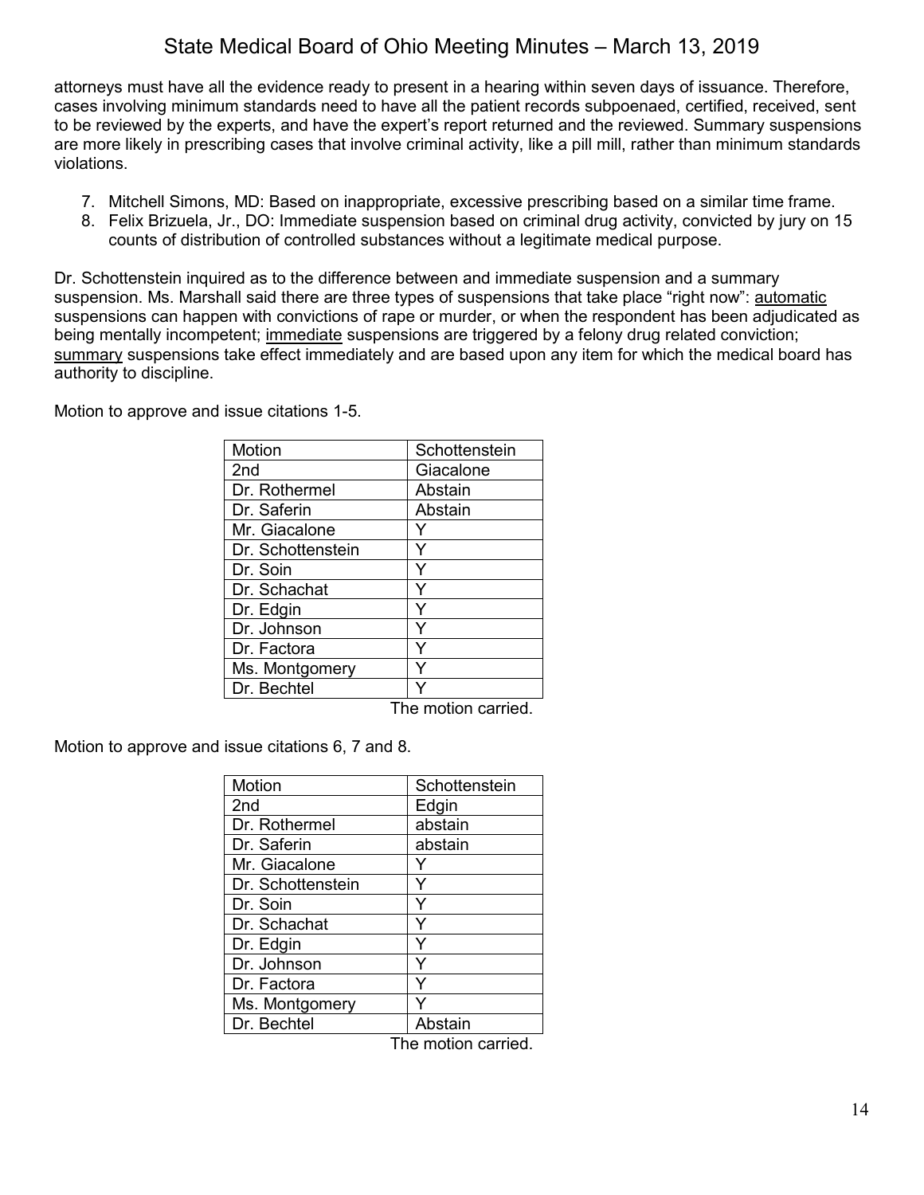attorneys must have all the evidence ready to present in a hearing within seven days of issuance. Therefore, cases involving minimum standards need to have all the patient records subpoenaed, certified, received, sent to be reviewed by the experts, and have the expert's report returned and the reviewed. Summary suspensions are more likely in prescribing cases that involve criminal activity, like a pill mill, rather than minimum standards violations.

7. Mitchell Simons, MD: Based on inappropriate, excessive prescribing based on a similar time frame.
8. Felix Brizuela, Jr., DO: Immediate suspension based on criminal drug activity, convicted by jury on 15 counts of distribution of controlled substances without a legitimate medical purpose.

Dr. Schottenstein inquired as to the difference between and immediate suspension and a summary suspension. Ms. Marshall said there are three types of suspensions that take place "right now": automatic suspensions can happen with convictions of rape or murder, or when the respondent has been adjudicated as being mentally incompetent; immediate suspensions are triggered by a felony drug related conviction; summary suspensions take effect immediately and are based upon any item for which the medical board has authority to discipline.

Motion to approve and issue citations 1-5.

| Motion | Schottenstein |
|---|---|
| 2nd | Giacalone |
| Dr. Rothermel | Abstain |
| Dr. Saferin | Abstain |
| Mr. Giacalone | Y |
| Dr. Schottenstein | Y |
| Dr. Soin | Y |
| Dr. Schachat | Y |
| Dr. Edgin | Y |
| Dr. Johnson | Y |
| Dr. Factora | Y |
| Ms. Montgomery | Y |
| Dr. Bechtel | Y |

The motion carried.

Motion to approve and issue citations 6, 7 and 8.

| Motion | Schottenstein |
|---|---|
| 2nd | Edgin |
| Dr. Rothermel | abstain |
| Dr. Saferin | abstain |
| Mr. Giacalone | Y |
| Dr. Schottenstein | Y |
| Dr. Soin | Y |
| Dr. Schachat | Y |
| Dr. Edgin | Y |
| Dr. Johnson | Y |
| Dr. Factora | Y |
| Ms. Montgomery | Y |
| Dr. Bechtel | Abstain |

The motion carried.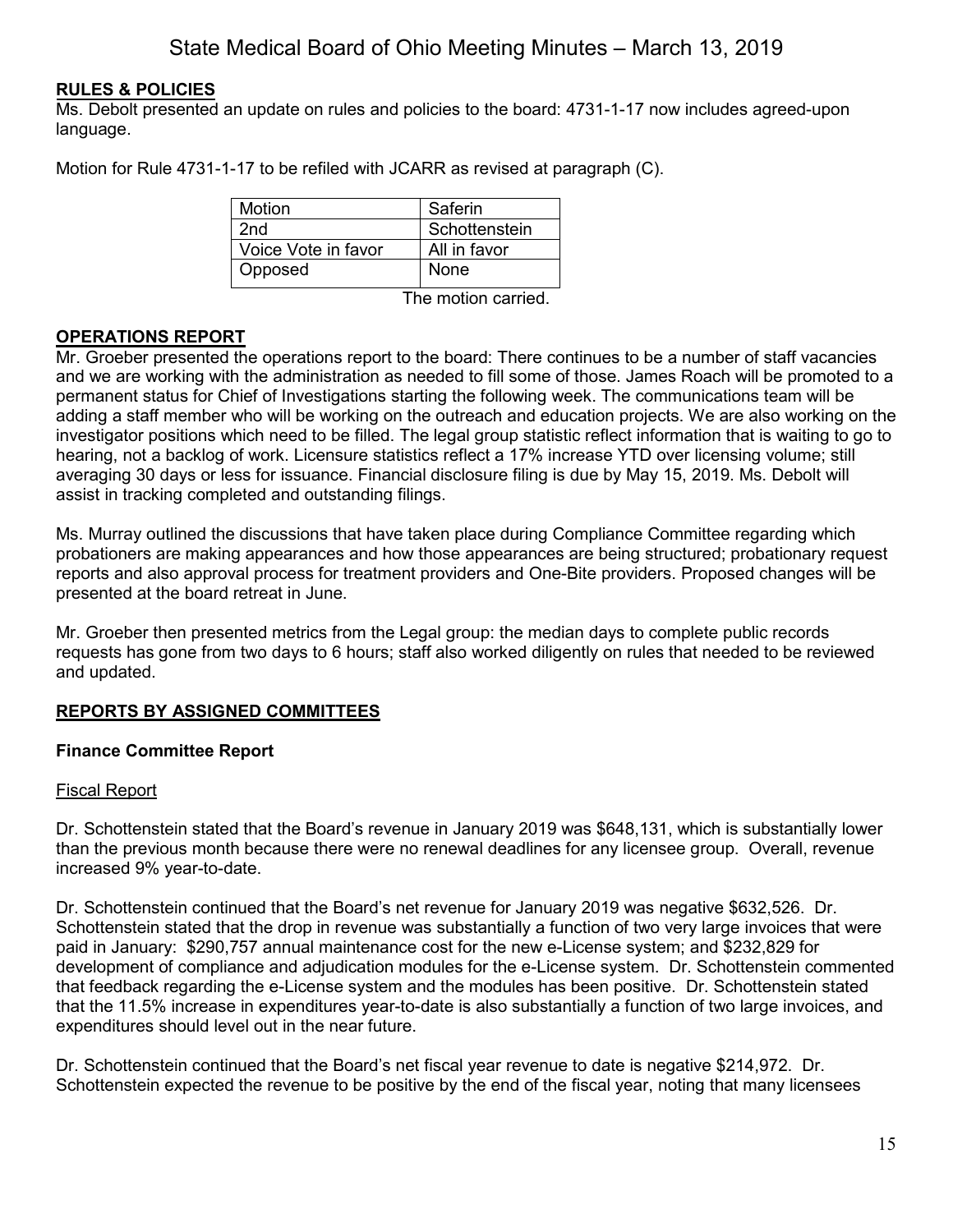## RULES & POLICIES

Ms. Debolt presented an update on rules and policies to the board: 4731-1-17 now includes agreed-upon language.

Motion for Rule 4731-1-17 to be refiled with JCARR as revised at paragraph (C).

| Motion | Saferin |
|---|---|
| 2nd | Schottenstein |
| Voice Vote in favor | All in favor |
| Opposed | None |

The motion carried.

## OPERATIONS REPORT

Mr. Groeber presented the operations report to the board: There continues to be a number of staff vacancies and we are working with the administration as needed to fill some of those. James Roach will be promoted to a permanent status for Chief of Investigations starting the following week. The communications team will be adding a staff member who will be working on the outreach and education projects. We are also working on the investigator positions which need to be filled. The legal group statistic reflect information that is waiting to go to hearing, not a backlog of work. Licensure statistics reflect a 17% increase YTD over licensing volume; still averaging 30 days or less for issuance. Financial disclosure filing is due by May 15, 2019. Ms. Debolt will assist in tracking completed and outstanding filings.

Ms. Murray outlined the discussions that have taken place during Compliance Committee regarding which probationers are making appearances and how those appearances are being structured; probationary request reports and also approval process for treatment providers and One-Bite providers. Proposed changes will be presented at the board retreat in June.

Mr. Groeber then presented metrics from the Legal group: the median days to complete public records requests has gone from two days to 6 hours; staff also worked diligently on rules that needed to be reviewed and updated.

## REPORTS BY ASSIGNED COMMITTEES

### Finance Committee Report

Fiscal Report

Dr. Schottenstein stated that the Board's revenue in January 2019 was $648,131, which is substantially lower than the previous month because there were no renewal deadlines for any licensee group. Overall, revenue increased 9% year-to-date.

Dr. Schottenstein continued that the Board's net revenue for January 2019 was negative $632,526. Dr. Schottenstein stated that the drop in revenue was substantially a function of two very large invoices that were paid in January: $290,757 annual maintenance cost for the new e-License system; and $232,829 for development of compliance and adjudication modules for the e-License system. Dr. Schottenstein commented that feedback regarding the e-License system and the modules has been positive. Dr. Schottenstein stated that the 11.5% increase in expenditures year-to-date is also substantially a function of two large invoices, and expenditures should level out in the near future.

Dr. Schottenstein continued that the Board's net fiscal year revenue to date is negative $214,972. Dr. Schottenstein expected the revenue to be positive by the end of the fiscal year, noting that many licensees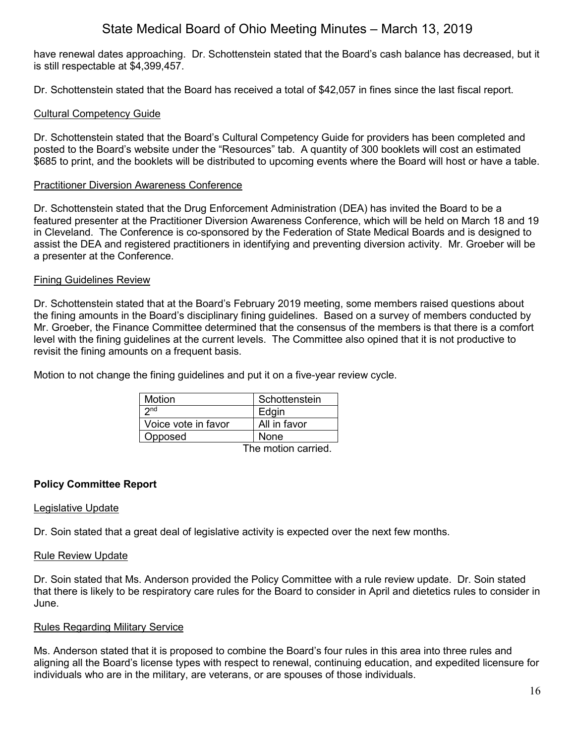have renewal dates approaching. Dr. Schottenstein stated that the Board's cash balance has decreased, but it is still respectable at $4,399,457.

Dr. Schottenstein stated that the Board has received a total of $42,057 in fines since the last fiscal report.

Cultural Competency Guide

Dr. Schottenstein stated that the Board's Cultural Competency Guide for providers has been completed and posted to the Board's website under the "Resources" tab. A quantity of 300 booklets will cost an estimated $685 to print, and the booklets will be distributed to upcoming events where the Board will host or have a table.

Practitioner Diversion Awareness Conference

Dr. Schottenstein stated that the Drug Enforcement Administration (DEA) has invited the Board to be a featured presenter at the Practitioner Diversion Awareness Conference, which will be held on March 18 and 19 in Cleveland. The Conference is co-sponsored by the Federation of State Medical Boards and is designed to assist the DEA and registered practitioners in identifying and preventing diversion activity. Mr. Groeber will be a presenter at the Conference.

Fining Guidelines Review

Dr. Schottenstein stated that at the Board's February 2019 meeting, some members raised questions about the fining amounts in the Board's disciplinary fining guidelines. Based on a survey of members conducted by Mr. Groeber, the Finance Committee determined that the consensus of the members is that there is a comfort level with the fining guidelines at the current levels. The Committee also opined that it is not productive to revisit the fining amounts on a frequent basis.

Motion to not change the fining guidelines and put it on a five-year review cycle.

| Motion | Schottenstein |
|---|---|
| 2nd | Edgin |
| Voice vote in favor | All in favor |
| Opposed | None |

The motion carried.

**Policy Committee Report**

Legislative Update

Dr. Soin stated that a great deal of legislative activity is expected over the next few months.

Rule Review Update

Dr. Soin stated that Ms. Anderson provided the Policy Committee with a rule review update. Dr. Soin stated that there is likely to be respiratory care rules for the Board to consider in April and dietetics rules to consider in June.

Rules Regarding Military Service

Ms. Anderson stated that it is proposed to combine the Board's four rules in this area into three rules and aligning all the Board's license types with respect to renewal, continuing education, and expedited licensure for individuals who are in the military, are veterans, or are spouses of those individuals.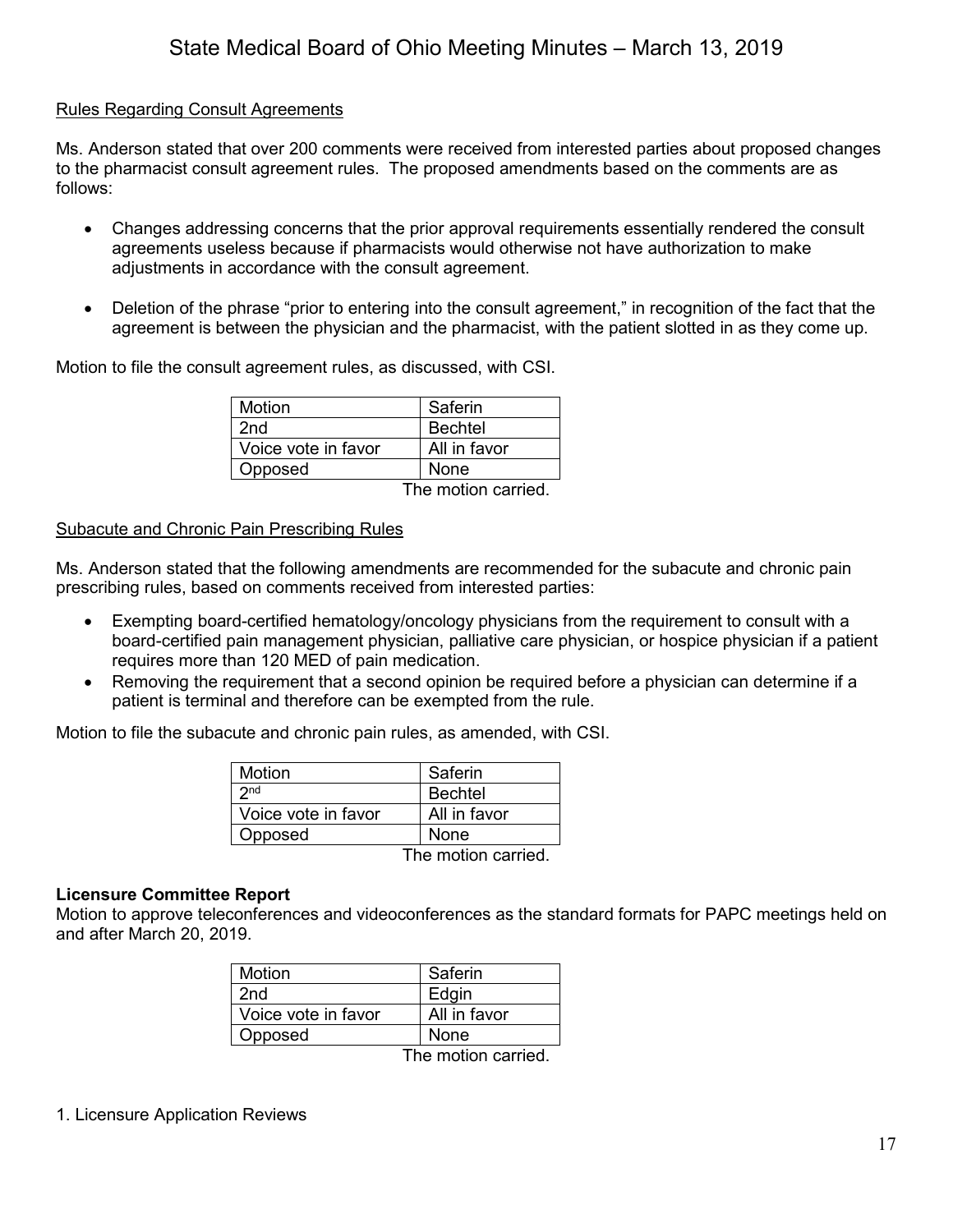Rules Regarding Consult Agreements

Ms. Anderson stated that over 200 comments were received from interested parties about proposed changes to the pharmacist consult agreement rules. The proposed amendments based on the comments are as follows:

- Changes addressing concerns that the prior approval requirements essentially rendered the consult agreements useless because if pharmacists would otherwise not have authorization to make adjustments in accordance with the consult agreement.

- Deletion of the phrase "prior to entering into the consult agreement," in recognition of the fact that the agreement is between the physician and the pharmacist, with the patient slotted in as they come up.

Motion to file the consult agreement rules, as discussed, with CSI.

| Motion | Saferin |
|---|---|
| 2nd | Bechtel |
| Voice vote in favor | All in favor |
| Opposed | None |

The motion carried.

Subacute and Chronic Pain Prescribing Rules

Ms. Anderson stated that the following amendments are recommended for the subacute and chronic pain prescribing rules, based on comments received from interested parties:

- Exempting board-certified hematology/oncology physicians from the requirement to consult with a board-certified pain management physician, palliative care physician, or hospice physician if a patient requires more than 120 MED of pain medication.
- Removing the requirement that a second opinion be required before a physician can determine if a patient is terminal and therefore can be exempted from the rule.

Motion to file the subacute and chronic pain rules, as amended, with CSI.

| Motion | Saferin |
|---|---|
| 2nd | Bechtel |
| Voice vote in favor | All in favor |
| Opposed | None |

The motion carried.

**Licensure Committee Report**

Motion to approve teleconferences and videoconferences as the standard formats for PAPC meetings held on and after March 20, 2019.

| Motion | Saferin |
|---|---|
| 2nd | Edgin |
| Voice vote in favor | All in favor |
| Opposed | None |

The motion carried.

1. Licensure Application Reviews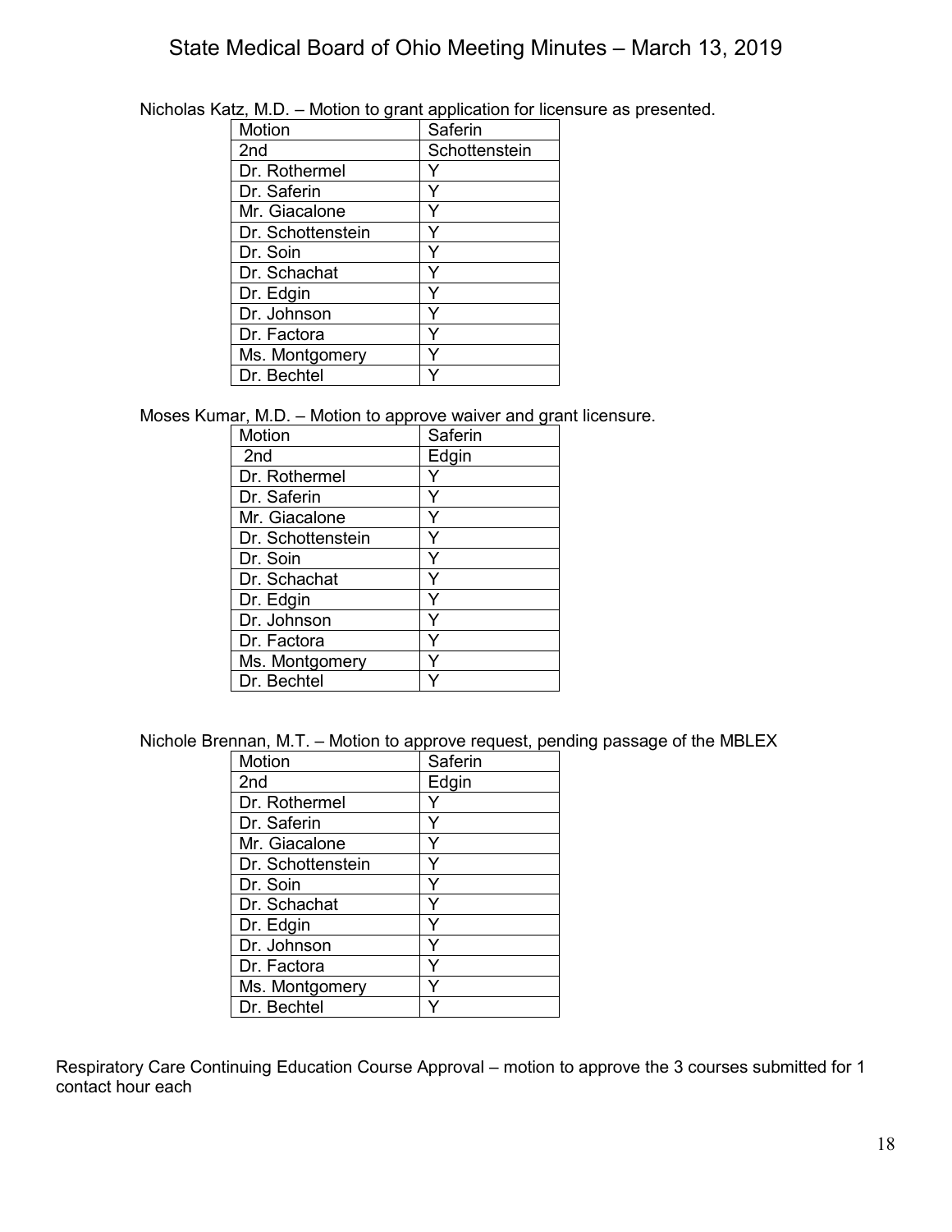Nicholas Katz, M.D. – Motion to grant application for licensure as presented.

| Motion | Saferin |
|---|---|
| 2nd | Schottenstein |
| Dr. Rothermel | Y |
| Dr. Saferin | Y |
| Mr. Giacalone | Y |
| Dr. Schottenstein | Y |
| Dr. Soin | Y |
| Dr. Schachat | Y |
| Dr. Edgin | Y |
| Dr. Johnson | Y |
| Dr. Factora | Y |
| Ms. Montgomery | Y |
| Dr. Bechtel | Y |

Moses Kumar, M.D. – Motion to approve waiver and grant licensure.

| Motion | Saferin |
|---|---|
| 2nd | Edgin |
| Dr. Rothermel | Y |
| Dr. Saferin | Y |
| Mr. Giacalone | Y |
| Dr. Schottenstein | Y |
| Dr. Soin | Y |
| Dr. Schachat | Y |
| Dr. Edgin | Y |
| Dr. Johnson | Y |
| Dr. Factora | Y |
| Ms. Montgomery | Y |
| Dr. Bechtel | Y |

Nichole Brennan, M.T. – Motion to approve request, pending passage of the MBLEX

| Motion | Saferin |
|---|---|
| 2nd | Edgin |
| Dr. Rothermel | Y |
| Dr. Saferin | Y |
| Mr. Giacalone | Y |
| Dr. Schottenstein | Y |
| Dr. Soin | Y |
| Dr. Schachat | Y |
| Dr. Edgin | Y |
| Dr. Johnson | Y |
| Dr. Factora | Y |
| Ms. Montgomery | Y |
| Dr. Bechtel | Y |

Respiratory Care Continuing Education Course Approval – motion to approve the 3 courses submitted for 1 contact hour each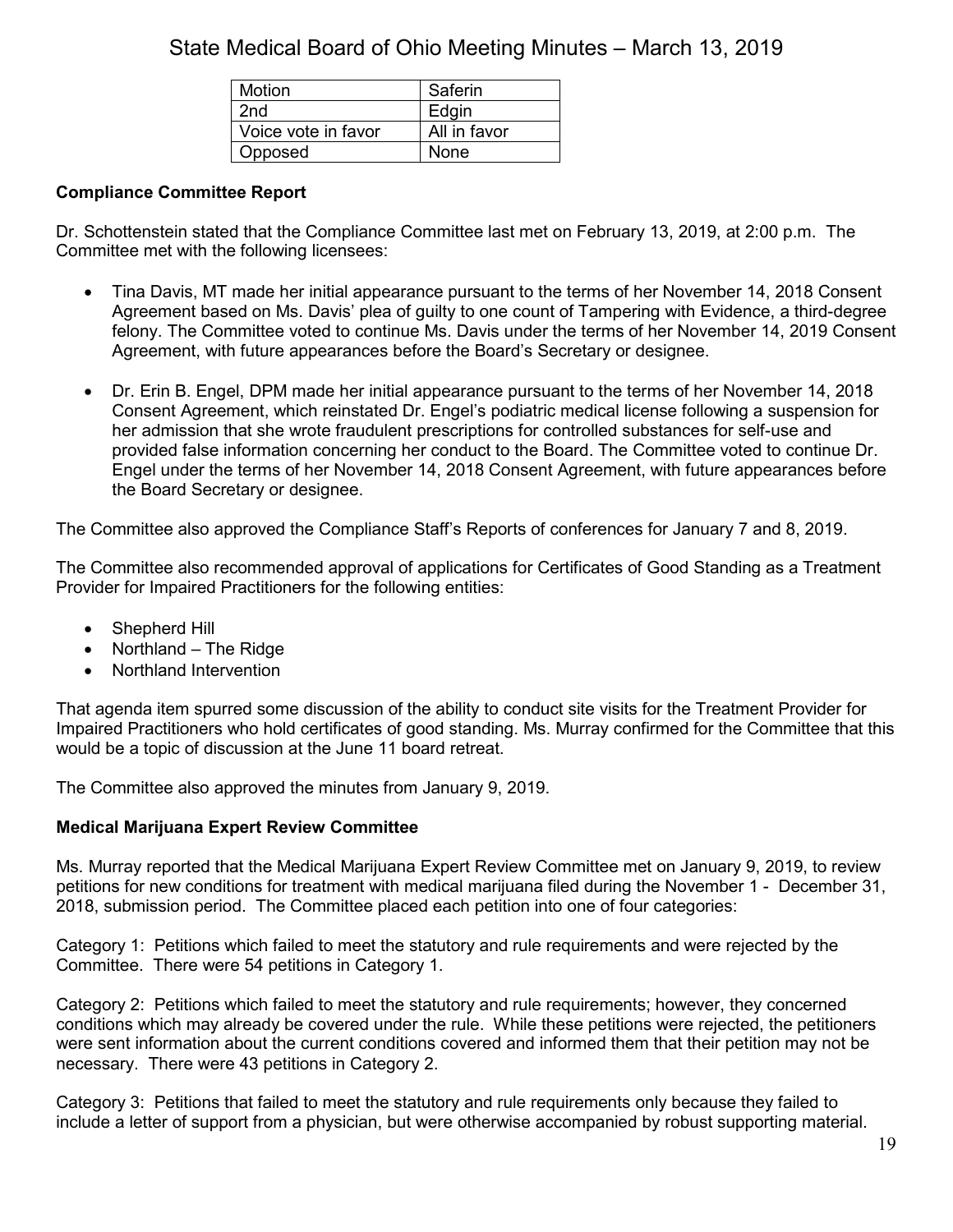| Motion | Saferin |
|---|---|
| 2nd | Edgin |
| Voice vote in favor | All in favor |
| Opposed | None |

**Compliance Committee Report**

Dr. Schottenstein stated that the Compliance Committee last met on February 13, 2019, at 2:00 p.m. The Committee met with the following licensees:

- Tina Davis, MT made her initial appearance pursuant to the terms of her November 14, 2018 Consent Agreement based on Ms. Davis' plea of guilty to one count of Tampering with Evidence, a third-degree felony. The Committee voted to continue Ms. Davis under the terms of her November 14, 2019 Consent Agreement, with future appearances before the Board's Secretary or designee.

- Dr. Erin B. Engel, DPM made her initial appearance pursuant to the terms of her November 14, 2018 Consent Agreement, which reinstated Dr. Engel's podiatric medical license following a suspension for her admission that she wrote fraudulent prescriptions for controlled substances for self-use and provided false information concerning her conduct to the Board. The Committee voted to continue Dr. Engel under the terms of her November 14, 2018 Consent Agreement, with future appearances before the Board Secretary or designee.

The Committee also approved the Compliance Staff's Reports of conferences for January 7 and 8, 2019.

The Committee also recommended approval of applications for Certificates of Good Standing as a Treatment Provider for Impaired Practitioners for the following entities:

- Shepherd Hill
- Northland – The Ridge
- Northland Intervention

That agenda item spurred some discussion of the ability to conduct site visits for the Treatment Provider for Impaired Practitioners who hold certificates of good standing. Ms. Murray confirmed for the Committee that this would be a topic of discussion at the June 11 board retreat.

The Committee also approved the minutes from January 9, 2019.

**Medical Marijuana Expert Review Committee**

Ms. Murray reported that the Medical Marijuana Expert Review Committee met on January 9, 2019, to review petitions for new conditions for treatment with medical marijuana filed during the November 1 - December 31, 2018, submission period. The Committee placed each petition into one of four categories:

Category 1: Petitions which failed to meet the statutory and rule requirements and were rejected by the Committee. There were 54 petitions in Category 1.

Category 2: Petitions which failed to meet the statutory and rule requirements; however, they concerned conditions which may already be covered under the rule. While these petitions were rejected, the petitioners were sent information about the current conditions covered and informed them that their petition may not be necessary. There were 43 petitions in Category 2.

Category 3: Petitions that failed to meet the statutory and rule requirements only because they failed to include a letter of support from a physician, but were otherwise accompanied by robust supporting material.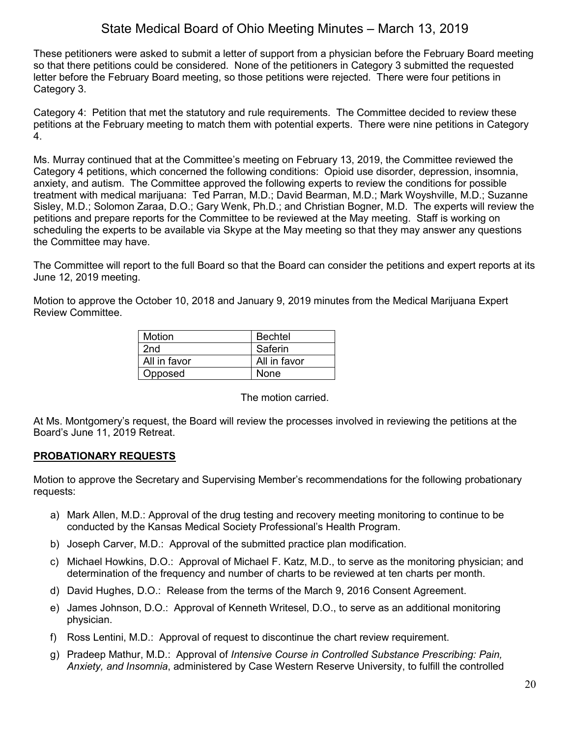These petitioners were asked to submit a letter of support from a physician before the February Board meeting so that there petitions could be considered. None of the petitioners in Category 3 submitted the requested letter before the February Board meeting, so those petitions were rejected. There were four petitions in Category 3.

Category 4: Petition that met the statutory and rule requirements. The Committee decided to review these petitions at the February meeting to match them with potential experts. There were nine petitions in Category 4.

Ms. Murray continued that at the Committee's meeting on February 13, 2019, the Committee reviewed the Category 4 petitions, which concerned the following conditions: Opioid use disorder, depression, insomnia, anxiety, and autism. The Committee approved the following experts to review the conditions for possible treatment with medical marijuana: Ted Parran, M.D.; David Bearman, M.D.; Mark Woyshville, M.D.; Suzanne Sisley, M.D.; Solomon Zaraa, D.O.; Gary Wenk, Ph.D.; and Christian Bogner, M.D. The experts will review the petitions and prepare reports for the Committee to be reviewed at the May meeting. Staff is working on scheduling the experts to be available via Skype at the May meeting so that they may answer any questions the Committee may have.

The Committee will report to the full Board so that the Board can consider the petitions and expert reports at its June 12, 2019 meeting.

Motion to approve the October 10, 2018 and January 9, 2019 minutes from the Medical Marijuana Expert Review Committee.

| Motion | Bechtel |
|---|---|
| 2nd | Saferin |
| All in favor | All in favor |
| Opposed | None |

The motion carried.

At Ms. Montgomery's request, the Board will review the processes involved in reviewing the petitions at the Board's June 11, 2019 Retreat.

## PROBATIONARY REQUESTS

Motion to approve the Secretary and Supervising Member's recommendations for the following probationary requests:

a) Mark Allen, M.D.: Approval of the drug testing and recovery meeting monitoring to continue to be conducted by the Kansas Medical Society Professional's Health Program.

b) Joseph Carver, M.D.: Approval of the submitted practice plan modification.

c) Michael Howkins, D.O.: Approval of Michael F. Katz, M.D., to serve as the monitoring physician; and determination of the frequency and number of charts to be reviewed at ten charts per month.

d) David Hughes, D.O.: Release from the terms of the March 9, 2016 Consent Agreement.

e) James Johnson, D.O.: Approval of Kenneth Writesel, D.O., to serve as an additional monitoring physician.

f) Ross Lentini, M.D.: Approval of request to discontinue the chart review requirement.

g) Pradeep Mathur, M.D.: Approval of *Intensive Course in Controlled Substance Prescribing: Pain, Anxiety, and Insomnia*, administered by Case Western Reserve University, to fulfill the controlled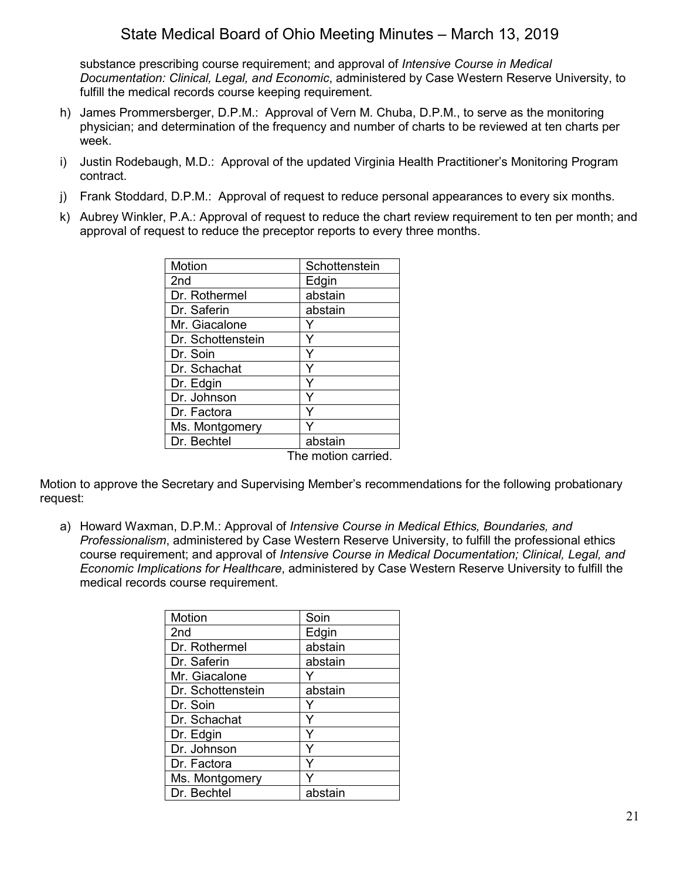substance prescribing course requirement; and approval of *Intensive Course in Medical Documentation: Clinical, Legal, and Economic*, administered by Case Western Reserve University, to fulfill the medical records course keeping requirement.

h) James Prommersberger, D.P.M.: Approval of Vern M. Chuba, D.P.M., to serve as the monitoring physician; and determination of the frequency and number of charts to be reviewed at ten charts per week.

i) Justin Rodebaugh, M.D.: Approval of the updated Virginia Health Practitioner's Monitoring Program contract.

j) Frank Stoddard, D.P.M.: Approval of request to reduce personal appearances to every six months.

k) Aubrey Winkler, P.A.: Approval of request to reduce the chart review requirement to ten per month; and approval of request to reduce the preceptor reports to every three months.

| Motion | Schottenstein |
|---|---|
| 2nd | Edgin |
| Dr. Rothermel | abstain |
| Dr. Saferin | abstain |
| Mr. Giacalone | Y |
| Dr. Schottenstein | Y |
| Dr. Soin | Y |
| Dr. Schachat | Y |
| Dr. Edgin | Y |
| Dr. Johnson | Y |
| Dr. Factora | Y |
| Ms. Montgomery | Y |
| Dr. Bechtel | abstain |

The motion carried.

Motion to approve the Secretary and Supervising Member's recommendations for the following probationary request:

a) Howard Waxman, D.P.M.: Approval of *Intensive Course in Medical Ethics, Boundaries, and Professionalism*, administered by Case Western Reserve University, to fulfill the professional ethics course requirement; and approval of *Intensive Course in Medical Documentation; Clinical, Legal, and Economic Implications for Healthcare*, administered by Case Western Reserve University to fulfill the medical records course requirement.

| Motion | Soin |
|---|---|
| 2nd | Edgin |
| Dr. Rothermel | abstain |
| Dr. Saferin | abstain |
| Mr. Giacalone | Y |
| Dr. Schottenstein | abstain |
| Dr. Soin | Y |
| Dr. Schachat | Y |
| Dr. Edgin | Y |
| Dr. Johnson | Y |
| Dr. Factora | Y |
| Ms. Montgomery | Y |
| Dr. Bechtel | abstain |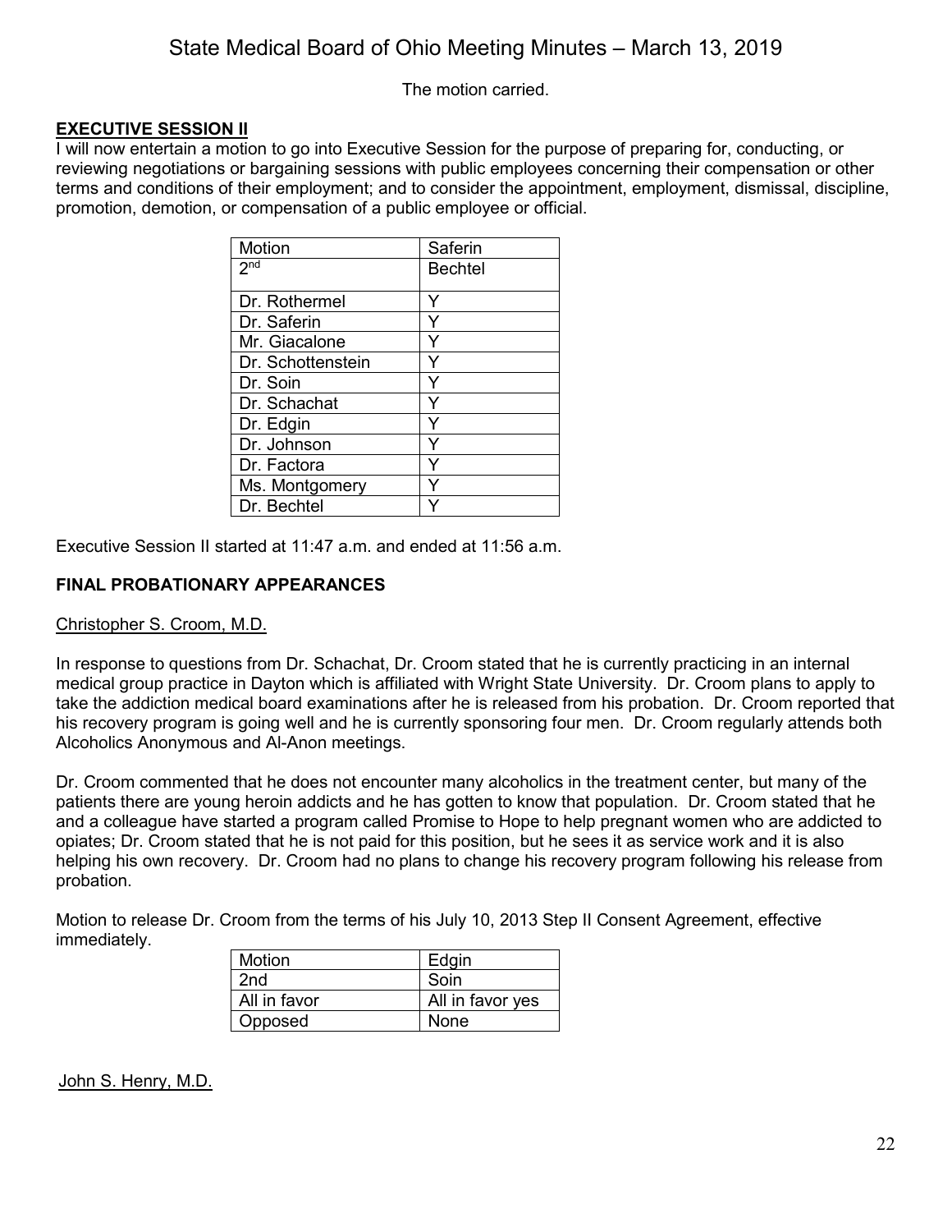The motion carried.

## EXECUTIVE SESSION II

I will now entertain a motion to go into Executive Session for the purpose of preparing for, conducting, or reviewing negotiations or bargaining sessions with public employees concerning their compensation or other terms and conditions of their employment; and to consider the appointment, employment, dismissal, discipline, promotion, demotion, or compensation of a public employee or official.

| Motion | Saferin |
|---|---|
| 2nd | Bechtel |
| Dr. Rothermel | Y |
| Dr. Saferin | Y |
| Mr. Giacalone | Y |
| Dr. Schottenstein | Y |
| Dr. Soin | Y |
| Dr. Schachat | Y |
| Dr. Edgin | Y |
| Dr. Johnson | Y |
| Dr. Factora | Y |
| Ms. Montgomery | Y |
| Dr. Bechtel | Y |

Executive Session II started at 11:47 a.m. and ended at 11:56 a.m.

## FINAL PROBATIONARY APPEARANCES

Christopher S. Croom, M.D.

In response to questions from Dr. Schachat, Dr. Croom stated that he is currently practicing in an internal medical group practice in Dayton which is affiliated with Wright State University. Dr. Croom plans to apply to take the addiction medical board examinations after he is released from his probation. Dr. Croom reported that his recovery program is going well and he is currently sponsoring four men. Dr. Croom regularly attends both Alcoholics Anonymous and Al-Anon meetings.

Dr. Croom commented that he does not encounter many alcoholics in the treatment center, but many of the patients there are young heroin addicts and he has gotten to know that population. Dr. Croom stated that he and a colleague have started a program called Promise to Hope to help pregnant women who are addicted to opiates; Dr. Croom stated that he is not paid for this position, but he sees it as service work and it is also helping his own recovery. Dr. Croom had no plans to change his recovery program following his release from probation.

Motion to release Dr. Croom from the terms of his July 10, 2013 Step II Consent Agreement, effective immediately.

| Motion | Edgin |
|---|---|
| 2nd | Soin |
| All in favor | All in favor yes |
| Opposed | None |

John S. Henry, M.D.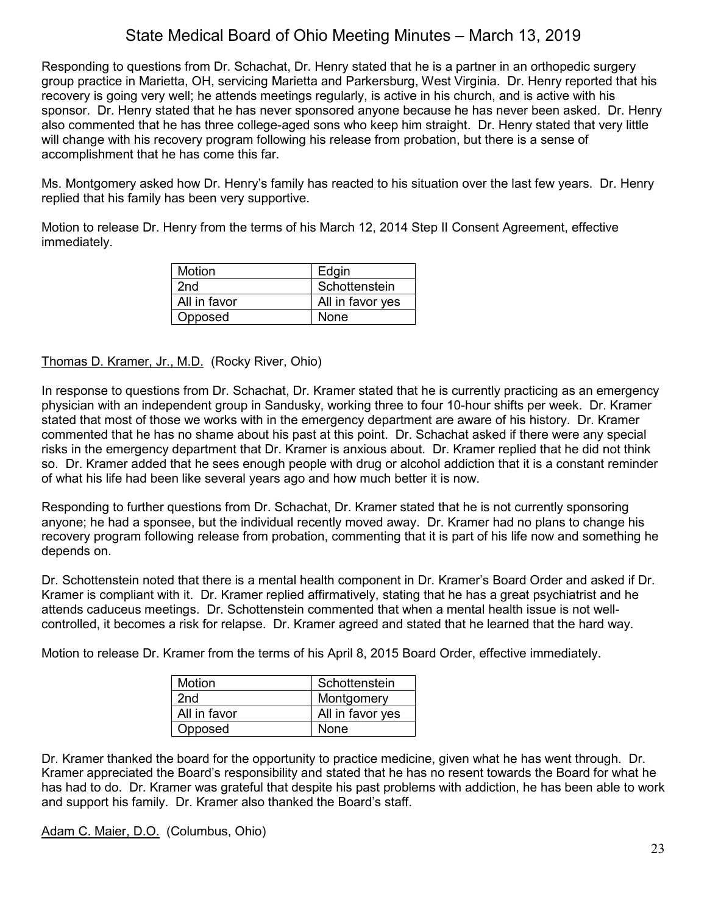Responding to questions from Dr. Schachat, Dr. Henry stated that he is a partner in an orthopedic surgery group practice in Marietta, OH, servicing Marietta and Parkersburg, West Virginia. Dr. Henry reported that his recovery is going very well; he attends meetings regularly, is active in his church, and is active with his sponsor. Dr. Henry stated that he has never sponsored anyone because he has never been asked. Dr. Henry also commented that he has three college-aged sons who keep him straight. Dr. Henry stated that very little will change with his recovery program following his release from probation, but there is a sense of accomplishment that he has come this far.

Ms. Montgomery asked how Dr. Henry's family has reacted to his situation over the last few years. Dr. Henry replied that his family has been very supportive.

Motion to release Dr. Henry from the terms of his March 12, 2014 Step II Consent Agreement, effective immediately.

| Motion | Edgin |
|---|---|
| 2nd | Schottenstein |
| All in favor | All in favor yes |
| Opposed | None |

<u>Thomas D. Kramer, Jr., M.D.</u> (Rocky River, Ohio)

In response to questions from Dr. Schachat, Dr. Kramer stated that he is currently practicing as an emergency physician with an independent group in Sandusky, working three to four 10-hour shifts per week. Dr. Kramer stated that most of those we works with in the emergency department are aware of his history. Dr. Kramer commented that he has no shame about his past at this point. Dr. Schachat asked if there were any special risks in the emergency department that Dr. Kramer is anxious about. Dr. Kramer replied that he did not think so. Dr. Kramer added that he sees enough people with drug or alcohol addiction that it is a constant reminder of what his life had been like several years ago and how much better it is now.

Responding to further questions from Dr. Schachat, Dr. Kramer stated that he is not currently sponsoring anyone; he had a sponsee, but the individual recently moved away. Dr. Kramer had no plans to change his recovery program following release from probation, commenting that it is part of his life now and something he depends on.

Dr. Schottenstein noted that there is a mental health component in Dr. Kramer's Board Order and asked if Dr. Kramer is compliant with it. Dr. Kramer replied affirmatively, stating that he has a great psychiatrist and he attends caduceus meetings. Dr. Schottenstein commented that when a mental health issue is not well-controlled, it becomes a risk for relapse. Dr. Kramer agreed and stated that he learned that the hard way.

Motion to release Dr. Kramer from the terms of his April 8, 2015 Board Order, effective immediately.

| Motion | Schottenstein |
|---|---|
| 2nd | Montgomery |
| All in favor | All in favor yes |
| Opposed | None |

Dr. Kramer thanked the board for the opportunity to practice medicine, given what he has went through. Dr. Kramer appreciated the Board's responsibility and stated that he has no resent towards the Board for what he has had to do. Dr. Kramer was grateful that despite his past problems with addiction, he has been able to work and support his family. Dr. Kramer also thanked the Board's staff.

<u>Adam C. Maier, D.O.</u> (Columbus, Ohio)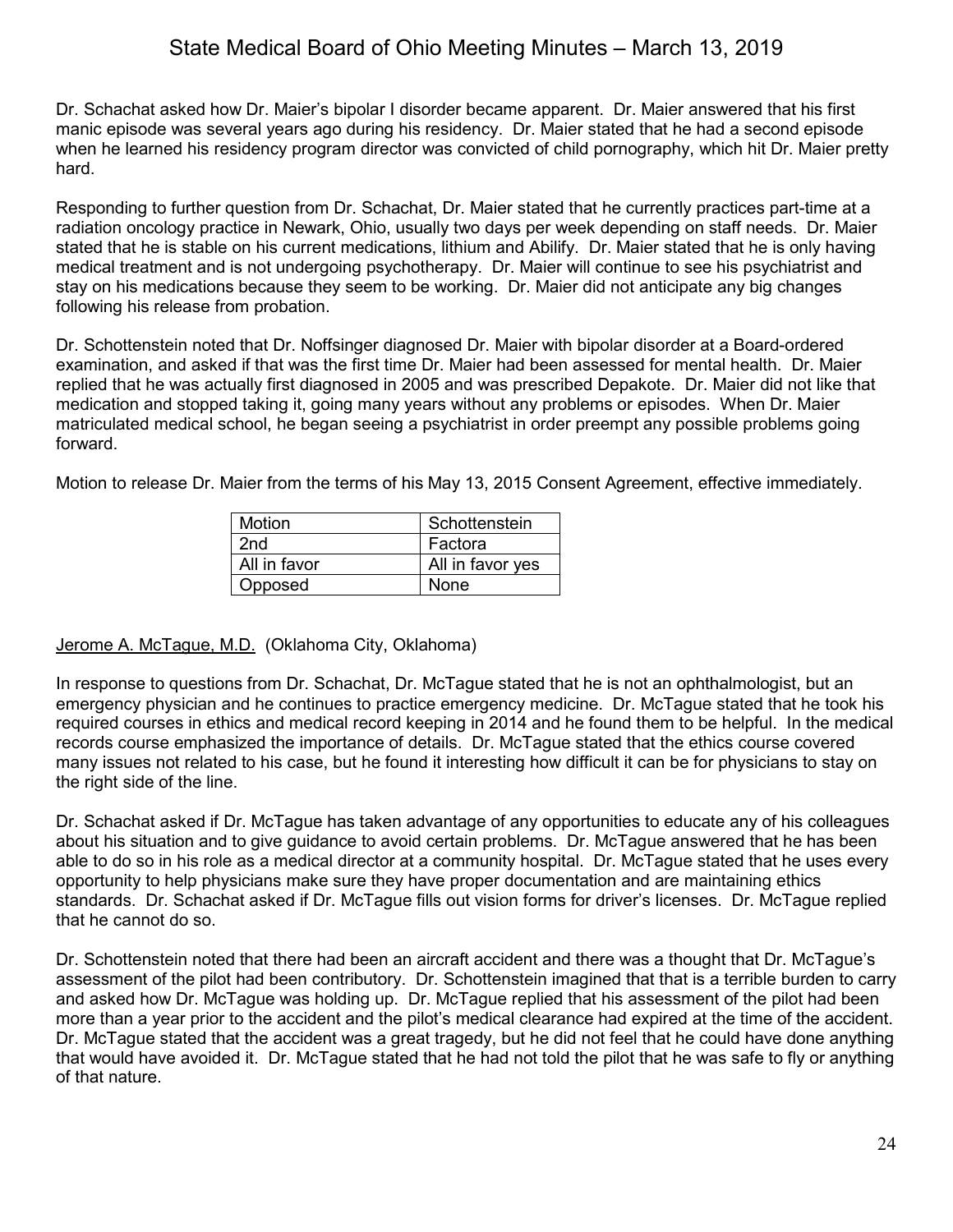Dr. Schachat asked how Dr. Maier's bipolar I disorder became apparent. Dr. Maier answered that his first manic episode was several years ago during his residency. Dr. Maier stated that he had a second episode when he learned his residency program director was convicted of child pornography, which hit Dr. Maier pretty hard.

Responding to further question from Dr. Schachat, Dr. Maier stated that he currently practices part-time at a radiation oncology practice in Newark, Ohio, usually two days per week depending on staff needs. Dr. Maier stated that he is stable on his current medications, lithium and Abilify. Dr. Maier stated that he is only having medical treatment and is not undergoing psychotherapy. Dr. Maier will continue to see his psychiatrist and stay on his medications because they seem to be working. Dr. Maier did not anticipate any big changes following his release from probation.

Dr. Schottenstein noted that Dr. Noffsinger diagnosed Dr. Maier with bipolar disorder at a Board-ordered examination, and asked if that was the first time Dr. Maier had been assessed for mental health. Dr. Maier replied that he was actually first diagnosed in 2005 and was prescribed Depakote. Dr. Maier did not like that medication and stopped taking it, going many years without any problems or episodes. When Dr. Maier matriculated medical school, he began seeing a psychiatrist in order preempt any possible problems going forward.

Motion to release Dr. Maier from the terms of his May 13, 2015 Consent Agreement, effective immediately.

| Motion | Schottenstein |
|---|---|
| 2nd | Factora |
| All in favor | All in favor yes |
| Opposed | None |

<u>Jerome A. McTague, M.D.</u> (Oklahoma City, Oklahoma)

In response to questions from Dr. Schachat, Dr. McTague stated that he is not an ophthalmologist, but an emergency physician and he continues to practice emergency medicine. Dr. McTague stated that he took his required courses in ethics and medical record keeping in 2014 and he found them to be helpful. In the medical records course emphasized the importance of details. Dr. McTague stated that the ethics course covered many issues not related to his case, but he found it interesting how difficult it can be for physicians to stay on the right side of the line.

Dr. Schachat asked if Dr. McTague has taken advantage of any opportunities to educate any of his colleagues about his situation and to give guidance to avoid certain problems. Dr. McTague answered that he has been able to do so in his role as a medical director at a community hospital. Dr. McTague stated that he uses every opportunity to help physicians make sure they have proper documentation and are maintaining ethics standards. Dr. Schachat asked if Dr. McTague fills out vision forms for driver's licenses. Dr. McTague replied that he cannot do so.

Dr. Schottenstein noted that there had been an aircraft accident and there was a thought that Dr. McTague's assessment of the pilot had been contributory. Dr. Schottenstein imagined that that is a terrible burden to carry and asked how Dr. McTague was holding up. Dr. McTague replied that his assessment of the pilot had been more than a year prior to the accident and the pilot's medical clearance had expired at the time of the accident. Dr. McTague stated that the accident was a great tragedy, but he did not feel that he could have done anything that would have avoided it. Dr. McTague stated that he had not told the pilot that he was safe to fly or anything of that nature.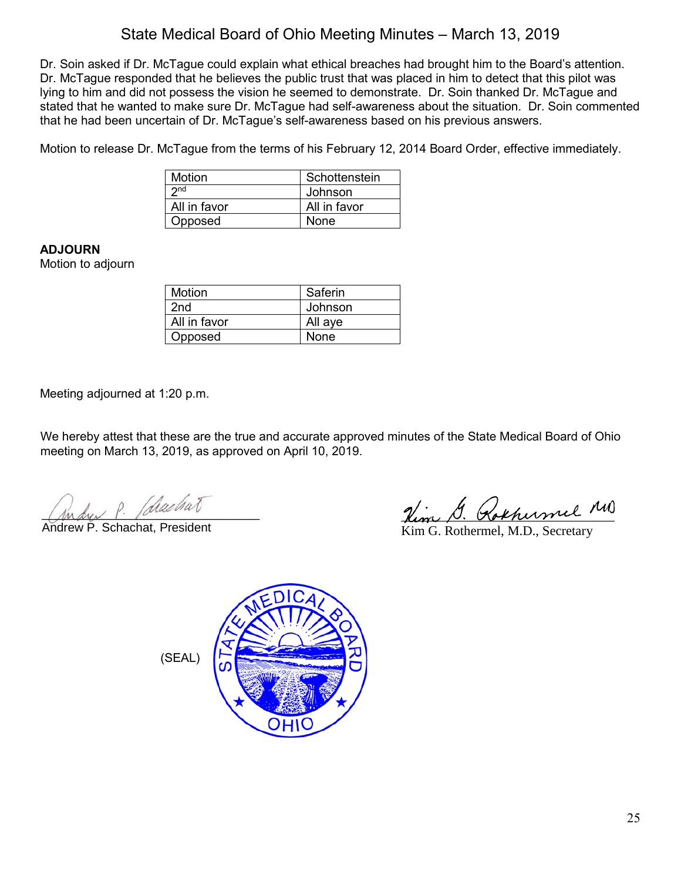Dr. Soin asked if Dr. McTague could explain what ethical breaches had brought him to the Board's attention. Dr. McTague responded that he believes the public trust that was placed in him to detect that this pilot was lying to him and did not possess the vision he seemed to demonstrate. Dr. Soin thanked Dr. McTague and stated that he wanted to make sure Dr. McTague had self-awareness about the situation. Dr. Soin commented that he had been uncertain of Dr. McTague's self-awareness based on his previous answers.

Motion to release Dr. McTague from the terms of his February 12, 2014 Board Order, effective immediately.

| Motion | Schottenstein |
|---|---|
| 2nd | Johnson |
| All in favor | All in favor |
| Opposed | None |

**ADJOURN**

Motion to adjourn

| Motion | Saferin |
|---|---|
| 2nd | Johnson |
| All in favor | All aye |
| Opposed | None |

Meeting adjourned at 1:20 p.m.

We hereby attest that these are the true and accurate approved minutes of the State Medical Board of Ohio meeting on March 13, 2019, as approved on April 10, 2019.

Andrew P. Schachat, President

Kim G. Rothermel, M.D., Secretary

(SEAL)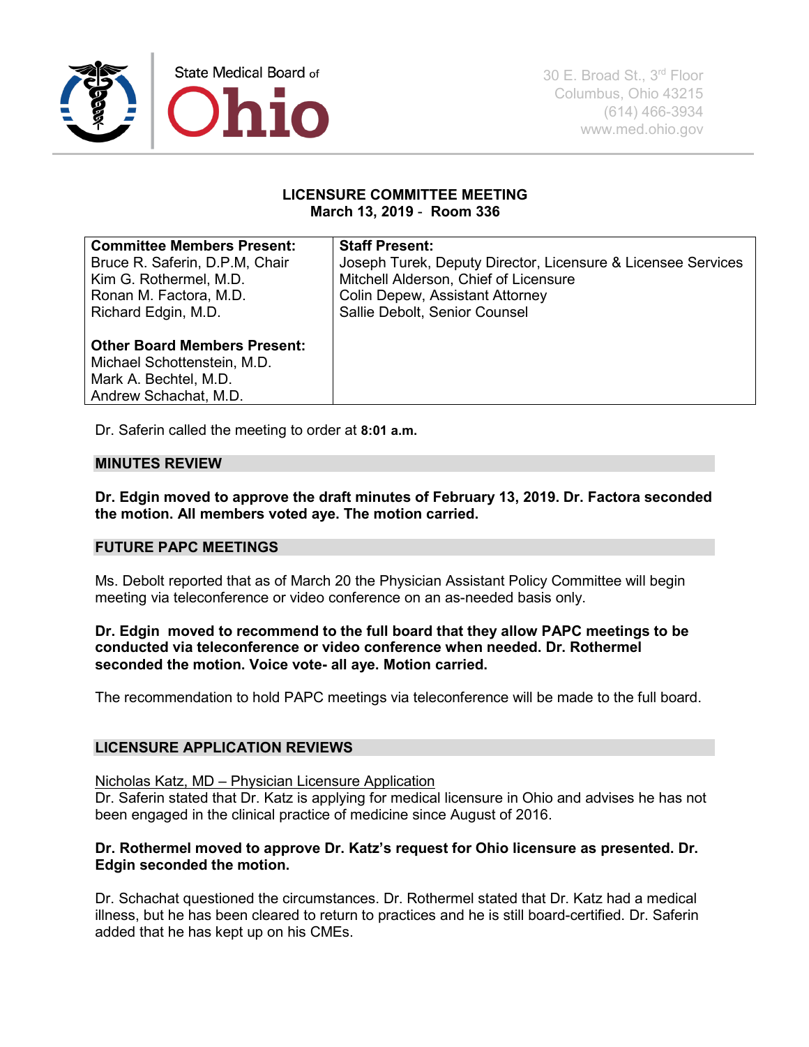State Medical Board of Ohio

30 E. Broad St., 3rd Floor
Columbus, Ohio 43215
(614) 466-3934
www.med.ohio.gov

## LICENSURE COMMITTEE MEETING
**March 13, 2019 - Room 336**

| **Committee Members Present:** | **Staff Present:** |
|---|---|
| Bruce R. Saferin, D.P.M, Chair | Joseph Turek, Deputy Director, Licensure & Licensee Services |
| Kim G. Rothermel, M.D. | Mitchell Alderson, Chief of Licensure |
| Ronan M. Factora, M.D. | Colin Depew, Assistant Attorney |
| Richard Edgin, M.D. | Sallie Debolt, Senior Counsel |
| | |
| **Other Board Members Present:** | |
| Michael Schottenstein, M.D. | |
| Mark A. Bechtel, M.D. | |
| Andrew Schachat, M.D. | |

Dr. Saferin called the meeting to order at **8:01 a.m.**

### MINUTES REVIEW

**Dr. Edgin moved to approve the draft minutes of February 13, 2019. Dr. Factora seconded the motion. All members voted aye. The motion carried.**

### FUTURE PAPC MEETINGS

Ms. Debolt reported that as of March 20 the Physician Assistant Policy Committee will begin meeting via teleconference or video conference on an as-needed basis only.

**Dr. Edgin moved to recommend to the full board that they allow PAPC meetings to be conducted via teleconference or video conference when needed. Dr. Rothermel seconded the motion. Voice vote- all aye. Motion carried.**

The recommendation to hold PAPC meetings via teleconference will be made to the full board.

### LICENSURE APPLICATION REVIEWS

Nicholas Katz, MD – Physician Licensure Application
Dr. Saferin stated that Dr. Katz is applying for medical licensure in Ohio and advises he has not been engaged in the clinical practice of medicine since August of 2016.

**Dr. Rothermel moved to approve Dr. Katz's request for Ohio licensure as presented. Dr. Edgin seconded the motion.**

Dr. Schachat questioned the circumstances. Dr. Rothermel stated that Dr. Katz had a medical illness, but he has been cleared to return to practices and he is still board-certified. Dr. Saferin added that he has kept up on his CMEs.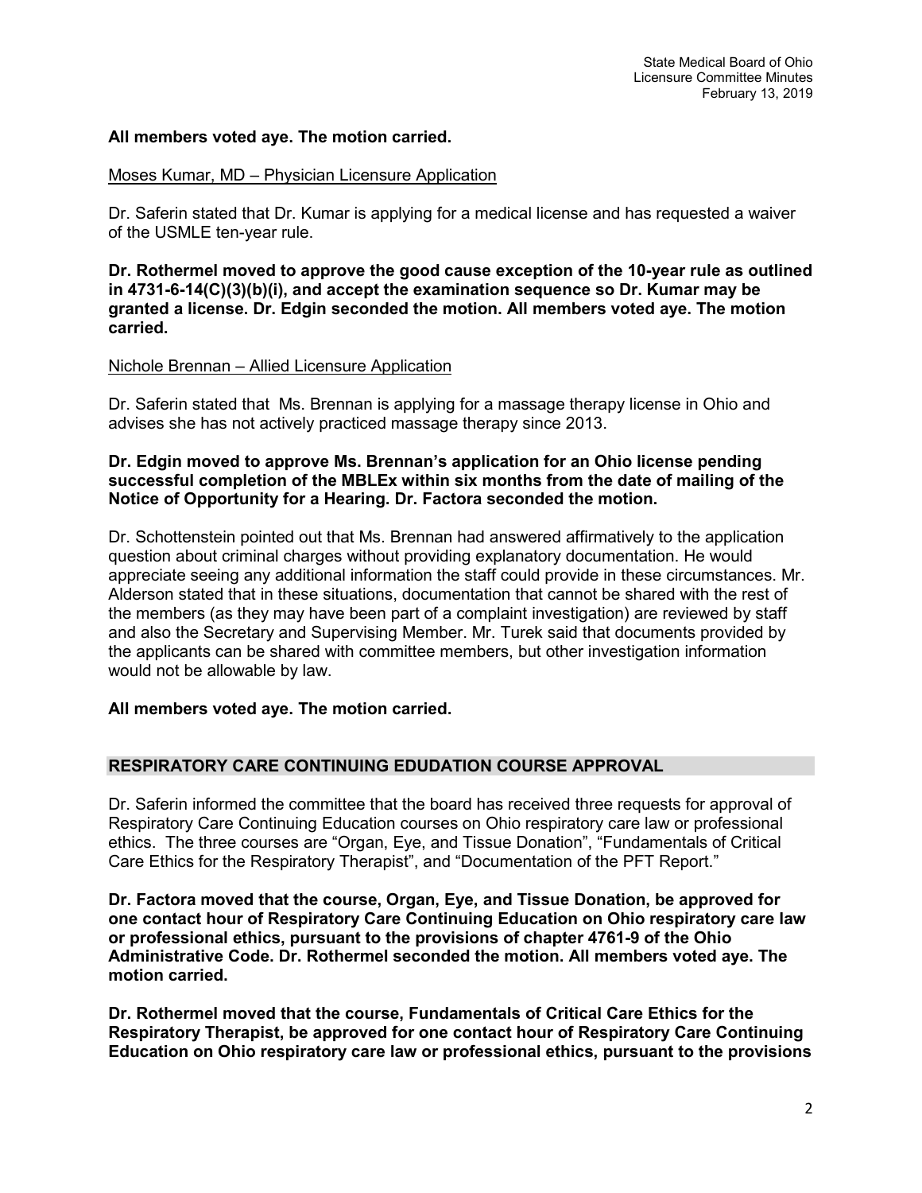**All members voted aye. The motion carried.**

Moses Kumar, MD – Physician Licensure Application

Dr. Saferin stated that Dr. Kumar is applying for a medical license and has requested a waiver of the USMLE ten-year rule.

**Dr. Rothermel moved to approve the good cause exception of the 10-year rule as outlined in 4731-6-14(C)(3)(b)(i), and accept the examination sequence so Dr. Kumar may be granted a license. Dr. Edgin seconded the motion. All members voted aye. The motion carried.**

Nichole Brennan – Allied Licensure Application

Dr. Saferin stated that  Ms. Brennan is applying for a massage therapy license in Ohio and advises she has not actively practiced massage therapy since 2013.

**Dr. Edgin moved to approve Ms. Brennan's application for an Ohio license pending successful completion of the MBLEx within six months from the date of mailing of the Notice of Opportunity for a Hearing. Dr. Factora seconded the motion.**

Dr. Schottenstein pointed out that Ms. Brennan had answered affirmatively to the application question about criminal charges without providing explanatory documentation. He would appreciate seeing any additional information the staff could provide in these circumstances. Mr. Alderson stated that in these situations, documentation that cannot be shared with the rest of the members (as they may have been part of a complaint investigation) are reviewed by staff and also the Secretary and Supervising Member. Mr. Turek said that documents provided by the applicants can be shared with committee members, but other investigation information would not be allowable by law.

**All members voted aye. The motion carried.**

## RESPIRATORY CARE CONTINUING EDUDATION COURSE APPROVAL

Dr. Saferin informed the committee that the board has received three requests for approval of Respiratory Care Continuing Education courses on Ohio respiratory care law or professional ethics.  The three courses are "Organ, Eye, and Tissue Donation", "Fundamentals of Critical Care Ethics for the Respiratory Therapist", and "Documentation of the PFT Report."

**Dr. Factora moved that the course, Organ, Eye, and Tissue Donation, be approved for one contact hour of Respiratory Care Continuing Education on Ohio respiratory care law or professional ethics, pursuant to the provisions of chapter 4761-9 of the Ohio Administrative Code. Dr. Rothermel seconded the motion. All members voted aye. The motion carried.**

**Dr. Rothermel moved that the course, Fundamentals of Critical Care Ethics for the Respiratory Therapist, be approved for one contact hour of Respiratory Care Continuing Education on Ohio respiratory care law or professional ethics, pursuant to the provisions**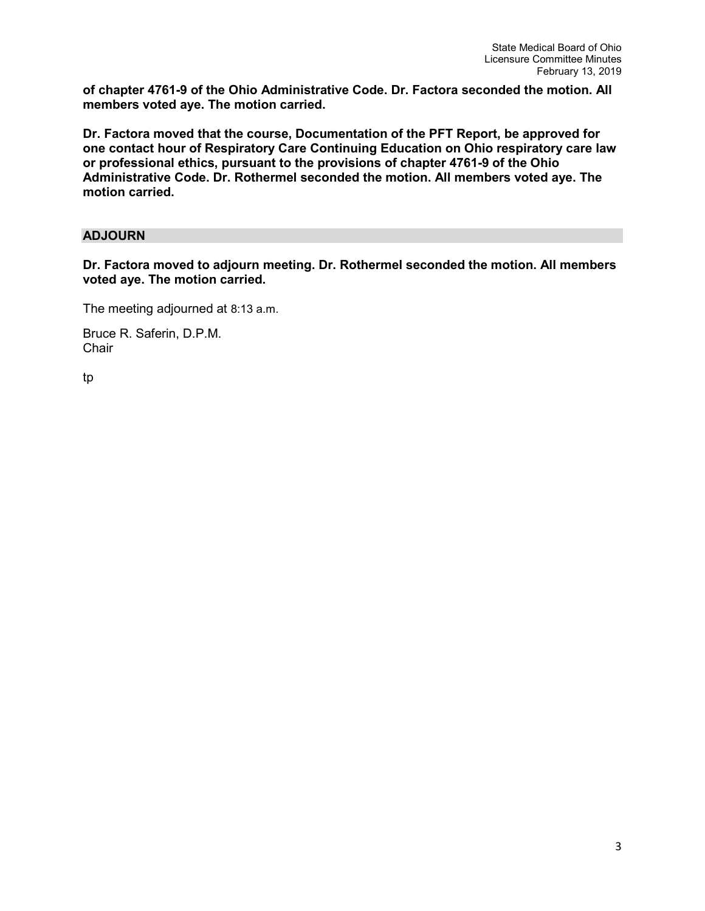**of chapter 4761-9 of the Ohio Administrative Code. Dr. Factora seconded the motion. All members voted aye. The motion carried.**

**Dr. Factora moved that the course, Documentation of the PFT Report, be approved for one contact hour of Respiratory Care Continuing Education on Ohio respiratory care law or professional ethics, pursuant to the provisions of chapter 4761-9 of the Ohio Administrative Code. Dr. Rothermel seconded the motion. All members voted aye. The motion carried.**

## ADJOURN

**Dr. Factora moved to adjourn meeting. Dr. Rothermel seconded the motion. All members voted aye. The motion carried.**

The meeting adjourned at 8:13 a.m.

Bruce R. Saferin, D.P.M.
Chair

tp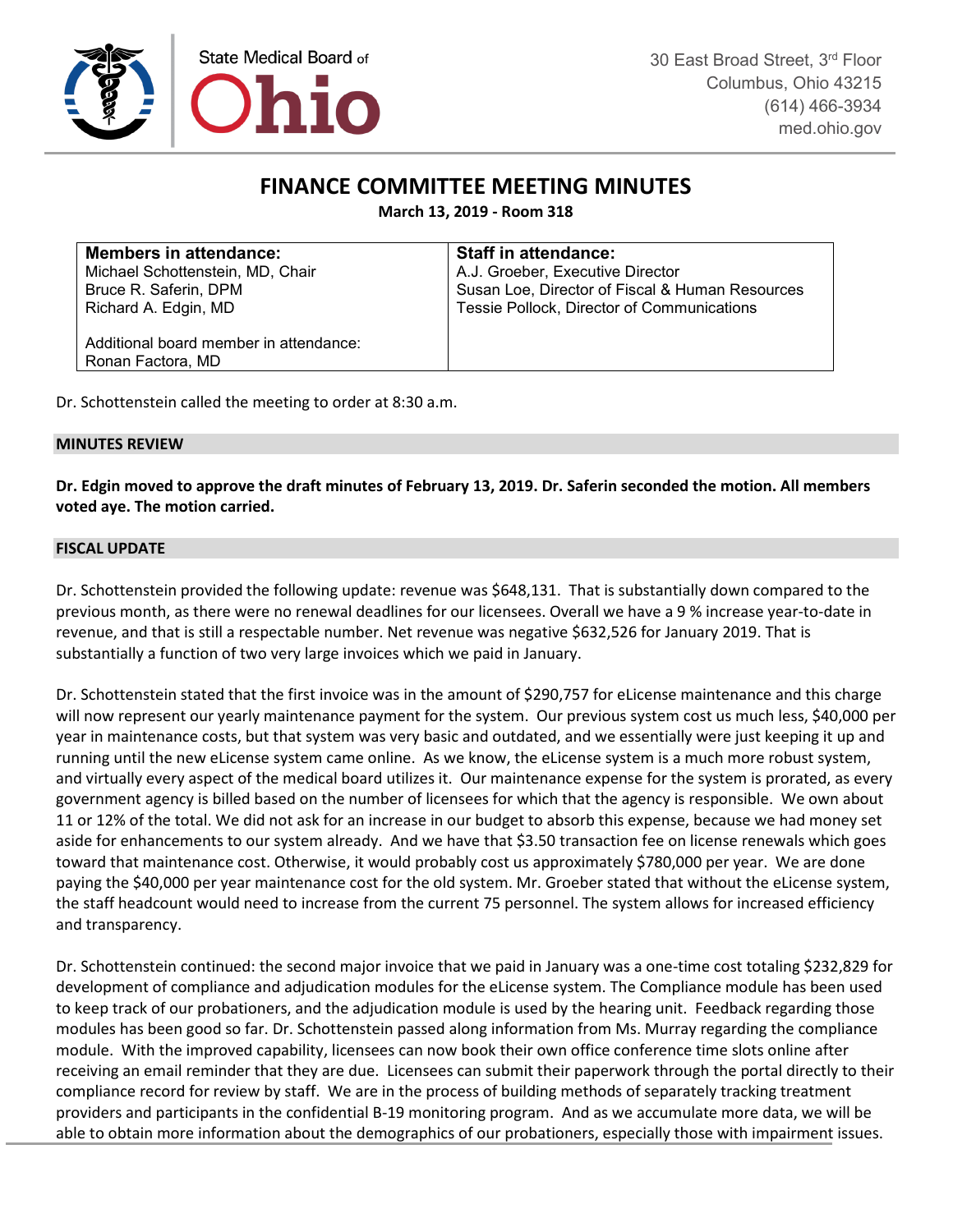State Medical Board of Ohio

30 East Broad Street, 3rd Floor
Columbus, Ohio 43215
(614) 466-3934
med.ohio.gov

# FINANCE COMMITTEE MEETING MINUTES

**March 13, 2019 - Room 318**

| Members in attendance: | Staff in attendance: |
|---|---|
| Michael Schottenstein, MD, Chair<br>Bruce R. Saferin, DPM<br>Richard A. Edgin, MD<br><br>Additional board member in attendance:<br>Ronan Factora, MD | A.J. Groeber, Executive Director<br>Susan Loe, Director of Fiscal & Human Resources<br>Tessie Pollock, Director of Communications |

Dr. Schottenstein called the meeting to order at 8:30 a.m.

## MINUTES REVIEW

**Dr. Edgin moved to approve the draft minutes of February 13, 2019. Dr. Saferin seconded the motion. All members voted aye. The motion carried.**

## FISCAL UPDATE

Dr. Schottenstein provided the following update: revenue was $648,131. That is substantially down compared to the previous month, as there were no renewal deadlines for our licensees. Overall we have a 9 % increase year-to-date in revenue, and that is still a respectable number. Net revenue was negative $632,526 for January 2019. That is substantially a function of two very large invoices which we paid in January.

Dr. Schottenstein stated that the first invoice was in the amount of $290,757 for eLicense maintenance and this charge will now represent our yearly maintenance payment for the system. Our previous system cost us much less, $40,000 per year in maintenance costs, but that system was very basic and outdated, and we essentially were just keeping it up and running until the new eLicense system came online. As we know, the eLicense system is a much more robust system, and virtually every aspect of the medical board utilizes it. Our maintenance expense for the system is prorated, as every government agency is billed based on the number of licensees for which that the agency is responsible. We own about 11 or 12% of the total. We did not ask for an increase in our budget to absorb this expense, because we had money set aside for enhancements to our system already. And we have that $3.50 transaction fee on license renewals which goes toward that maintenance cost. Otherwise, it would probably cost us approximately $780,000 per year. We are done paying the $40,000 per year maintenance cost for the old system. Mr. Groeber stated that without the eLicense system, the staff headcount would need to increase from the current 75 personnel. The system allows for increased efficiency and transparency.

Dr. Schottenstein continued: the second major invoice that we paid in January was a one-time cost totaling $232,829 for development of compliance and adjudication modules for the eLicense system. The Compliance module has been used to keep track of our probationers, and the adjudication module is used by the hearing unit. Feedback regarding those modules has been good so far. Dr. Schottenstein passed along information from Ms. Murray regarding the compliance module. With the improved capability, licensees can now book their own office conference time slots online after receiving an email reminder that they are due. Licensees can submit their paperwork through the portal directly to their compliance record for review by staff. We are in the process of building methods of separately tracking treatment providers and participants in the confidential B-19 monitoring program. And as we accumulate more data, we will be able to obtain more information about the demographics of our probationers, especially those with impairment issues.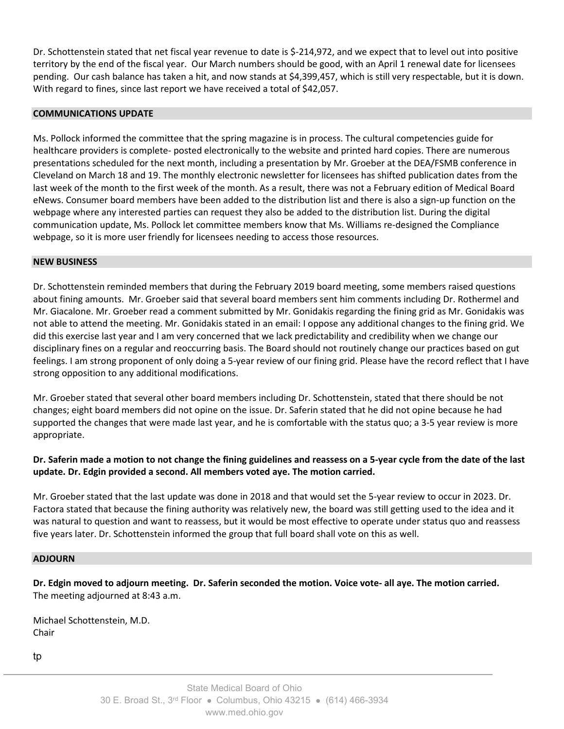Dr. Schottenstein stated that net fiscal year revenue to date is $-214,972, and we expect that to level out into positive territory by the end of the fiscal year. Our March numbers should be good, with an April 1 renewal date for licensees pending. Our cash balance has taken a hit, and now stands at $4,399,457, which is still very respectable, but it is down. With regard to fines, since last report we have received a total of $42,057.

## COMMUNICATIONS UPDATE

Ms. Pollock informed the committee that the spring magazine is in process. The cultural competencies guide for healthcare providers is complete- posted electronically to the website and printed hard copies. There are numerous presentations scheduled for the next month, including a presentation by Mr. Groeber at the DEA/FSMB conference in Cleveland on March 18 and 19. The monthly electronic newsletter for licensees has shifted publication dates from the last week of the month to the first week of the month. As a result, there was not a February edition of Medical Board eNews. Consumer board members have been added to the distribution list and there is also a sign-up function on the webpage where any interested parties can request they also be added to the distribution list. During the digital communication update, Ms. Pollock let committee members know that Ms. Williams re-designed the Compliance webpage, so it is more user friendly for licensees needing to access those resources.

## NEW BUSINESS

Dr. Schottenstein reminded members that during the February 2019 board meeting, some members raised questions about fining amounts. Mr. Groeber said that several board members sent him comments including Dr. Rothermel and Mr. Giacalone. Mr. Groeber read a comment submitted by Mr. Gonidakis regarding the fining grid as Mr. Gonidakis was not able to attend the meeting. Mr. Gonidakis stated in an email: I oppose any additional changes to the fining grid. We did this exercise last year and I am very concerned that we lack predictability and credibility when we change our disciplinary fines on a regular and reoccurring basis. The Board should not routinely change our practices based on gut feelings. I am strong proponent of only doing a 5-year review of our fining grid. Please have the record reflect that I have strong opposition to any additional modifications.

Mr. Groeber stated that several other board members including Dr. Schottenstein, stated that there should be not changes; eight board members did not opine on the issue. Dr. Saferin stated that he did not opine because he had supported the changes that were made last year, and he is comfortable with the status quo; a 3-5 year review is more appropriate.

**Dr. Saferin made a motion to not change the fining guidelines and reassess on a 5-year cycle from the date of the last update. Dr. Edgin provided a second. All members voted aye. The motion carried.**

Mr. Groeber stated that the last update was done in 2018 and that would set the 5-year review to occur in 2023. Dr. Factora stated that because the fining authority was relatively new, the board was still getting used to the idea and it was natural to question and want to reassess, but it would be most effective to operate under status quo and reassess five years later. Dr. Schottenstein informed the group that full board shall vote on this as well.

## ADJOURN

**Dr. Edgin moved to adjourn meeting. Dr. Saferin seconded the motion. Voice vote- all aye. The motion carried.**
The meeting adjourned at 8:43 a.m.

Michael Schottenstein, M.D.
Chair

tp

State Medical Board of Ohio
30 E. Broad St., 3rd Floor • Columbus, Ohio 43215 • (614) 466-3934
www.med.ohio.gov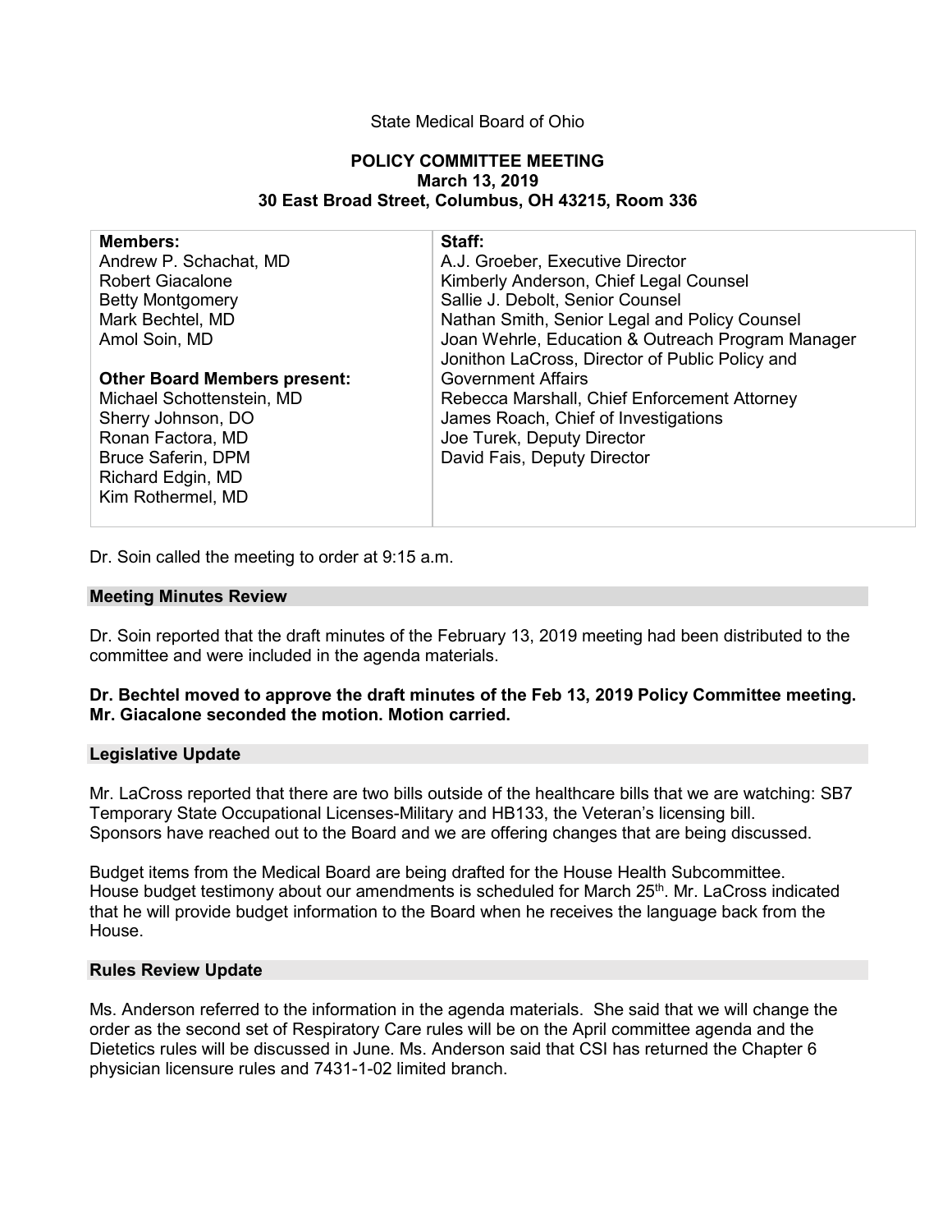State Medical Board of Ohio

**POLICY COMMITTEE MEETING**
**March 13, 2019**
**30 East Broad Street, Columbus, OH 43215, Room 336**

| **Members:** | **Staff:** |
|---|---|
| Andrew P. Schachat, MD | A.J. Groeber, Executive Director |
| Robert Giacalone | Kimberly Anderson, Chief Legal Counsel |
| Betty Montgomery | Sallie J. Debolt, Senior Counsel |
| Mark Bechtel, MD | Nathan Smith, Senior Legal and Policy Counsel |
| Amol Soin, MD | Joan Wehrle, Education & Outreach Program Manager |
| | Jonithon LaCross, Director of Public Policy and Government Affairs |
| **Other Board Members present:** | Rebecca Marshall, Chief Enforcement Attorney |
| Michael Schottenstein, MD | James Roach, Chief of Investigations |
| Sherry Johnson, DO | Joe Turek, Deputy Director |
| Ronan Factora, MD | David Fais, Deputy Director |
| Bruce Saferin, DPM | |
| Richard Edgin, MD | |
| Kim Rothermel, MD | |

Dr. Soin called the meeting to order at 9:15 a.m.

## Meeting Minutes Review

Dr. Soin reported that the draft minutes of the February 13, 2019 meeting had been distributed to the committee and were included in the agenda materials.

**Dr. Bechtel moved to approve the draft minutes of the Feb 13, 2019 Policy Committee meeting. Mr. Giacalone seconded the motion. Motion carried.**

## Legislative Update

Mr. LaCross reported that there are two bills outside of the healthcare bills that we are watching: SB7 Temporary State Occupational Licenses-Military and HB133, the Veteran's licensing bill. Sponsors have reached out to the Board and we are offering changes that are being discussed.

Budget items from the Medical Board are being drafted for the House Health Subcommittee. House budget testimony about our amendments is scheduled for March 25th. Mr. LaCross indicated that he will provide budget information to the Board when he receives the language back from the House.

## Rules Review Update

Ms. Anderson referred to the information in the agenda materials. She said that we will change the order as the second set of Respiratory Care rules will be on the April committee agenda and the Dietetics rules will be discussed in June. Ms. Anderson said that CSI has returned the Chapter 6 physician licensure rules and 7431-1-02 limited branch.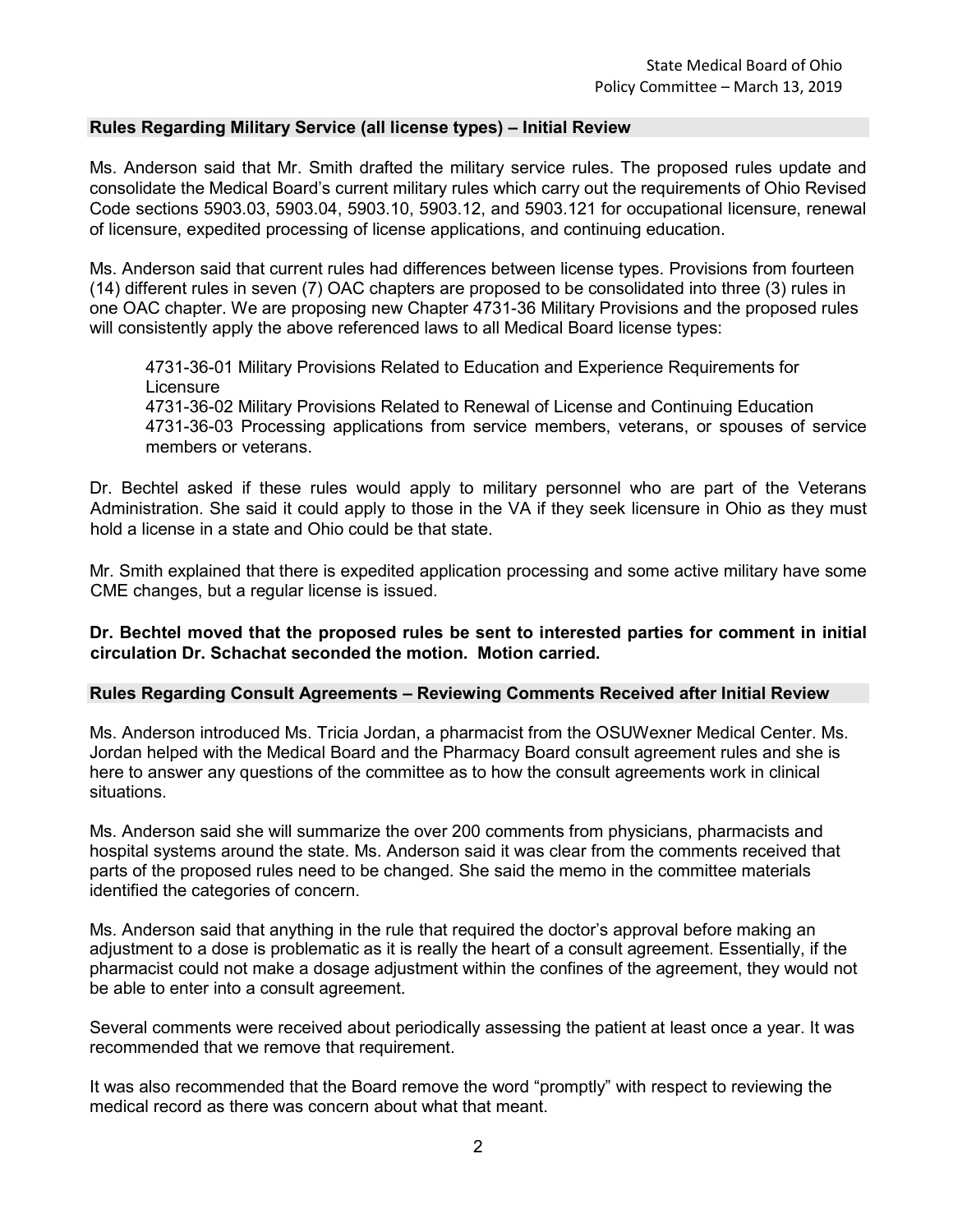## Rules Regarding Military Service (all license types) – Initial Review

Ms. Anderson said that Mr. Smith drafted the military service rules. The proposed rules update and consolidate the Medical Board's current military rules which carry out the requirements of Ohio Revised Code sections 5903.03, 5903.04, 5903.10, 5903.12, and 5903.121 for occupational licensure, renewal of licensure, expedited processing of license applications, and continuing education.

Ms. Anderson said that current rules had differences between license types. Provisions from fourteen (14) different rules in seven (7) OAC chapters are proposed to be consolidated into three (3) rules in one OAC chapter. We are proposing new Chapter 4731-36 Military Provisions and the proposed rules will consistently apply the above referenced laws to all Medical Board license types:

> 4731-36-01 Military Provisions Related to Education and Experience Requirements for Licensure
> 4731-36-02 Military Provisions Related to Renewal of License and Continuing Education
> 4731-36-03 Processing applications from service members, veterans, or spouses of service members or veterans.

Dr. Bechtel asked if these rules would apply to military personnel who are part of the Veterans Administration. She said it could apply to those in the VA if they seek licensure in Ohio as they must hold a license in a state and Ohio could be that state.

Mr. Smith explained that there is expedited application processing and some active military have some CME changes, but a regular license is issued.

**Dr. Bechtel moved that the proposed rules be sent to interested parties for comment in initial circulation Dr. Schachat seconded the motion. Motion carried.**

## Rules Regarding Consult Agreements – Reviewing Comments Received after Initial Review

Ms. Anderson introduced Ms. Tricia Jordan, a pharmacist from the OSUWexner Medical Center. Ms. Jordan helped with the Medical Board and the Pharmacy Board consult agreement rules and she is here to answer any questions of the committee as to how the consult agreements work in clinical situations.

Ms. Anderson said she will summarize the over 200 comments from physicians, pharmacists and hospital systems around the state. Ms. Anderson said it was clear from the comments received that parts of the proposed rules need to be changed. She said the memo in the committee materials identified the categories of concern.

Ms. Anderson said that anything in the rule that required the doctor's approval before making an adjustment to a dose is problematic as it is really the heart of a consult agreement. Essentially, if the pharmacist could not make a dosage adjustment within the confines of the agreement, they would not be able to enter into a consult agreement.

Several comments were received about periodically assessing the patient at least once a year. It was recommended that we remove that requirement.

It was also recommended that the Board remove the word "promptly" with respect to reviewing the medical record as there was concern about what that meant.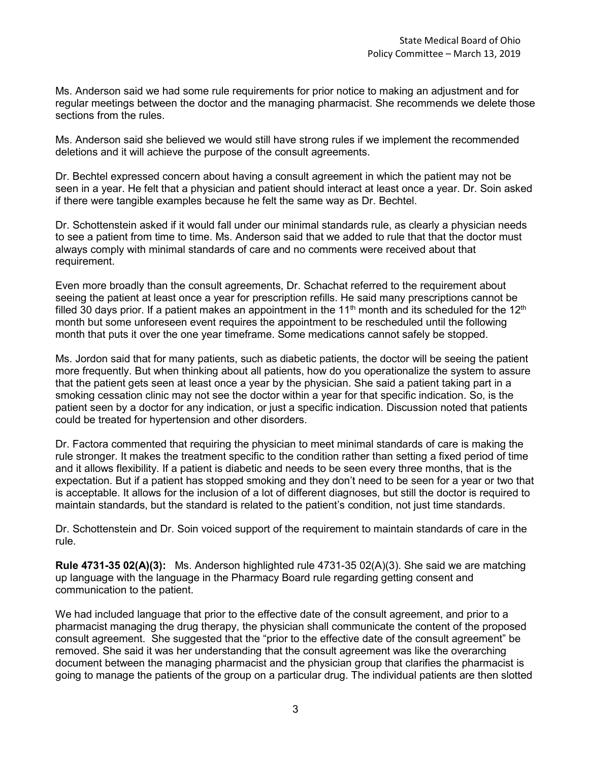Ms. Anderson said we had some rule requirements for prior notice to making an adjustment and for regular meetings between the doctor and the managing pharmacist. She recommends we delete those sections from the rules.

Ms. Anderson said she believed we would still have strong rules if we implement the recommended deletions and it will achieve the purpose of the consult agreements.

Dr. Bechtel expressed concern about having a consult agreement in which the patient may not be seen in a year. He felt that a physician and patient should interact at least once a year. Dr. Soin asked if there were tangible examples because he felt the same way as Dr. Bechtel.

Dr. Schottenstein asked if it would fall under our minimal standards rule, as clearly a physician needs to see a patient from time to time. Ms. Anderson said that we added to rule that that the doctor must always comply with minimal standards of care and no comments were received about that requirement.

Even more broadly than the consult agreements, Dr. Schachat referred to the requirement about seeing the patient at least once a year for prescription refills. He said many prescriptions cannot be filled 30 days prior. If a patient makes an appointment in the 11th month and its scheduled for the 12th month but some unforeseen event requires the appointment to be rescheduled until the following month that puts it over the one year timeframe. Some medications cannot safely be stopped.

Ms. Jordon said that for many patients, such as diabetic patients, the doctor will be seeing the patient more frequently. But when thinking about all patients, how do you operationalize the system to assure that the patient gets seen at least once a year by the physician. She said a patient taking part in a smoking cessation clinic may not see the doctor within a year for that specific indication. So, is the patient seen by a doctor for any indication, or just a specific indication. Discussion noted that patients could be treated for hypertension and other disorders.

Dr. Factora commented that requiring the physician to meet minimal standards of care is making the rule stronger. It makes the treatment specific to the condition rather than setting a fixed period of time and it allows flexibility. If a patient is diabetic and needs to be seen every three months, that is the expectation. But if a patient has stopped smoking and they don't need to be seen for a year or two that is acceptable. It allows for the inclusion of a lot of different diagnoses, but still the doctor is required to maintain standards, but the standard is related to the patient's condition, not just time standards.

Dr. Schottenstein and Dr. Soin voiced support of the requirement to maintain standards of care in the rule.

**Rule 4731-35 02(A)(3):** Ms. Anderson highlighted rule 4731-35 02(A)(3). She said we are matching up language with the language in the Pharmacy Board rule regarding getting consent and communication to the patient.

We had included language that prior to the effective date of the consult agreement, and prior to a pharmacist managing the drug therapy, the physician shall communicate the content of the proposed consult agreement. She suggested that the "prior to the effective date of the consult agreement" be removed. She said it was her understanding that the consult agreement was like the overarching document between the managing pharmacist and the physician group that clarifies the pharmacist is going to manage the patients of the group on a particular drug. The individual patients are then slotted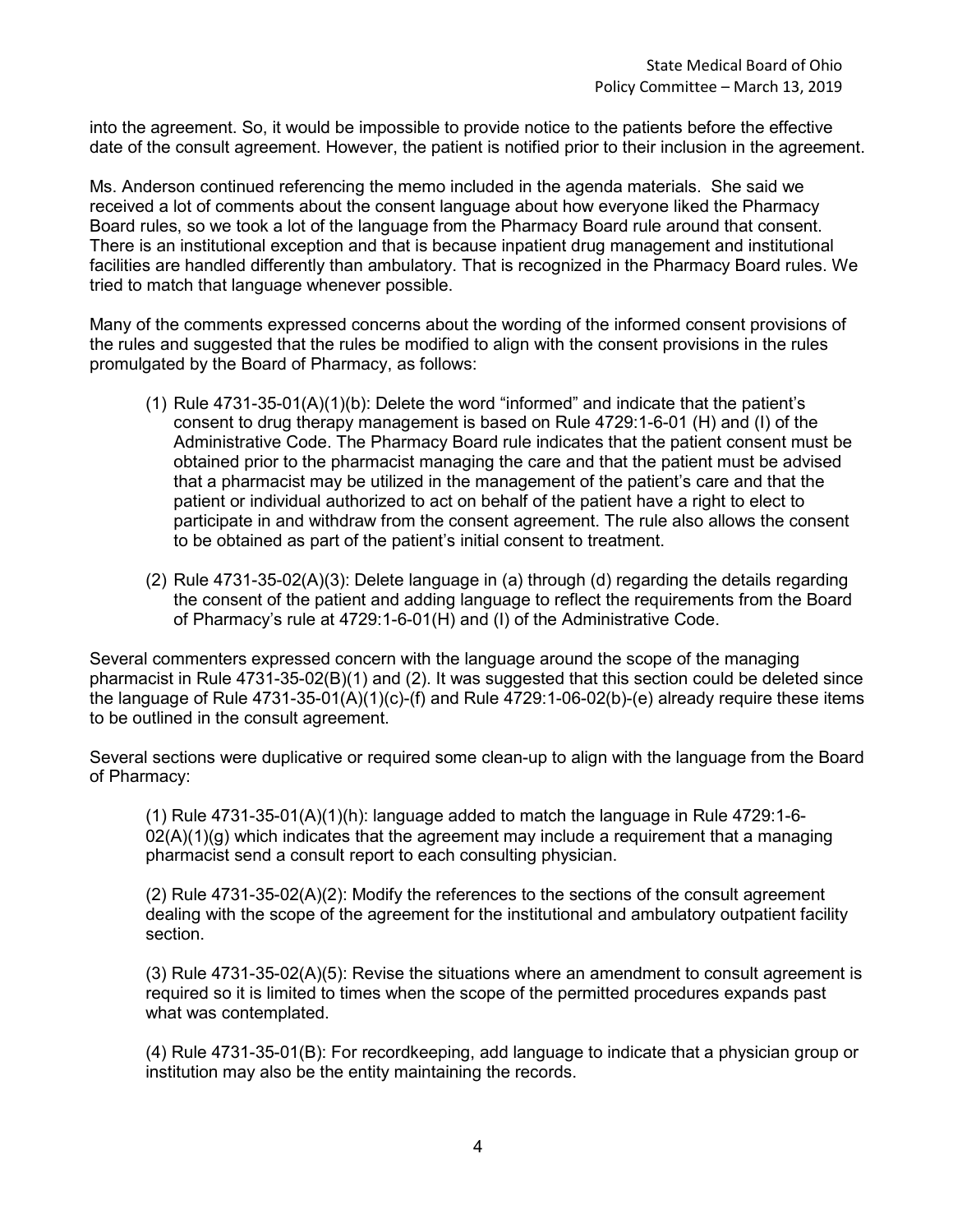into the agreement. So, it would be impossible to provide notice to the patients before the effective date of the consult agreement. However, the patient is notified prior to their inclusion in the agreement.

Ms. Anderson continued referencing the memo included in the agenda materials. She said we received a lot of comments about the consent language about how everyone liked the Pharmacy Board rules, so we took a lot of the language from the Pharmacy Board rule around that consent. There is an institutional exception and that is because inpatient drug management and institutional facilities are handled differently than ambulatory. That is recognized in the Pharmacy Board rules. We tried to match that language whenever possible.

Many of the comments expressed concerns about the wording of the informed consent provisions of the rules and suggested that the rules be modified to align with the consent provisions in the rules promulgated by the Board of Pharmacy, as follows:

(1) Rule 4731-35-01(A)(1)(b): Delete the word "informed" and indicate that the patient's consent to drug therapy management is based on Rule 4729:1-6-01 (H) and (I) of the Administrative Code. The Pharmacy Board rule indicates that the patient consent must be obtained prior to the pharmacist managing the care and that the patient must be advised that a pharmacist may be utilized in the management of the patient's care and that the patient or individual authorized to act on behalf of the patient have a right to elect to participate in and withdraw from the consent agreement. The rule also allows the consent to be obtained as part of the patient's initial consent to treatment.

(2) Rule 4731-35-02(A)(3): Delete language in (a) through (d) regarding the details regarding the consent of the patient and adding language to reflect the requirements from the Board of Pharmacy's rule at 4729:1-6-01(H) and (I) of the Administrative Code.

Several commenters expressed concern with the language around the scope of the managing pharmacist in Rule 4731-35-02(B)(1) and (2). It was suggested that this section could be deleted since the language of Rule 4731-35-01(A)(1)(c)-(f) and Rule 4729:1-06-02(b)-(e) already require these items to be outlined in the consult agreement.

Several sections were duplicative or required some clean-up to align with the language from the Board of Pharmacy:

(1) Rule 4731-35-01(A)(1)(h): language added to match the language in Rule 4729:1-6-02(A)(1)(g) which indicates that the agreement may include a requirement that a managing pharmacist send a consult report to each consulting physician.

(2) Rule 4731-35-02(A)(2): Modify the references to the sections of the consult agreement dealing with the scope of the agreement for the institutional and ambulatory outpatient facility section.

(3) Rule 4731-35-02(A)(5): Revise the situations where an amendment to consult agreement is required so it is limited to times when the scope of the permitted procedures expands past what was contemplated.

(4) Rule 4731-35-01(B): For recordkeeping, add language to indicate that a physician group or institution may also be the entity maintaining the records.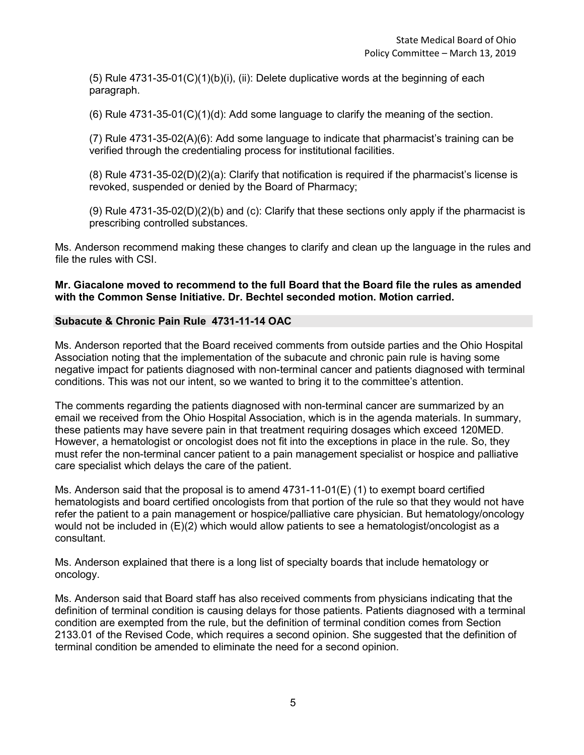(5) Rule 4731-35-01(C)(1)(b)(i), (ii): Delete duplicative words at the beginning of each paragraph.

(6) Rule 4731-35-01(C)(1)(d): Add some language to clarify the meaning of the section.

(7) Rule 4731-35-02(A)(6): Add some language to indicate that pharmacist's training can be verified through the credentialing process for institutional facilities.

(8) Rule 4731-35-02(D)(2)(a): Clarify that notification is required if the pharmacist's license is revoked, suspended or denied by the Board of Pharmacy;

(9) Rule 4731-35-02(D)(2)(b) and (c): Clarify that these sections only apply if the pharmacist is prescribing controlled substances.

Ms. Anderson recommend making these changes to clarify and clean up the language in the rules and file the rules with CSI.

**Mr. Giacalone moved to recommend to the full Board that the Board file the rules as amended with the Common Sense Initiative. Dr. Bechtel seconded motion. Motion carried.**

## Subacute & Chronic Pain Rule 4731-11-14 OAC

Ms. Anderson reported that the Board received comments from outside parties and the Ohio Hospital Association noting that the implementation of the subacute and chronic pain rule is having some negative impact for patients diagnosed with non-terminal cancer and patients diagnosed with terminal conditions. This was not our intent, so we wanted to bring it to the committee's attention.

The comments regarding the patients diagnosed with non-terminal cancer are summarized by an email we received from the Ohio Hospital Association, which is in the agenda materials. In summary, these patients may have severe pain in that treatment requiring dosages which exceed 120MED. However, a hematologist or oncologist does not fit into the exceptions in place in the rule. So, they must refer the non-terminal cancer patient to a pain management specialist or hospice and palliative care specialist which delays the care of the patient.

Ms. Anderson said that the proposal is to amend 4731-11-01(E) (1) to exempt board certified hematologists and board certified oncologists from that portion of the rule so that they would not have refer the patient to a pain management or hospice/palliative care physician. But hematology/oncology would not be included in (E)(2) which would allow patients to see a hematologist/oncologist as a consultant.

Ms. Anderson explained that there is a long list of specialty boards that include hematology or oncology.

Ms. Anderson said that Board staff has also received comments from physicians indicating that the definition of terminal condition is causing delays for those patients. Patients diagnosed with a terminal condition are exempted from the rule, but the definition of terminal condition comes from Section 2133.01 of the Revised Code, which requires a second opinion. She suggested that the definition of terminal condition be amended to eliminate the need for a second opinion.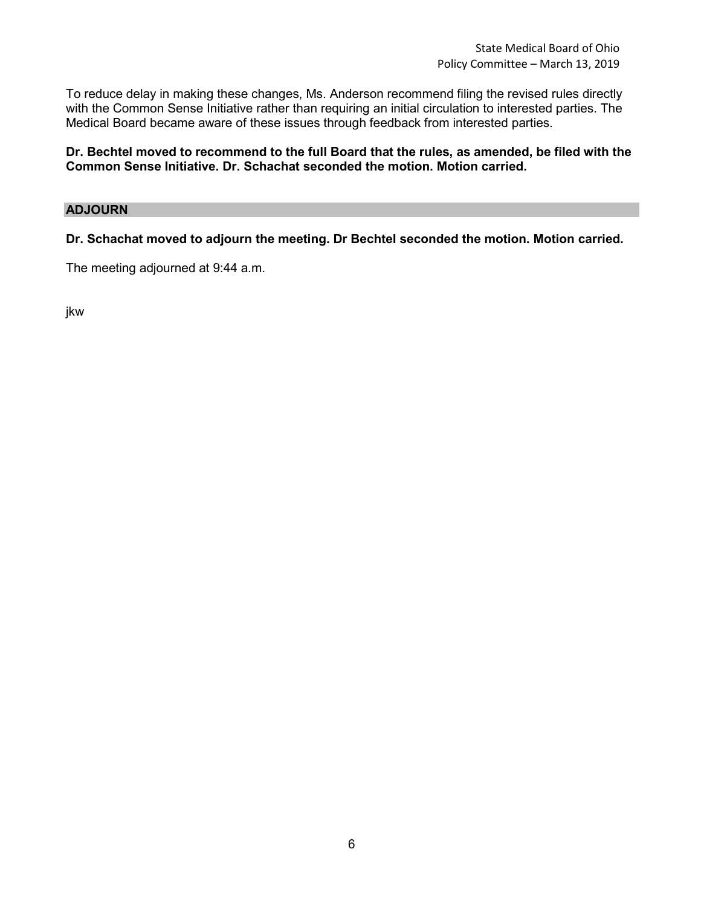To reduce delay in making these changes, Ms. Anderson recommend filing the revised rules directly with the Common Sense Initiative rather than requiring an initial circulation to interested parties. The Medical Board became aware of these issues through feedback from interested parties.

**Dr. Bechtel moved to recommend to the full Board that the rules, as amended, be filed with the Common Sense Initiative. Dr. Schachat seconded the motion. Motion carried.**

## ADJOURN

**Dr. Schachat moved to adjourn the meeting. Dr Bechtel seconded the motion. Motion carried.**

The meeting adjourned at 9:44 a.m.

jkw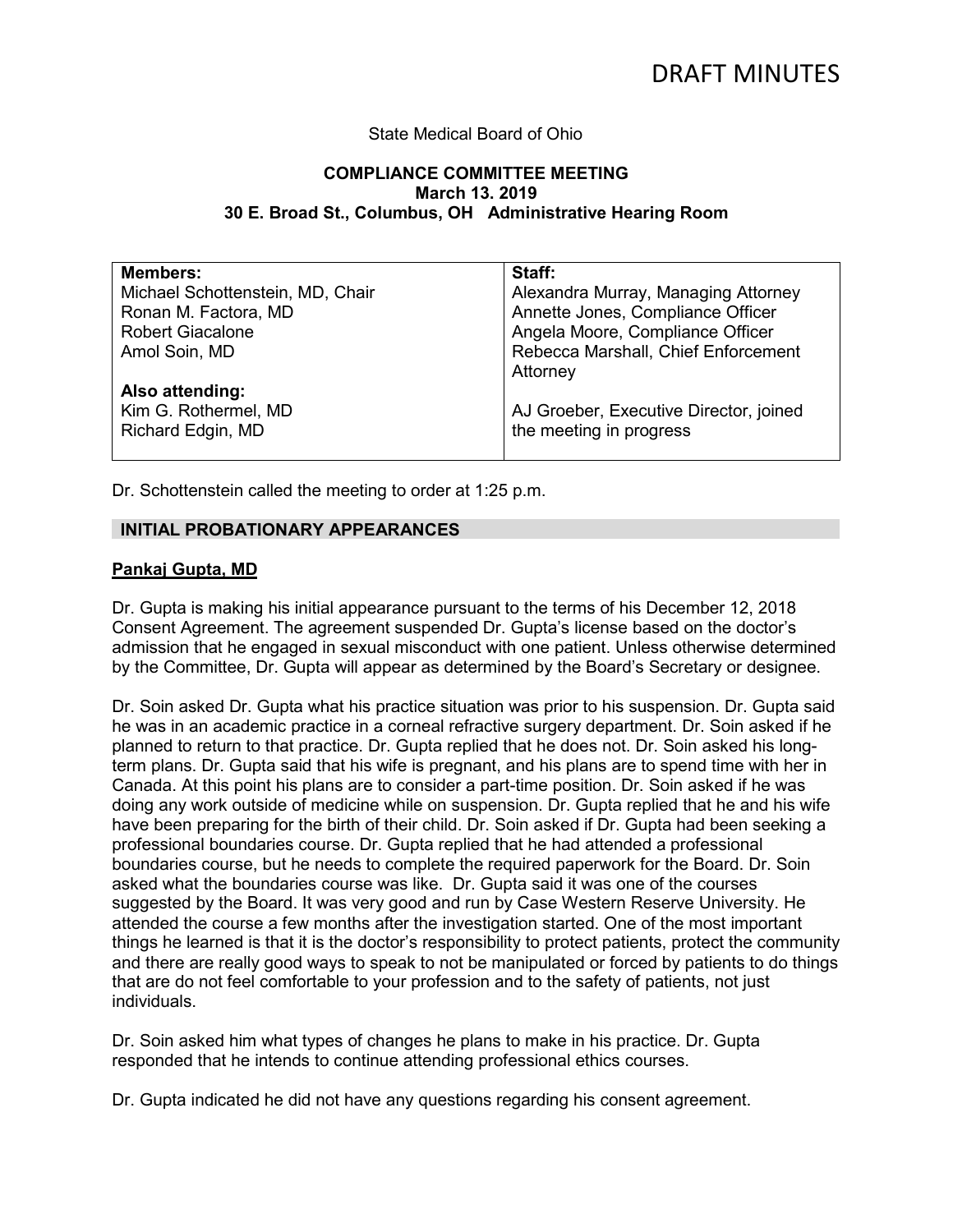DRAFT MINUTES

State Medical Board of Ohio

**COMPLIANCE COMMITTEE MEETING**
**March 13. 2019**
**30 E. Broad St., Columbus, OH   Administrative Hearing Room**

| **Members:** | **Staff:** |
|---|---|
| Michael Schottenstein, MD, Chair | Alexandra Murray, Managing Attorney |
| Ronan M. Factora, MD | Annette Jones, Compliance Officer |
| Robert Giacalone | Angela Moore, Compliance Officer |
| Amol Soin, MD | Rebecca Marshall, Chief Enforcement Attorney |
| **Also attending:** | |
| Kim G. Rothermel, MD | AJ Groeber, Executive Director, joined the meeting in progress |
| Richard Edgin, MD | |

Dr. Schottenstein called the meeting to order at 1:25 p.m.

## INITIAL PROBATIONARY APPEARANCES

### Pankaj Gupta, MD

Dr. Gupta is making his initial appearance pursuant to the terms of his December 12, 2018 Consent Agreement. The agreement suspended Dr. Gupta's license based on the doctor's admission that he engaged in sexual misconduct with one patient. Unless otherwise determined by the Committee, Dr. Gupta will appear as determined by the Board's Secretary or designee.

Dr. Soin asked Dr. Gupta what his practice situation was prior to his suspension. Dr. Gupta said he was in an academic practice in a corneal refractive surgery department. Dr. Soin asked if he planned to return to that practice. Dr. Gupta replied that he does not. Dr. Soin asked his long-term plans. Dr. Gupta said that his wife is pregnant, and his plans are to spend time with her in Canada. At this point his plans are to consider a part-time position. Dr. Soin asked if he was doing any work outside of medicine while on suspension. Dr. Gupta replied that he and his wife have been preparing for the birth of their child. Dr. Soin asked if Dr. Gupta had been seeking a professional boundaries course. Dr. Gupta replied that he had attended a professional boundaries course, but he needs to complete the required paperwork for the Board. Dr. Soin asked what the boundaries course was like. Dr. Gupta said it was one of the courses suggested by the Board. It was very good and run by Case Western Reserve University. He attended the course a few months after the investigation started. One of the most important things he learned is that it is the doctor's responsibility to protect patients, protect the community and there are really good ways to speak to not be manipulated or forced by patients to do things that are do not feel comfortable to your profession and to the safety of patients, not just individuals.

Dr. Soin asked him what types of changes he plans to make in his practice. Dr. Gupta responded that he intends to continue attending professional ethics courses.

Dr. Gupta indicated he did not have any questions regarding his consent agreement.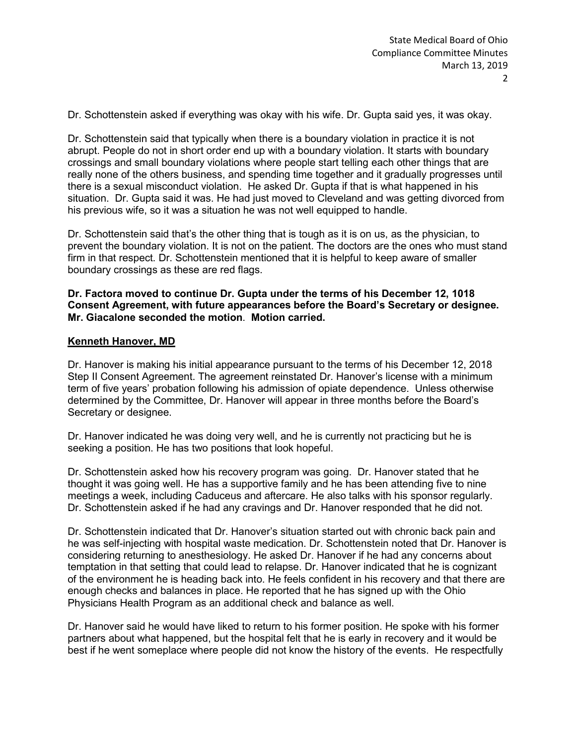Dr. Schottenstein asked if everything was okay with his wife. Dr. Gupta said yes, it was okay.

Dr. Schottenstein said that typically when there is a boundary violation in practice it is not abrupt. People do not in short order end up with a boundary violation. It starts with boundary crossings and small boundary violations where people start telling each other things that are really none of the others business, and spending time together and it gradually progresses until there is a sexual misconduct violation. He asked Dr. Gupta if that is what happened in his situation. Dr. Gupta said it was. He had just moved to Cleveland and was getting divorced from his previous wife, so it was a situation he was not well equipped to handle.

Dr. Schottenstein said that's the other thing that is tough as it is on us, as the physician, to prevent the boundary violation. It is not on the patient. The doctors are the ones who must stand firm in that respect. Dr. Schottenstein mentioned that it is helpful to keep aware of smaller boundary crossings as these are red flags.

**Dr. Factora moved to continue Dr. Gupta under the terms of his December 12, 1018 Consent Agreement, with future appearances before the Board's Secretary or designee. Mr. Giacalone seconded the motion. Motion carried.**

**Kenneth Hanover, MD**

Dr. Hanover is making his initial appearance pursuant to the terms of his December 12, 2018 Step II Consent Agreement. The agreement reinstated Dr. Hanover's license with a minimum term of five years' probation following his admission of opiate dependence. Unless otherwise determined by the Committee, Dr. Hanover will appear in three months before the Board's Secretary or designee.

Dr. Hanover indicated he was doing very well, and he is currently not practicing but he is seeking a position. He has two positions that look hopeful.

Dr. Schottenstein asked how his recovery program was going. Dr. Hanover stated that he thought it was going well. He has a supportive family and he has been attending five to nine meetings a week, including Caduceus and aftercare. He also talks with his sponsor regularly. Dr. Schottenstein asked if he had any cravings and Dr. Hanover responded that he did not.

Dr. Schottenstein indicated that Dr. Hanover's situation started out with chronic back pain and he was self-injecting with hospital waste medication. Dr. Schottenstein noted that Dr. Hanover is considering returning to anesthesiology. He asked Dr. Hanover if he had any concerns about temptation in that setting that could lead to relapse. Dr. Hanover indicated that he is cognizant of the environment he is heading back into. He feels confident in his recovery and that there are enough checks and balances in place. He reported that he has signed up with the Ohio Physicians Health Program as an additional check and balance as well.

Dr. Hanover said he would have liked to return to his former position. He spoke with his former partners about what happened, but the hospital felt that he is early in recovery and it would be best if he went someplace where people did not know the history of the events. He respectfully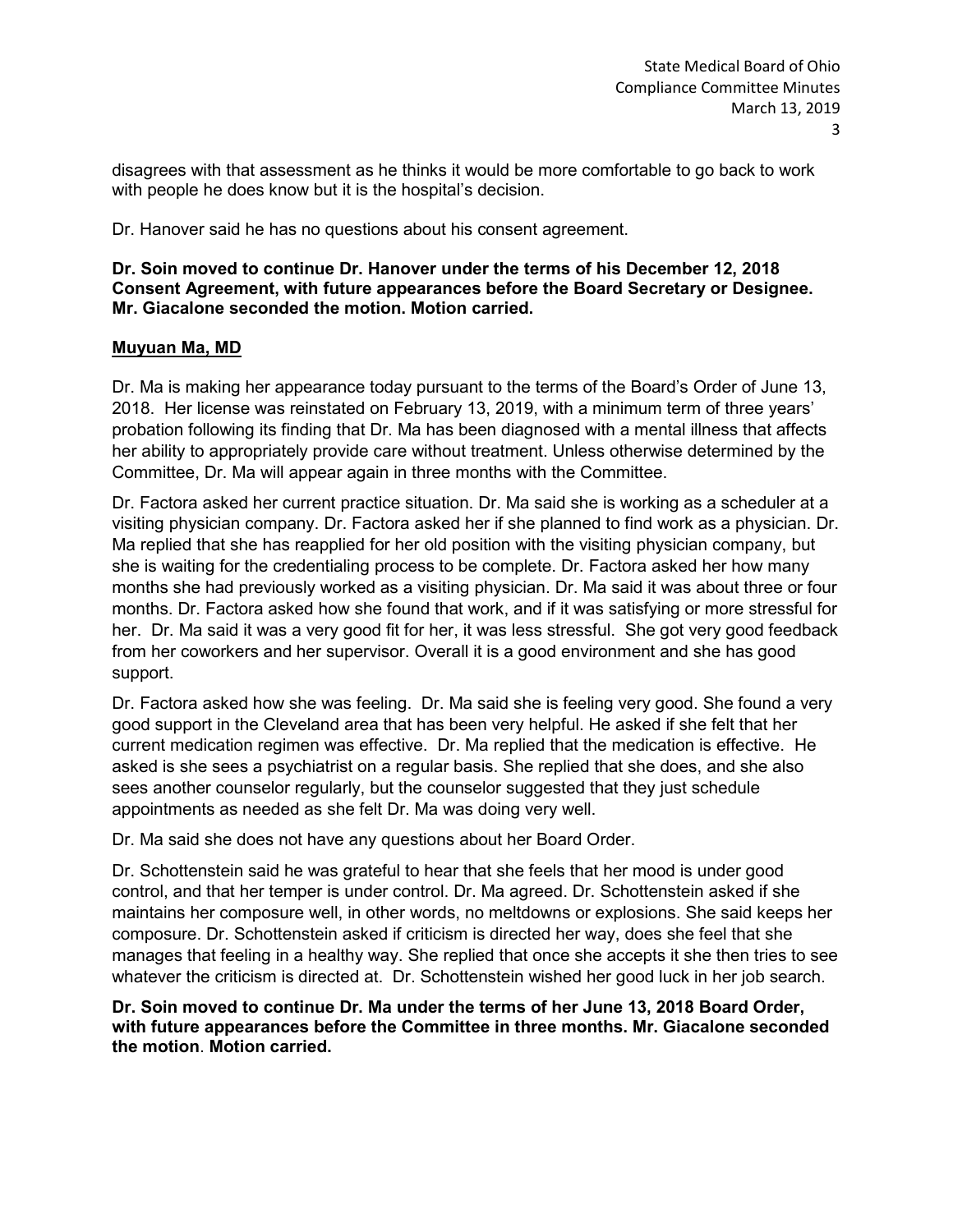disagrees with that assessment as he thinks it would be more comfortable to go back to work with people he does know but it is the hospital's decision.

Dr. Hanover said he has no questions about his consent agreement.

**Dr. Soin moved to continue Dr. Hanover under the terms of his December 12, 2018 Consent Agreement, with future appearances before the Board Secretary or Designee. Mr. Giacalone seconded the motion. Motion carried.**

**Muyuan Ma, MD**

Dr. Ma is making her appearance today pursuant to the terms of the Board's Order of June 13, 2018. Her license was reinstated on February 13, 2019, with a minimum term of three years' probation following its finding that Dr. Ma has been diagnosed with a mental illness that affects her ability to appropriately provide care without treatment. Unless otherwise determined by the Committee, Dr. Ma will appear again in three months with the Committee.

Dr. Factora asked her current practice situation. Dr. Ma said she is working as a scheduler at a visiting physician company. Dr. Factora asked her if she planned to find work as a physician. Dr. Ma replied that she has reapplied for her old position with the visiting physician company, but she is waiting for the credentialing process to be complete. Dr. Factora asked her how many months she had previously worked as a visiting physician. Dr. Ma said it was about three or four months. Dr. Factora asked how she found that work, and if it was satisfying or more stressful for her. Dr. Ma said it was a very good fit for her, it was less stressful. She got very good feedback from her coworkers and her supervisor. Overall it is a good environment and she has good support.

Dr. Factora asked how she was feeling. Dr. Ma said she is feeling very good. She found a very good support in the Cleveland area that has been very helpful. He asked if she felt that her current medication regimen was effective. Dr. Ma replied that the medication is effective. He asked is she sees a psychiatrist on a regular basis. She replied that she does, and she also sees another counselor regularly, but the counselor suggested that they just schedule appointments as needed as she felt Dr. Ma was doing very well.

Dr. Ma said she does not have any questions about her Board Order.

Dr. Schottenstein said he was grateful to hear that she feels that her mood is under good control, and that her temper is under control. Dr. Ma agreed. Dr. Schottenstein asked if she maintains her composure well, in other words, no meltdowns or explosions. She said keeps her composure. Dr. Schottenstein asked if criticism is directed her way, does she feel that she manages that feeling in a healthy way. She replied that once she accepts it she then tries to see whatever the criticism is directed at. Dr. Schottenstein wished her good luck in her job search.

**Dr. Soin moved to continue Dr. Ma under the terms of her June 13, 2018 Board Order, with future appearances before the Committee in three months. Mr. Giacalone seconded the motion. Motion carried.**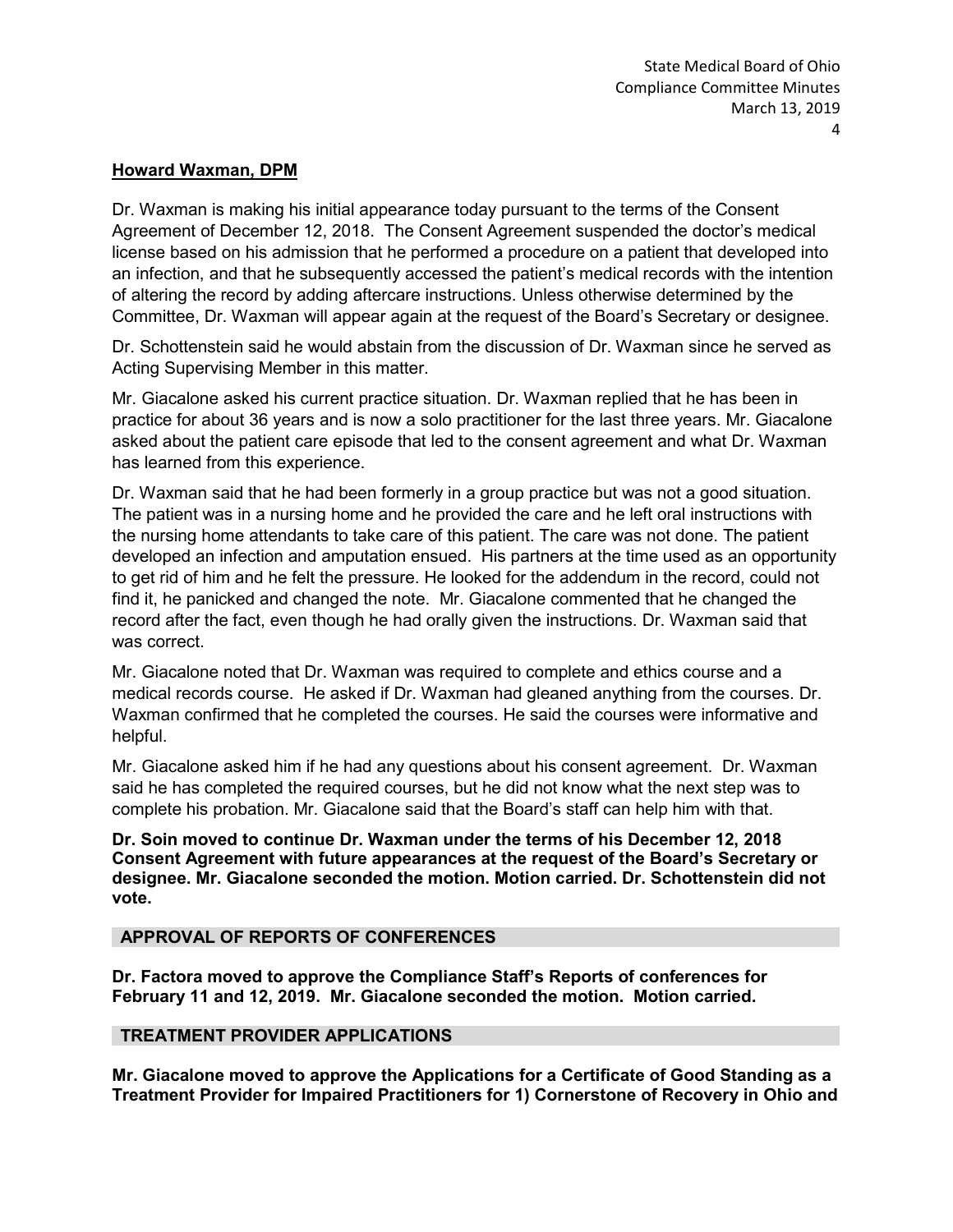**Howard Waxman, DPM**

Dr. Waxman is making his initial appearance today pursuant to the terms of the Consent Agreement of December 12, 2018. The Consent Agreement suspended the doctor's medical license based on his admission that he performed a procedure on a patient that developed into an infection, and that he subsequently accessed the patient's medical records with the intention of altering the record by adding aftercare instructions. Unless otherwise determined by the Committee, Dr. Waxman will appear again at the request of the Board's Secretary or designee.

Dr. Schottenstein said he would abstain from the discussion of Dr. Waxman since he served as Acting Supervising Member in this matter.

Mr. Giacalone asked his current practice situation. Dr. Waxman replied that he has been in practice for about 36 years and is now a solo practitioner for the last three years. Mr. Giacalone asked about the patient care episode that led to the consent agreement and what Dr. Waxman has learned from this experience.

Dr. Waxman said that he had been formerly in a group practice but was not a good situation. The patient was in a nursing home and he provided the care and he left oral instructions with the nursing home attendants to take care of this patient. The care was not done. The patient developed an infection and amputation ensued. His partners at the time used as an opportunity to get rid of him and he felt the pressure. He looked for the addendum in the record, could not find it, he panicked and changed the note. Mr. Giacalone commented that he changed the record after the fact, even though he had orally given the instructions. Dr. Waxman said that was correct.

Mr. Giacalone noted that Dr. Waxman was required to complete and ethics course and a medical records course. He asked if Dr. Waxman had gleaned anything from the courses. Dr. Waxman confirmed that he completed the courses. He said the courses were informative and helpful.

Mr. Giacalone asked him if he had any questions about his consent agreement. Dr. Waxman said he has completed the required courses, but he did not know what the next step was to complete his probation. Mr. Giacalone said that the Board's staff can help him with that.

**Dr. Soin moved to continue Dr. Waxman under the terms of his December 12, 2018 Consent Agreement with future appearances at the request of the Board's Secretary or designee. Mr. Giacalone seconded the motion. Motion carried. Dr. Schottenstein did not vote.**

## APPROVAL OF REPORTS OF CONFERENCES

**Dr. Factora moved to approve the Compliance Staff's Reports of conferences for February 11 and 12, 2019. Mr. Giacalone seconded the motion. Motion carried.**

## TREATMENT PROVIDER APPLICATIONS

**Mr. Giacalone moved to approve the Applications for a Certificate of Good Standing as a Treatment Provider for Impaired Practitioners for 1) Cornerstone of Recovery in Ohio and**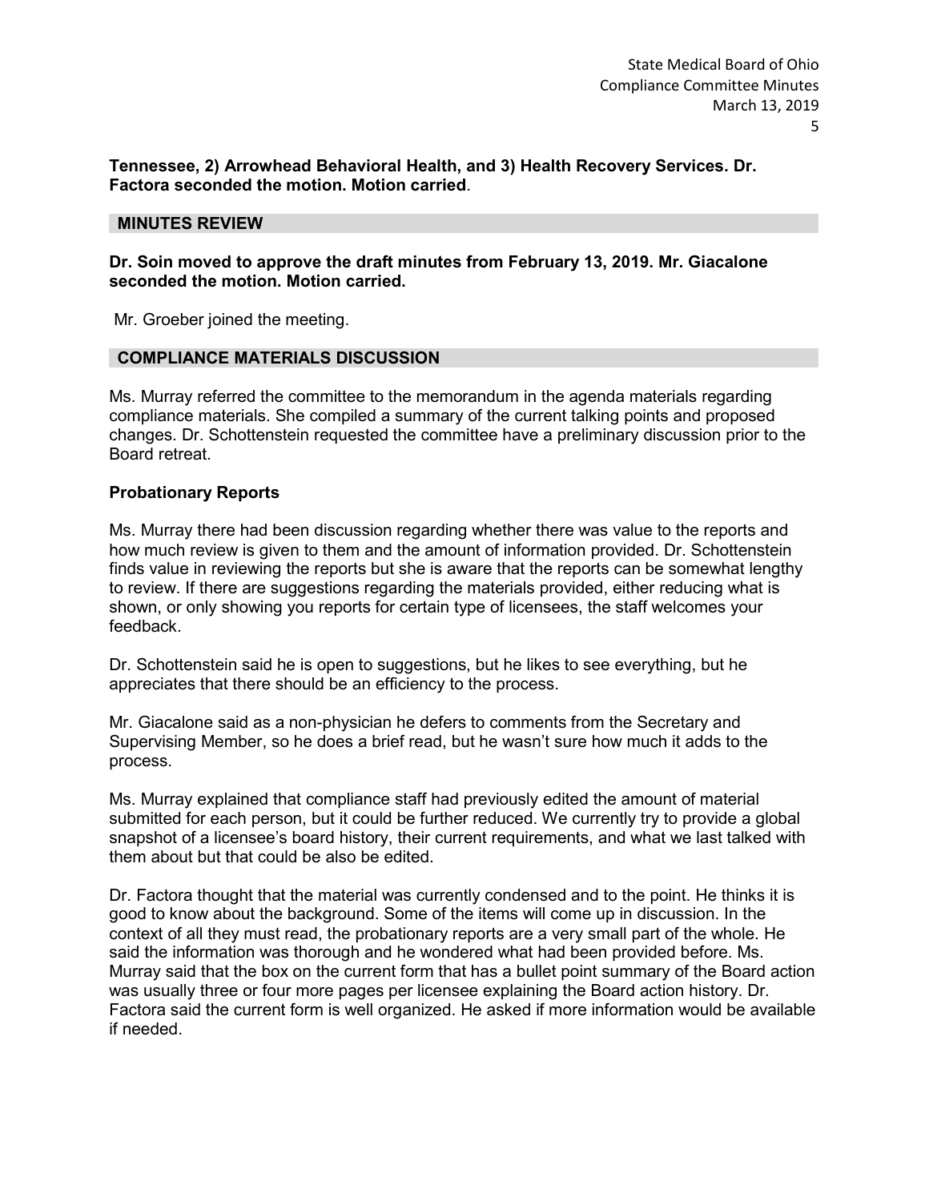**Tennessee, 2) Arrowhead Behavioral Health, and 3) Health Recovery Services. Dr. Factora seconded the motion. Motion carried**.

## MINUTES REVIEW

**Dr. Soin moved to approve the draft minutes from February 13, 2019. Mr. Giacalone seconded the motion. Motion carried.**

Mr. Groeber joined the meeting.

## COMPLIANCE MATERIALS DISCUSSION

Ms. Murray referred the committee to the memorandum in the agenda materials regarding compliance materials. She compiled a summary of the current talking points and proposed changes. Dr. Schottenstein requested the committee have a preliminary discussion prior to the Board retreat.

### Probationary Reports

Ms. Murray there had been discussion regarding whether there was value to the reports and how much review is given to them and the amount of information provided. Dr. Schottenstein finds value in reviewing the reports but she is aware that the reports can be somewhat lengthy to review. If there are suggestions regarding the materials provided, either reducing what is shown, or only showing you reports for certain type of licensees, the staff welcomes your feedback.

Dr. Schottenstein said he is open to suggestions, but he likes to see everything, but he appreciates that there should be an efficiency to the process.

Mr. Giacalone said as a non-physician he defers to comments from the Secretary and Supervising Member, so he does a brief read, but he wasn't sure how much it adds to the process.

Ms. Murray explained that compliance staff had previously edited the amount of material submitted for each person, but it could be further reduced. We currently try to provide a global snapshot of a licensee's board history, their current requirements, and what we last talked with them about but that could be also be edited.

Dr. Factora thought that the material was currently condensed and to the point. He thinks it is good to know about the background. Some of the items will come up in discussion. In the context of all they must read, the probationary reports are a very small part of the whole. He said the information was thorough and he wondered what had been provided before. Ms. Murray said that the box on the current form that has a bullet point summary of the Board action was usually three or four more pages per licensee explaining the Board action history. Dr. Factora said the current form is well organized. He asked if more information would be available if needed.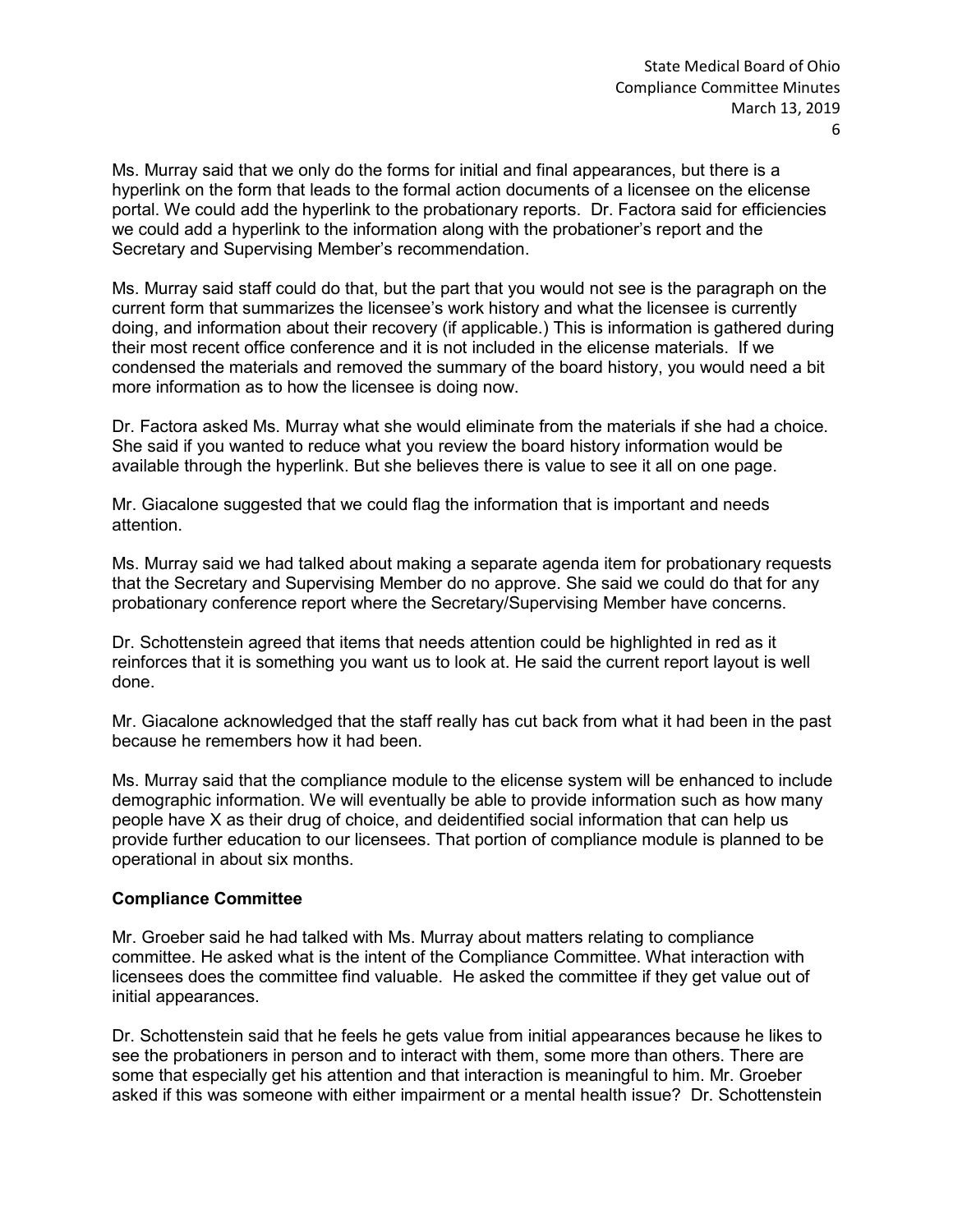Ms. Murray said that we only do the forms for initial and final appearances, but there is a hyperlink on the form that leads to the formal action documents of a licensee on the elicense portal. We could add the hyperlink to the probationary reports. Dr. Factora said for efficiencies we could add a hyperlink to the information along with the probationer's report and the Secretary and Supervising Member's recommendation.

Ms. Murray said staff could do that, but the part that you would not see is the paragraph on the current form that summarizes the licensee's work history and what the licensee is currently doing, and information about their recovery (if applicable.) This is information is gathered during their most recent office conference and it is not included in the elicense materials. If we condensed the materials and removed the summary of the board history, you would need a bit more information as to how the licensee is doing now.

Dr. Factora asked Ms. Murray what she would eliminate from the materials if she had a choice. She said if you wanted to reduce what you review the board history information would be available through the hyperlink. But she believes there is value to see it all on one page.

Mr. Giacalone suggested that we could flag the information that is important and needs attention.

Ms. Murray said we had talked about making a separate agenda item for probationary requests that the Secretary and Supervising Member do no approve. She said we could do that for any probationary conference report where the Secretary/Supervising Member have concerns.

Dr. Schottenstein agreed that items that needs attention could be highlighted in red as it reinforces that it is something you want us to look at. He said the current report layout is well done.

Mr. Giacalone acknowledged that the staff really has cut back from what it had been in the past because he remembers how it had been.

Ms. Murray said that the compliance module to the elicense system will be enhanced to include demographic information. We will eventually be able to provide information such as how many people have X as their drug of choice, and deidentified social information that can help us provide further education to our licensees. That portion of compliance module is planned to be operational in about six months.

**Compliance Committee**

Mr. Groeber said he had talked with Ms. Murray about matters relating to compliance committee. He asked what is the intent of the Compliance Committee. What interaction with licensees does the committee find valuable. He asked the committee if they get value out of initial appearances.

Dr. Schottenstein said that he feels he gets value from initial appearances because he likes to see the probationers in person and to interact with them, some more than others. There are some that especially get his attention and that interaction is meaningful to him. Mr. Groeber asked if this was someone with either impairment or a mental health issue? Dr. Schottenstein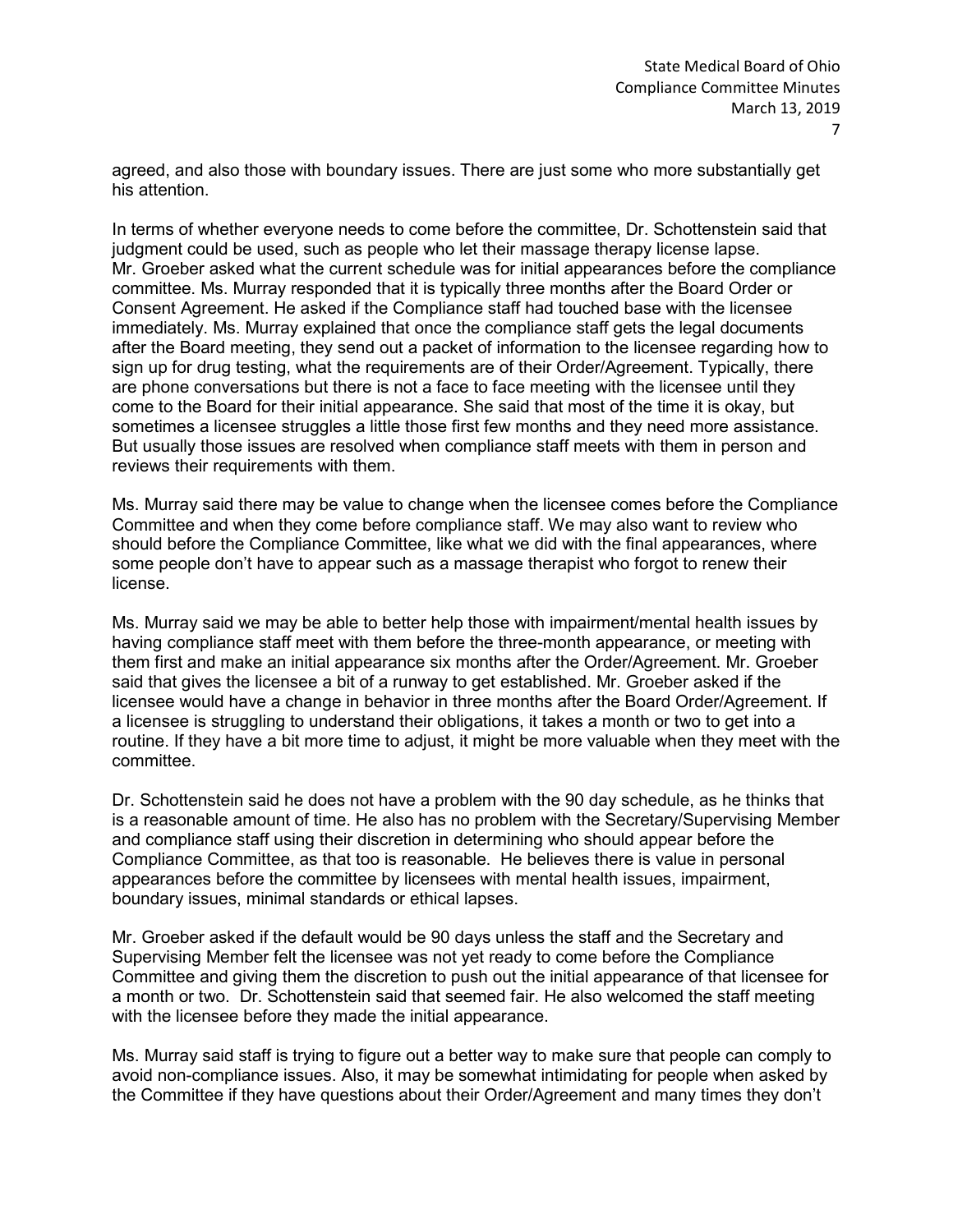agreed, and also those with boundary issues. There are just some who more substantially get his attention.

In terms of whether everyone needs to come before the committee, Dr. Schottenstein said that judgment could be used, such as people who let their massage therapy license lapse. Mr. Groeber asked what the current schedule was for initial appearances before the compliance committee. Ms. Murray responded that it is typically three months after the Board Order or Consent Agreement. He asked if the Compliance staff had touched base with the licensee immediately. Ms. Murray explained that once the compliance staff gets the legal documents after the Board meeting, they send out a packet of information to the licensee regarding how to sign up for drug testing, what the requirements are of their Order/Agreement. Typically, there are phone conversations but there is not a face to face meeting with the licensee until they come to the Board for their initial appearance. She said that most of the time it is okay, but sometimes a licensee struggles a little those first few months and they need more assistance. But usually those issues are resolved when compliance staff meets with them in person and reviews their requirements with them.

Ms. Murray said there may be value to change when the licensee comes before the Compliance Committee and when they come before compliance staff. We may also want to review who should before the Compliance Committee, like what we did with the final appearances, where some people don't have to appear such as a massage therapist who forgot to renew their license.

Ms. Murray said we may be able to better help those with impairment/mental health issues by having compliance staff meet with them before the three-month appearance, or meeting with them first and make an initial appearance six months after the Order/Agreement. Mr. Groeber said that gives the licensee a bit of a runway to get established. Mr. Groeber asked if the licensee would have a change in behavior in three months after the Board Order/Agreement. If a licensee is struggling to understand their obligations, it takes a month or two to get into a routine. If they have a bit more time to adjust, it might be more valuable when they meet with the committee.

Dr. Schottenstein said he does not have a problem with the 90 day schedule, as he thinks that is a reasonable amount of time. He also has no problem with the Secretary/Supervising Member and compliance staff using their discretion in determining who should appear before the Compliance Committee, as that too is reasonable. He believes there is value in personal appearances before the committee by licensees with mental health issues, impairment, boundary issues, minimal standards or ethical lapses.

Mr. Groeber asked if the default would be 90 days unless the staff and the Secretary and Supervising Member felt the licensee was not yet ready to come before the Compliance Committee and giving them the discretion to push out the initial appearance of that licensee for a month or two. Dr. Schottenstein said that seemed fair. He also welcomed the staff meeting with the licensee before they made the initial appearance.

Ms. Murray said staff is trying to figure out a better way to make sure that people can comply to avoid non-compliance issues. Also, it may be somewhat intimidating for people when asked by the Committee if they have questions about their Order/Agreement and many times they don't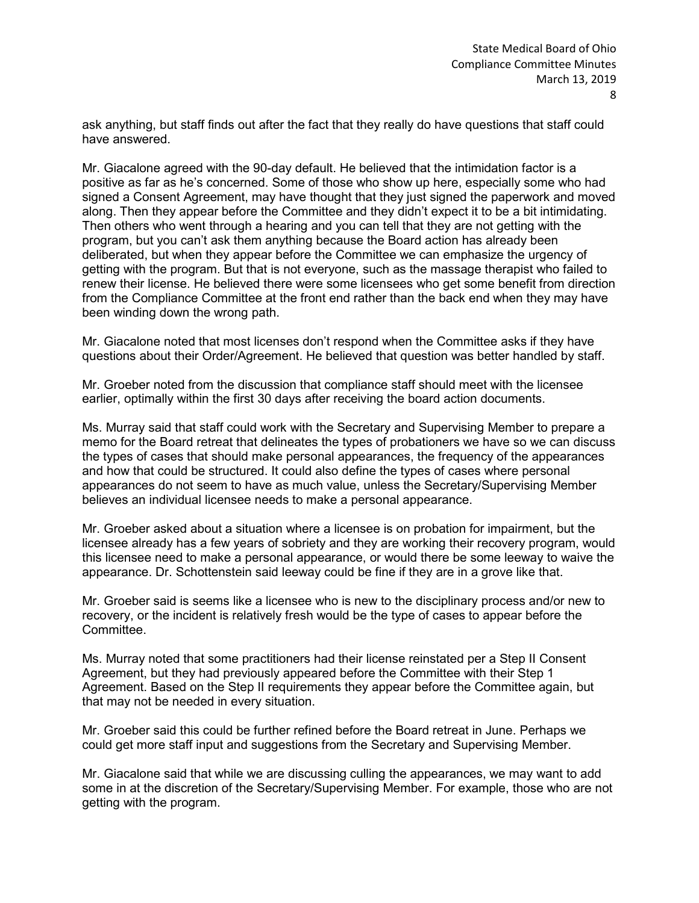ask anything, but staff finds out after the fact that they really do have questions that staff could have answered.

Mr. Giacalone agreed with the 90-day default. He believed that the intimidation factor is a positive as far as he's concerned. Some of those who show up here, especially some who had signed a Consent Agreement, may have thought that they just signed the paperwork and moved along. Then they appear before the Committee and they didn't expect it to be a bit intimidating. Then others who went through a hearing and you can tell that they are not getting with the program, but you can't ask them anything because the Board action has already been deliberated, but when they appear before the Committee we can emphasize the urgency of getting with the program. But that is not everyone, such as the massage therapist who failed to renew their license. He believed there were some licensees who get some benefit from direction from the Compliance Committee at the front end rather than the back end when they may have been winding down the wrong path.

Mr. Giacalone noted that most licenses don't respond when the Committee asks if they have questions about their Order/Agreement. He believed that question was better handled by staff.

Mr. Groeber noted from the discussion that compliance staff should meet with the licensee earlier, optimally within the first 30 days after receiving the board action documents.

Ms. Murray said that staff could work with the Secretary and Supervising Member to prepare a memo for the Board retreat that delineates the types of probationers we have so we can discuss the types of cases that should make personal appearances, the frequency of the appearances and how that could be structured. It could also define the types of cases where personal appearances do not seem to have as much value, unless the Secretary/Supervising Member believes an individual licensee needs to make a personal appearance.

Mr. Groeber asked about a situation where a licensee is on probation for impairment, but the licensee already has a few years of sobriety and they are working their recovery program, would this licensee need to make a personal appearance, or would there be some leeway to waive the appearance. Dr. Schottenstein said leeway could be fine if they are in a grove like that.

Mr. Groeber said is seems like a licensee who is new to the disciplinary process and/or new to recovery, or the incident is relatively fresh would be the type of cases to appear before the Committee.

Ms. Murray noted that some practitioners had their license reinstated per a Step II Consent Agreement, but they had previously appeared before the Committee with their Step 1 Agreement. Based on the Step II requirements they appear before the Committee again, but that may not be needed in every situation.

Mr. Groeber said this could be further refined before the Board retreat in June. Perhaps we could get more staff input and suggestions from the Secretary and Supervising Member.

Mr. Giacalone said that while we are discussing culling the appearances, we may want to add some in at the discretion of the Secretary/Supervising Member. For example, those who are not getting with the program.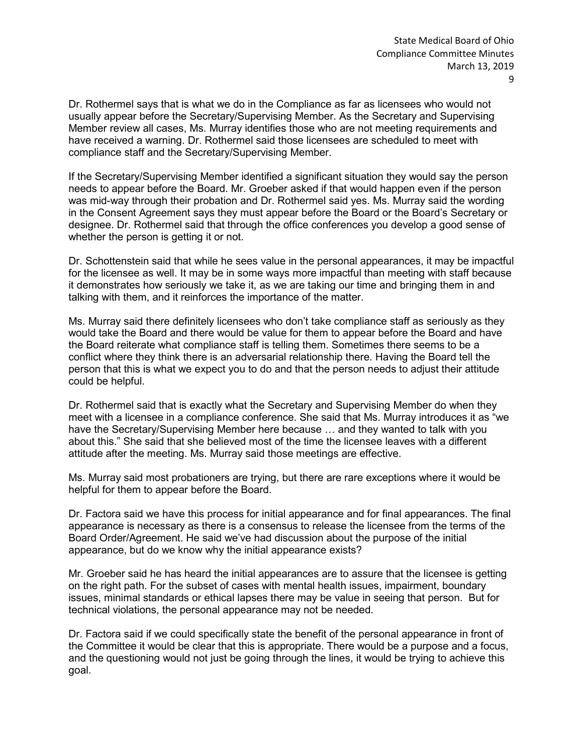Dr. Rothermel says that is what we do in the Compliance as far as licensees who would not usually appear before the Secretary/Supervising Member. As the Secretary and Supervising Member review all cases, Ms. Murray identifies those who are not meeting requirements and have received a warning. Dr. Rothermel said those licensees are scheduled to meet with compliance staff and the Secretary/Supervising Member.

If the Secretary/Supervising Member identified a significant situation they would say the person needs to appear before the Board. Mr. Groeber asked if that would happen even if the person was mid-way through their probation and Dr. Rothermel said yes. Ms. Murray said the wording in the Consent Agreement says they must appear before the Board or the Board's Secretary or designee. Dr. Rothermel said that through the office conferences you develop a good sense of whether the person is getting it or not.

Dr. Schottenstein said that while he sees value in the personal appearances, it may be impactful for the licensee as well. It may be in some ways more impactful than meeting with staff because it demonstrates how seriously we take it, as we are taking our time and bringing them in and talking with them, and it reinforces the importance of the matter.

Ms. Murray said there definitely licensees who don't take compliance staff as seriously as they would take the Board and there would be value for them to appear before the Board and have the Board reiterate what compliance staff is telling them. Sometimes there seems to be a conflict where they think there is an adversarial relationship there. Having the Board tell the person that this is what we expect you to do and that the person needs to adjust their attitude could be helpful.

Dr. Rothermel said that is exactly what the Secretary and Supervising Member do when they meet with a licensee in a compliance conference. She said that Ms. Murray introduces it as "we have the Secretary/Supervising Member here because … and they wanted to talk with you about this." She said that she believed most of the time the licensee leaves with a different attitude after the meeting. Ms. Murray said those meetings are effective.

Ms. Murray said most probationers are trying, but there are rare exceptions where it would be helpful for them to appear before the Board.

Dr. Factora said we have this process for initial appearance and for final appearances. The final appearance is necessary as there is a consensus to release the licensee from the terms of the Board Order/Agreement. He said we've had discussion about the purpose of the initial appearance, but do we know why the initial appearance exists?

Mr. Groeber said he has heard the initial appearances are to assure that the licensee is getting on the right path. For the subset of cases with mental health issues, impairment, boundary issues, minimal standards or ethical lapses there may be value in seeing that person. But for technical violations, the personal appearance may not be needed.

Dr. Factora said if we could specifically state the benefit of the personal appearance in front of the Committee it would be clear that this is appropriate. There would be a purpose and a focus, and the questioning would not just be going through the lines, it would be trying to achieve this goal.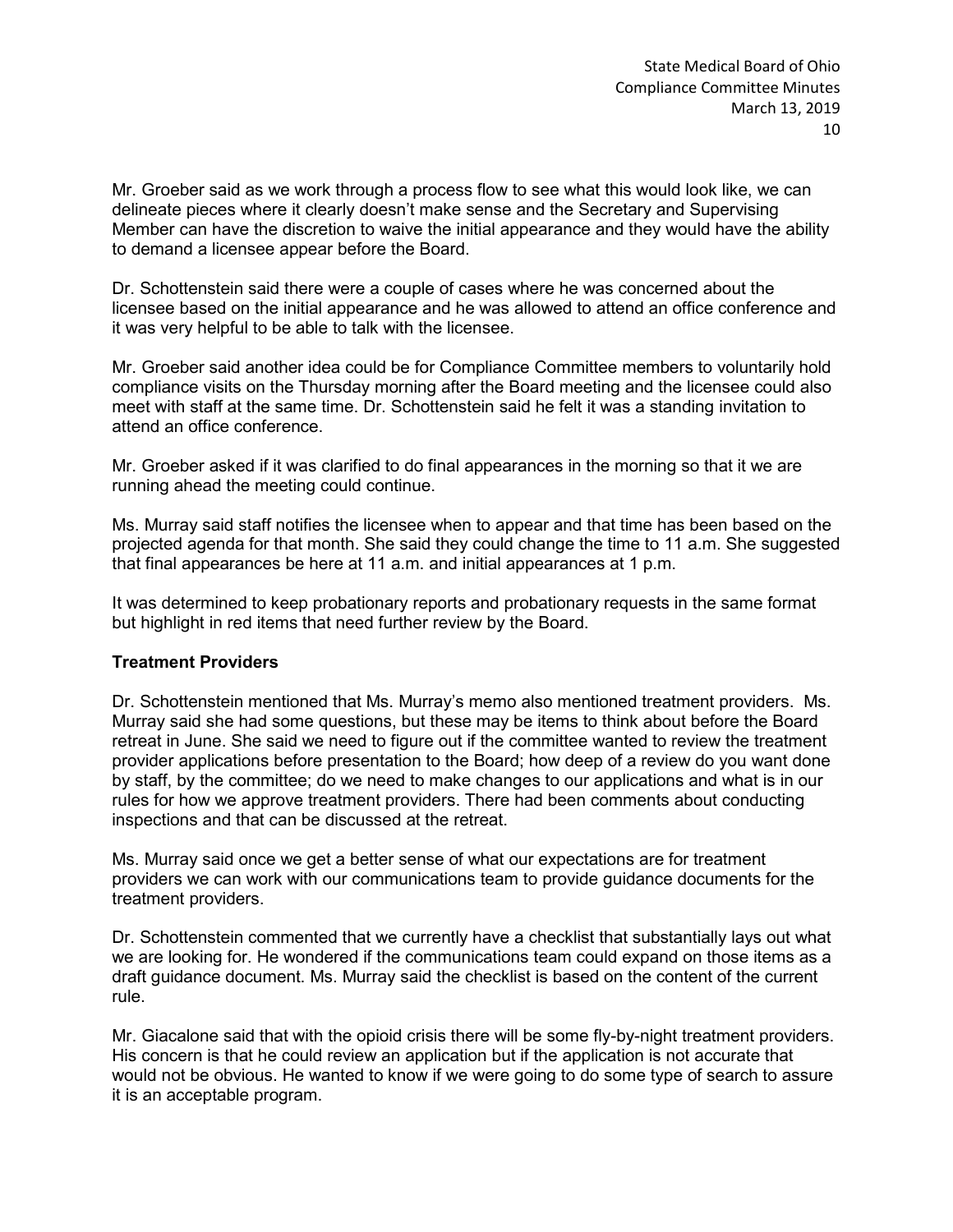Mr. Groeber said as we work through a process flow to see what this would look like, we can delineate pieces where it clearly doesn't make sense and the Secretary and Supervising Member can have the discretion to waive the initial appearance and they would have the ability to demand a licensee appear before the Board.

Dr. Schottenstein said there were a couple of cases where he was concerned about the licensee based on the initial appearance and he was allowed to attend an office conference and it was very helpful to be able to talk with the licensee.

Mr. Groeber said another idea could be for Compliance Committee members to voluntarily hold compliance visits on the Thursday morning after the Board meeting and the licensee could also meet with staff at the same time. Dr. Schottenstein said he felt it was a standing invitation to attend an office conference.

Mr. Groeber asked if it was clarified to do final appearances in the morning so that it we are running ahead the meeting could continue.

Ms. Murray said staff notifies the licensee when to appear and that time has been based on the projected agenda for that month. She said they could change the time to 11 a.m. She suggested that final appearances be here at 11 a.m. and initial appearances at 1 p.m.

It was determined to keep probationary reports and probationary requests in the same format but highlight in red items that need further review by the Board.

**Treatment Providers**

Dr. Schottenstein mentioned that Ms. Murray's memo also mentioned treatment providers. Ms. Murray said she had some questions, but these may be items to think about before the Board retreat in June. She said we need to figure out if the committee wanted to review the treatment provider applications before presentation to the Board; how deep of a review do you want done by staff, by the committee; do we need to make changes to our applications and what is in our rules for how we approve treatment providers. There had been comments about conducting inspections and that can be discussed at the retreat.

Ms. Murray said once we get a better sense of what our expectations are for treatment providers we can work with our communications team to provide guidance documents for the treatment providers.

Dr. Schottenstein commented that we currently have a checklist that substantially lays out what we are looking for. He wondered if the communications team could expand on those items as a draft guidance document. Ms. Murray said the checklist is based on the content of the current rule.

Mr. Giacalone said that with the opioid crisis there will be some fly-by-night treatment providers. His concern is that he could review an application but if the application is not accurate that would not be obvious. He wanted to know if we were going to do some type of search to assure it is an acceptable program.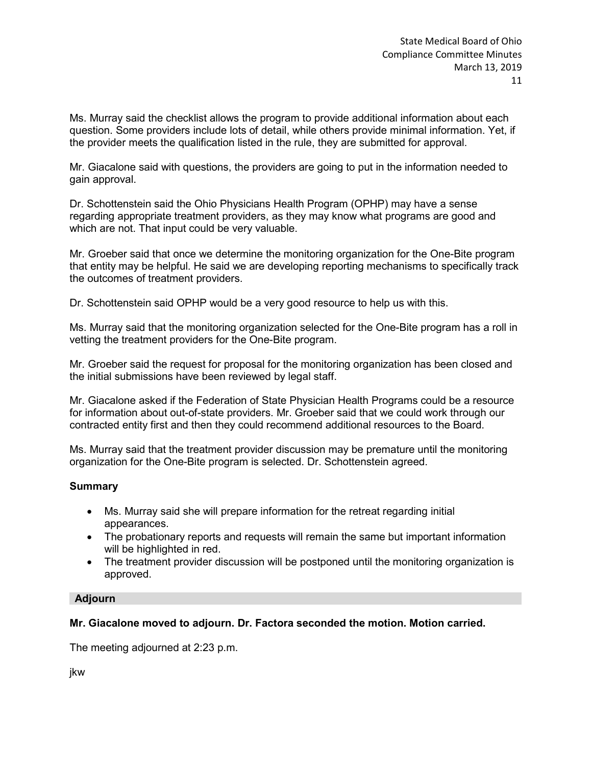Ms. Murray said the checklist allows the program to provide additional information about each question. Some providers include lots of detail, while others provide minimal information. Yet, if the provider meets the qualification listed in the rule, they are submitted for approval.

Mr. Giacalone said with questions, the providers are going to put in the information needed to gain approval.

Dr. Schottenstein said the Ohio Physicians Health Program (OPHP) may have a sense regarding appropriate treatment providers, as they may know what programs are good and which are not. That input could be very valuable.

Mr. Groeber said that once we determine the monitoring organization for the One-Bite program that entity may be helpful. He said we are developing reporting mechanisms to specifically track the outcomes of treatment providers.

Dr. Schottenstein said OPHP would be a very good resource to help us with this.

Ms. Murray said that the monitoring organization selected for the One-Bite program has a roll in vetting the treatment providers for the One-Bite program.

Mr. Groeber said the request for proposal for the monitoring organization has been closed and the initial submissions have been reviewed by legal staff.

Mr. Giacalone asked if the Federation of State Physician Health Programs could be a resource for information about out-of-state providers. Mr. Groeber said that we could work through our contracted entity first and then they could recommend additional resources to the Board.

Ms. Murray said that the treatment provider discussion may be premature until the monitoring organization for the One-Bite program is selected. Dr. Schottenstein agreed.

**Summary**

- Ms. Murray said she will prepare information for the retreat regarding initial appearances.
- The probationary reports and requests will remain the same but important information will be highlighted in red.
- The treatment provider discussion will be postponed until the monitoring organization is approved.

## Adjourn

**Mr. Giacalone moved to adjourn. Dr. Factora seconded the motion. Motion carried.**

The meeting adjourned at 2:23 p.m.

jkw